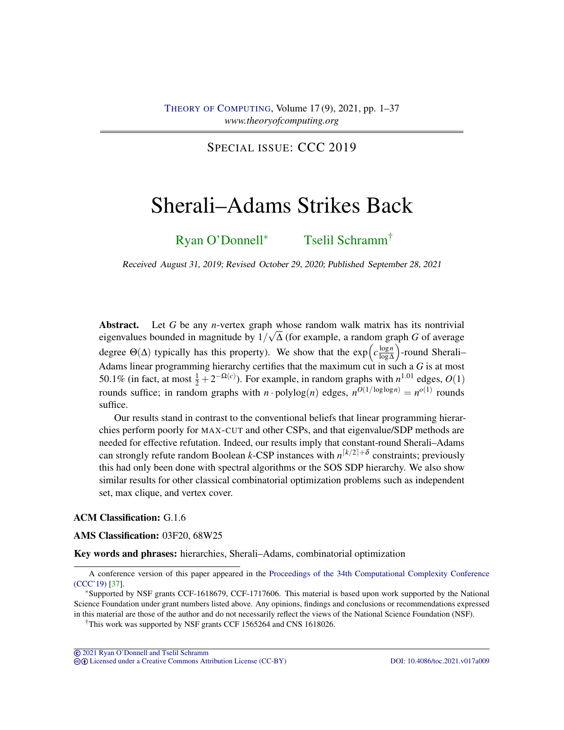SPECIAL ISSUE: CCC 2019

# Sherali–Adams Strikes Back

Ryan O'Donnell* Tselil Schramm†

Received August 31, 2019; Revised October 29, 2020; Published September 28, 2021

**Abstract.** Let $G$ be any $n$-vertex graph whose random walk matrix has its nontrivial eigenvalues bounded in magnitude by $1/\sqrt{\Delta}$ (for example, a random graph $G$ of average degree $\Theta(\Delta)$ typically has this property). We show that the $\exp\left(c\frac{\log n}{\log \Delta}\right)$-round Sherali–Adams linear programming hierarchy certifies that the maximum cut in such a $G$ is at most 50.1% (in fact, at most $\frac{1}{2} + 2^{-\Omega(c)}$). For example, in random graphs with $n^{1.01}$ edges, $O(1)$ rounds suffice; in random graphs with $n \cdot \mathrm{polylog}(n)$ edges, $n^{O(1/\log\log n)} = n^{o(1)}$ rounds suffice.

Our results stand in contrast to the conventional beliefs that linear programming hierarchies perform poorly for MAX-CUT and other CSPs, and that eigenvalue/SDP methods are needed for effective refutation. Indeed, our results imply that constant-round Sherali–Adams can strongly refute random Boolean $k$-CSP instances with $n^{\lceil k/2 \rceil + \delta}$ constraints; previously this had only been done with spectral algorithms or the SOS SDP hierarchy. We also show similar results for other classical combinatorial optimization problems such as independent set, max clique, and vertex cover.

**ACM Classification:** G.1.6

**AMS Classification:** 03F20, 68W25

**Key words and phrases:** hierarchies, Sherali–Adams, combinatorial optimization

---

A conference version of this paper appeared in the Proceedings of the 34th Computational Complexity Conference (CCC'19) [37].

*Supported by NSF grants CCF-1618679, CCF-1717606. This material is based upon work supported by the National Science Foundation under grant numbers listed above. Any opinions, findings and conclusions or recommendations expressed in this material are those of the author and do not necessarily reflect the views of the National Science Foundation (NSF).

†This work was supported by NSF grants CCF 1565264 and CNS 1618026.

© 2021 Ryan O'Donnell and Tselil Schramm
Licensed under a Creative Commons Attribution License (CC-BY) DOI: 10.4086/toc.2021.v017a009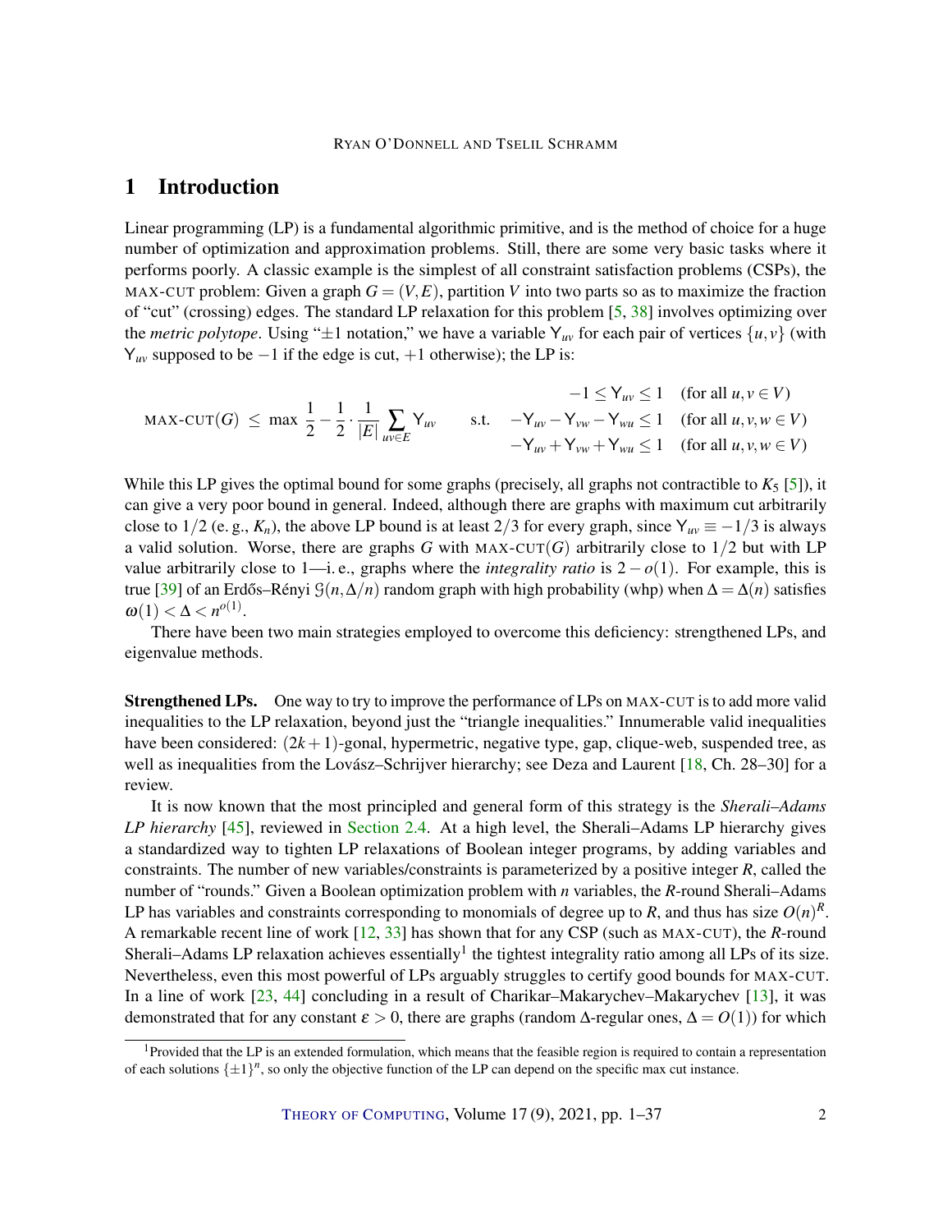# 1 Introduction

Linear programming (LP) is a fundamental algorithmic primitive, and is the method of choice for a huge number of optimization and approximation problems. Still, there are some very basic tasks where it performs poorly. A classic example is the simplest of all constraint satisfaction problems (CSPs), the MAX-CUT problem: Given a graph $G = (V, E)$, partition $V$ into two parts so as to maximize the fraction of "cut" (crossing) edges. The standard LP relaxation for this problem [5, 38] involves optimizing over the *metric polytope*. Using "$\pm 1$ notation," we have a variable $\mathsf{Y}_{uv}$ for each pair of vertices $\{u, v\}$ (with $\mathsf{Y}_{uv}$ supposed to be $-1$ if the edge is cut, $+1$ otherwise); the LP is:

$$
\text{MAX-CUT}(G) \;\le\; \max\ \frac{1}{2} - \frac{1}{2}\cdot\frac{1}{|E|}\sum_{uv\in E}\mathsf{Y}_{uv} \qquad \text{s.t.} \quad
\begin{array}{ll}
-1 \le \mathsf{Y}_{uv} \le 1 & (\text{for all } u,v \in V)\\
-\mathsf{Y}_{uv} - \mathsf{Y}_{vw} - \mathsf{Y}_{wu} \le 1 & (\text{for all } u,v,w \in V)\\
-\mathsf{Y}_{uv} + \mathsf{Y}_{vw} + \mathsf{Y}_{wu} \le 1 & (\text{for all } u,v,w \in V)
\end{array}
$$

While this LP gives the optimal bound for some graphs (precisely, all graphs not contractible to $K_5$ [5]), it can give a very poor bound in general. Indeed, although there are graphs with maximum cut arbitrarily close to $1/2$ (e. g., $K_n$), the above LP bound is at least $2/3$ for every graph, since $\mathsf{Y}_{uv} \equiv -1/3$ is always a valid solution. Worse, there are graphs $G$ with MAX-CUT$(G)$ arbitrarily close to $1/2$ but with LP value arbitrarily close to 1—i. e., graphs where the *integrality ratio* is $2 - o(1)$. For example, this is true [39] of an Erdős–Rényi $\mathcal{G}(n, \Delta/n)$ random graph with high probability (whp) when $\Delta = \Delta(n)$ satisfies $\omega(1) < \Delta < n^{o(1)}$.

There have been two main strategies employed to overcome this deficiency: strengthened LPs, and eigenvalue methods.

**Strengthened LPs.** One way to try to improve the performance of LPs on MAX-CUT is to add more valid inequalities to the LP relaxation, beyond just the "triangle inequalities." Innumerable valid inequalities have been considered: $(2k+1)$-gonal, hypermetric, negative type, gap, clique-web, suspended tree, as well as inequalities from the Lovász–Schrijver hierarchy; see Deza and Laurent [18, Ch. 28–30] for a review.

It is now known that the most principled and general form of this strategy is the *Sherali–Adams LP hierarchy* [45], reviewed in Section 2.4. At a high level, the Sherali–Adams LP hierarchy gives a standardized way to tighten LP relaxations of Boolean integer programs, by adding variables and constraints. The number of new variables/constraints is parameterized by a positive integer $R$, called the number of "rounds." Given a Boolean optimization problem with $n$ variables, the $R$-round Sherali–Adams LP has variables and constraints corresponding to monomials of degree up to $R$, and thus has size $O(n)^R$. A remarkable recent line of work [12, 33] has shown that for any CSP (such as MAX-CUT), the $R$-round Sherali–Adams LP relaxation achieves essentially[1] the tightest integrality ratio among all LPs of its size. Nevertheless, even this most powerful of LPs arguably struggles to certify good bounds for MAX-CUT. In a line of work [23, 44] concluding in a result of Charikar–Makarychev–Makarychev [13], it was demonstrated that for any constant $\varepsilon > 0$, there are graphs (random $\Delta$-regular ones, $\Delta = O(1)$) for which

[1] Provided that the LP is an extended formulation, which means that the feasible region is required to contain a representation of each solutions $\{\pm 1\}^n$, so only the objective function of the LP can depend on the specific max cut instance.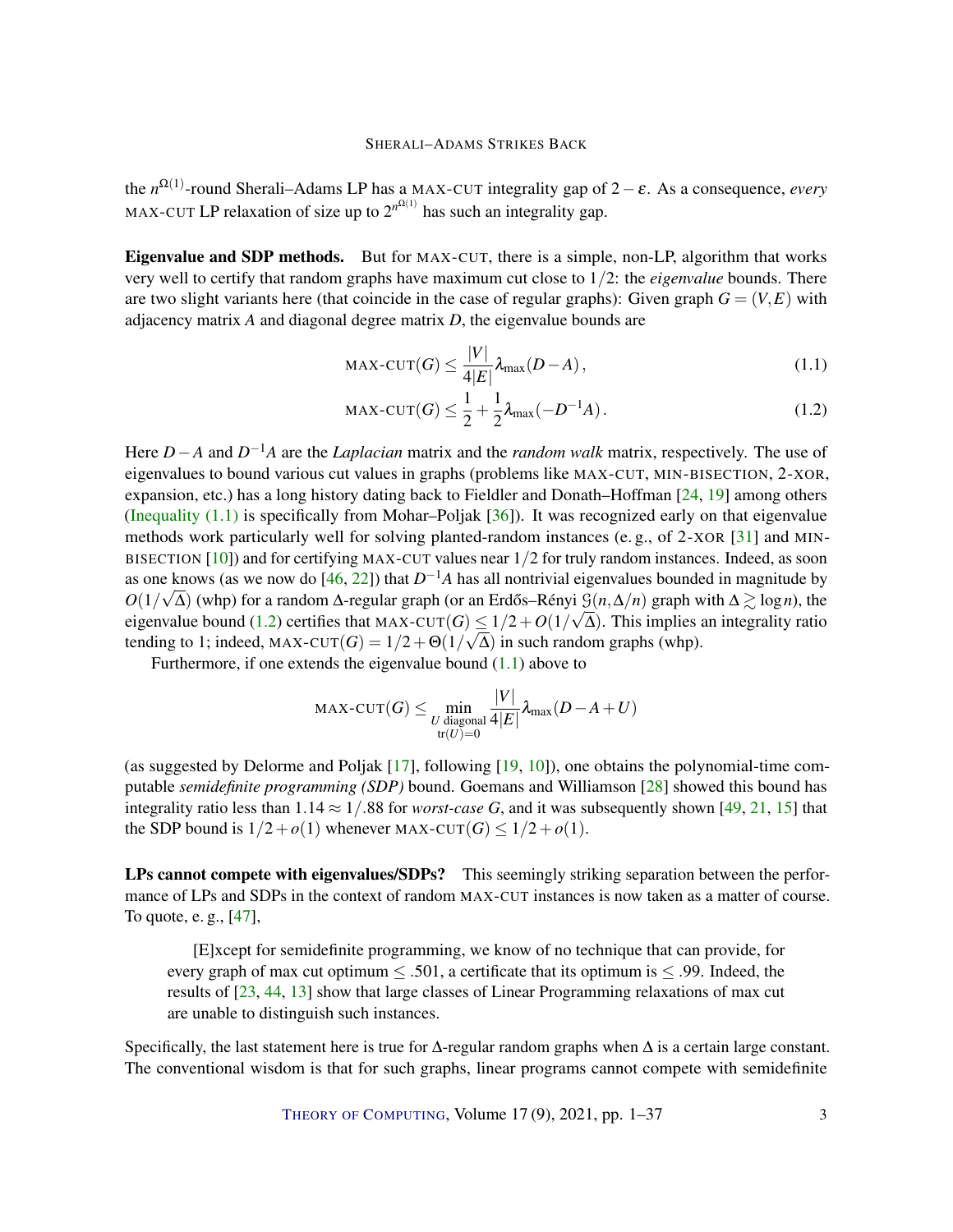the $n^{\Omega(1)}$-round Sherali–Adams LP has a MAX-CUT integrality gap of $2-\varepsilon$. As a consequence, *every* MAX-CUT LP relaxation of size up to $2^{n^{\Omega(1)}}$ has such an integrality gap.

**Eigenvalue and SDP methods.** But for MAX-CUT, there is a simple, non-LP, algorithm that works very well to certify that random graphs have maximum cut close to $1/2$: the *eigenvalue* bounds. There are two slight variants here (that coincide in the case of regular graphs): Given graph $G=(V,E)$ with adjacency matrix $A$ and diagonal degree matrix $D$, the eigenvalue bounds are

$$\text{MAX-CUT}(G) \leq \frac{|V|}{4|E|}\lambda_{\max}(D-A)\,, \tag{1.1}$$

$$\text{MAX-CUT}(G) \leq \frac{1}{2}+\frac{1}{2}\lambda_{\max}(-D^{-1}A)\,. \tag{1.2}$$

Here $D-A$ and $D^{-1}A$ are the *Laplacian* matrix and the *random walk* matrix, respectively. The use of eigenvalues to bound various cut values in graphs (problems like MAX-CUT, MIN-BISECTION, 2-XOR, expansion, etc.) has a long history dating back to Fieldler and Donath–Hoffman [24, 19] among others (Inequality (1.1) is specifically from Mohar–Poljak [36]). It was recognized early on that eigenvalue methods work particularly well for solving planted-random instances (e. g., of 2-XOR [31] and MIN-BISECTION [10]) and for certifying MAX-CUT values near $1/2$ for truly random instances. Indeed, as soon as one knows (as we now do [46, 22]) that $D^{-1}A$ has all nontrivial eigenvalues bounded in magnitude by $O(1/\sqrt{\Delta})$ (whp) for a random $\Delta$-regular graph (or an Erdős–Rényi $\mathcal{G}(n,\Delta/n)$ graph with $\Delta \gtrsim \log n$), the eigenvalue bound (1.2) certifies that $\text{MAX-CUT}(G) \leq 1/2+O(1/\sqrt{\Delta})$. This implies an integrality ratio tending to 1; indeed, $\text{MAX-CUT}(G)=1/2+\Theta(1/\sqrt{\Delta})$ in such random graphs (whp).

Furthermore, if one extends the eigenvalue bound (1.1) above to

$$\text{MAX-CUT}(G) \leq \min_{\substack{U \text{ diagonal} \\ \operatorname{tr}(U)=0}} \frac{|V|}{4|E|}\lambda_{\max}(D-A+U)$$

(as suggested by Delorme and Poljak [17], following [19, 10]), one obtains the polynomial-time computable *semidefinite programming (SDP)* bound. Goemans and Williamson [28] showed this bound has integrality ratio less than $1.14 \approx 1/.88$ for *worst-case* $G$, and it was subsequently shown [49, 21, 15] that the SDP bound is $1/2+o(1)$ whenever $\text{MAX-CUT}(G) \leq 1/2+o(1)$.

**LPs cannot compete with eigenvalues/SDPs?** This seemingly striking separation between the performance of LPs and SDPs in the context of random MAX-CUT instances is now taken as a matter of course. To quote, e. g., [47],

> [E]xcept for semidefinite programming, we know of no technique that can provide, for every graph of max cut optimum $\leq .501$, a certificate that its optimum is $\leq .99$. Indeed, the results of [23, 44, 13] show that large classes of Linear Programming relaxations of max cut are unable to distinguish such instances.

Specifically, the last statement here is true for $\Delta$-regular random graphs when $\Delta$ is a certain large constant. The conventional wisdom is that for such graphs, linear programs cannot compete with semidefinite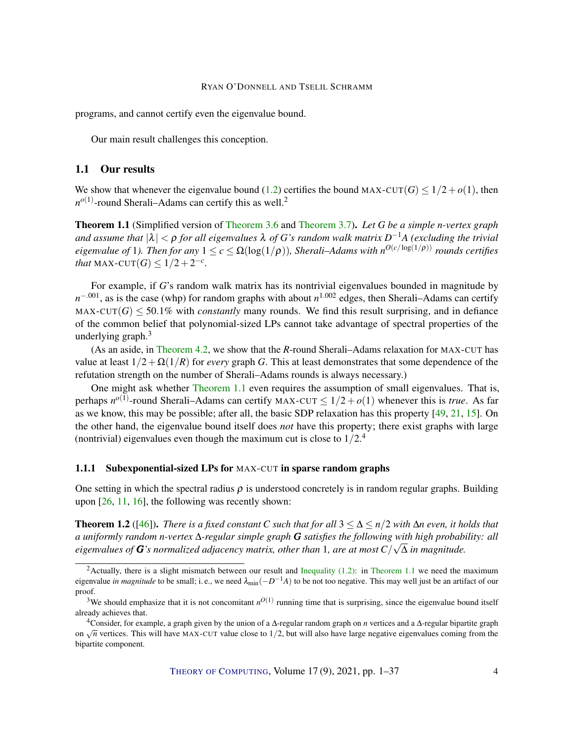programs, and cannot certify even the eigenvalue bound.

Our main result challenges this conception.

## 1.1 Our results

We show that whenever the eigenvalue bound (1.2) certifies the bound MAX-CUT$(G) \le 1/2 + o(1)$, then $n^{o(1)}$-round Sherali–Adams can certify this as well.[2]

**Theorem 1.1** (Simplified version of Theorem 3.6 and Theorem 3.7)**.** *Let $G$ be a simple $n$-vertex graph and assume that $|\lambda| < \rho$ for all eigenvalues $\lambda$ of $G$'s random walk matrix $D^{-1}A$ (excluding the trivial eigenvalue of 1). Then for any $1 \le c \le \Omega(\log(1/\rho))$, Sherali–Adams with $n^{O(c/\log(1/\rho))}$ rounds certifies that* MAX-CUT$(G) \le 1/2 + 2^{-c}$.

For example, if $G$'s random walk matrix has its nontrivial eigenvalues bounded in magnitude by $n^{-.001}$, as is the case (whp) for random graphs with about $n^{1.002}$ edges, then Sherali–Adams can certify MAX-CUT$(G) \le 50.1\%$ with *constantly* many rounds. We find this result surprising, and in defiance of the common belief that polynomial-sized LPs cannot take advantage of spectral properties of the underlying graph.[3]

(As an aside, in Theorem 4.2, we show that the $R$-round Sherali–Adams relaxation for MAX-CUT has value at least $1/2 + \Omega(1/R)$ for *every* graph $G$. This at least demonstrates that some dependence of the refutation strength on the number of Sherali–Adams rounds is always necessary.)

One might ask whether Theorem 1.1 even requires the assumption of small eigenvalues. That is, perhaps $n^{o(1)}$-round Sherali–Adams can certify MAX-CUT $\le 1/2 + o(1)$ whenever this is *true*. As far as we know, this may be possible; after all, the basic SDP relaxation has this property [49, 21, 15]. On the other hand, the eigenvalue bound itself does *not* have this property; there exist graphs with large (nontrivial) eigenvalues even though the maximum cut is close to $1/2$.[4]

### 1.1.1 Subexponential-sized LPs for MAX-CUT in sparse random graphs

One setting in which the spectral radius $\rho$ is understood concretely is in random regular graphs. Building upon [26, 11, 16], the following was recently shown:

**Theorem 1.2** ([46])**.** *There is a fixed constant $C$ such that for all $3 \le \Delta \le n/2$ with $\Delta n$ even, it holds that a uniformly random $n$-vertex $\Delta$-regular simple graph $\boldsymbol{G}$ satisfies the following with high probability: all eigenvalues of $\boldsymbol{G}$'s normalized adjacency matrix, other than 1, are at most $C/\sqrt{\Delta}$ in magnitude.*

---

[2] Actually, there is a slight mismatch between our result and Inequality (1.2): in Theorem 1.1 we need the maximum eigenvalue *in magnitude* to be small; i. e., we need $\lambda_{\min}(-D^{-1}A)$ to be not too negative. This may well just be an artifact of our proof.

[3] We should emphasize that it is not concomitant $n^{O(1)}$ running time that is surprising, since the eigenvalue bound itself already achieves that.

[4] Consider, for example, a graph given by the union of a $\Delta$-regular random graph on $n$ vertices and a $\Delta$-regular bipartite graph on $\sqrt{n}$ vertices. This will have MAX-CUT value close to $1/2$, but will also have large negative eigenvalues coming from the bipartite component.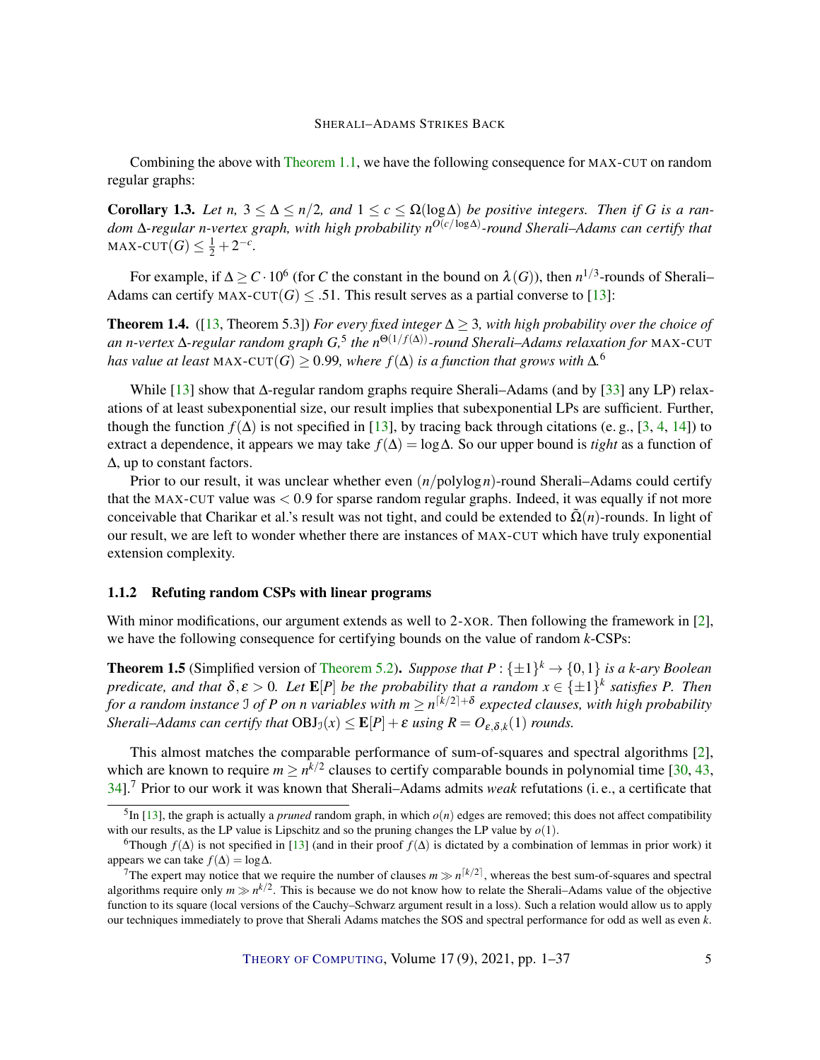Combining the above with Theorem 1.1, we have the following consequence for MAX-CUT on random regular graphs:

**Corollary 1.3.** *Let $n$, $3 \le \Delta \le n/2$, and $1 \le c \le \Omega(\log \Delta)$ be positive integers. Then if $G$ is a random $\Delta$-regular $n$-vertex graph, with high probability $n^{O(c/\log \Delta)}$-round Sherali–Adams can certify that* $\text{MAX-CUT}(G) \le \frac{1}{2} + 2^{-c}$.

For example, if $\Delta \ge C \cdot 10^6$ (for $C$ the constant in the bound on $\lambda(G)$), then $n^{1/3}$-rounds of Sherali–Adams can certify $\text{MAX-CUT}(G) \le .51$. This result serves as a partial converse to [13]:

**Theorem 1.4.** ([13, Theorem 5.3]) *For every fixed integer $\Delta \ge 3$, with high probability over the choice of an $n$-vertex $\Delta$-regular random graph $G$,*[5] *the $n^{\Theta(1/f(\Delta))}$-round Sherali–Adams relaxation for* MAX-CUT *has value at least* $\text{MAX-CUT}(G) \ge 0.99$*, where $f(\Delta)$ is a function that grows with $\Delta$.*[6]

While [13] show that $\Delta$-regular random graphs require Sherali–Adams (and by [33] any LP) relaxations of at least subexponential size, our result implies that subexponential LPs are sufficient. Further, though the function $f(\Delta)$ is not specified in [13], by tracing back through citations (e. g., [3, 4, 14]) to extract a dependence, it appears we may take $f(\Delta) = \log \Delta$. So our upper bound is *tight* as a function of $\Delta$, up to constant factors.

Prior to our result, it was unclear whether even $(n/\text{polylog}\, n)$-round Sherali–Adams could certify that the MAX-CUT value was $< 0.9$ for sparse random regular graphs. Indeed, it was equally if not more conceivable that Charikar et al.'s result was not tight, and could be extended to $\tilde{\Omega}(n)$-rounds. In light of our result, we are left to wonder whether there are instances of MAX-CUT which have truly exponential extension complexity.

### 1.1.2 Refuting random CSPs with linear programs

With minor modifications, our argument extends as well to 2-XOR. Then following the framework in [2], we have the following consequence for certifying bounds on the value of random $k$-CSPs:

**Theorem 1.5** (Simplified version of Theorem 5.2)**.** *Suppose that $P : \{\pm 1\}^k \to \{0,1\}$ is a $k$-ary Boolean predicate, and that $\delta, \varepsilon > 0$. Let $\mathbf{E}[P]$ be the probability that a random $x \in \{\pm 1\}^k$ satisfies $P$. Then for a random instance $\mathcal{I}$ of $P$ on $n$ variables with $m \ge n^{\lceil k/2 \rceil + \delta}$ expected clauses, with high probability Sherali–Adams can certify that $\text{OBJ}_{\mathcal{I}}(x) \le \mathbf{E}[P] + \varepsilon$ using $R = O_{\varepsilon,\delta,k}(1)$ rounds.*

This almost matches the comparable performance of sum-of-squares and spectral algorithms [2], which are known to require $m \ge n^{k/2}$ clauses to certify comparable bounds in polynomial time [30, 43, 34].[7] Prior to our work it was known that Sherali–Adams admits *weak* refutations (i. e., a certificate that

---

[5] In [13], the graph is actually a *pruned* random graph, in which $o(n)$ edges are removed; this does not affect compatibility with our results, as the LP value is Lipschitz and so the pruning changes the LP value by $o(1)$.

[6] Though $f(\Delta)$ is not specified in [13] (and in their proof $f(\Delta)$ is dictated by a combination of lemmas in prior work) it appears we can take $f(\Delta) = \log \Delta$.

[7] The expert may notice that we require the number of clauses $m \gg n^{\lceil k/2 \rceil}$, whereas the best sum-of-squares and spectral algorithms require only $m \gg n^{k/2}$. This is because we do not know how to relate the Sherali–Adams value of the objective function to its square (local versions of the Cauchy–Schwarz argument result in a loss). Such a relation would allow us to apply our techniques immediately to prove that Sherali Adams matches the SOS and spectral performance for odd as well as even $k$.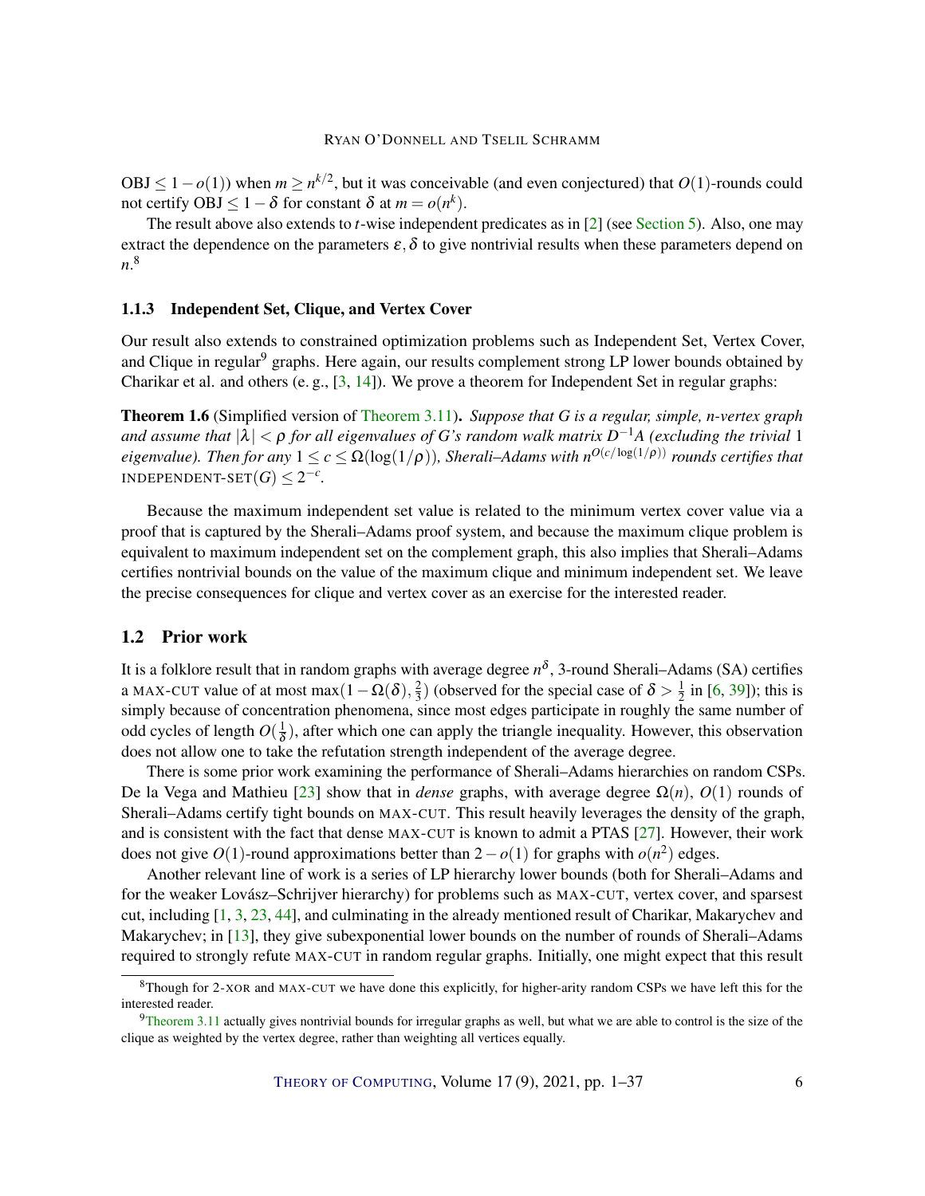OBJ $\leq 1-o(1)$) when $m \geq n^{k/2}$, but it was conceivable (and even conjectured) that $O(1)$-rounds could not certify OBJ $\leq 1-\delta$ for constant $\delta$ at $m = o(n^k)$.

The result above also extends to $t$-wise independent predicates as in [2] (see Section 5). Also, one may extract the dependence on the parameters $\varepsilon, \delta$ to give nontrivial results when these parameters depend on $n$.[8]

### 1.1.3 Independent Set, Clique, and Vertex Cover

Our result also extends to constrained optimization problems such as Independent Set, Vertex Cover, and Clique in regular[9] graphs. Here again, our results complement strong LP lower bounds obtained by Charikar et al. and others (e. g., [3, 14]). We prove a theorem for Independent Set in regular graphs:

**Theorem 1.6** (Simplified version of Theorem 3.11)**.** *Suppose that $G$ is a regular, simple, $n$-vertex graph and assume that $|\lambda| < \rho$ for all eigenvalues of $G$'s random walk matrix $D^{-1}A$ (excluding the trivial 1 eigenvalue). Then for any $1 \leq c \leq \Omega(\log(1/\rho))$, Sherali–Adams with $n^{O(c/\log(1/\rho))}$ rounds certifies that* INDEPENDENT-SET$(G) \leq 2^{-c}$.

Because the maximum independent set value is related to the minimum vertex cover value via a proof that is captured by the Sherali–Adams proof system, and because the maximum clique problem is equivalent to maximum independent set on the complement graph, this also implies that Sherali–Adams certifies nontrivial bounds on the value of the maximum clique and minimum independent set. We leave the precise consequences for clique and vertex cover as an exercise for the interested reader.

## 1.2 Prior work

It is a folklore result that in random graphs with average degree $n^{\delta}$, 3-round Sherali–Adams (SA) certifies a MAX-CUT value of at most $\max(1-\Omega(\delta), \frac{2}{3})$ (observed for the special case of $\delta > \frac{1}{2}$ in [6, 39]); this is simply because of concentration phenomena, since most edges participate in roughly the same number of odd cycles of length $O(\frac{1}{\delta})$, after which one can apply the triangle inequality. However, this observation does not allow one to take the refutation strength independent of the average degree.

There is some prior work examining the performance of Sherali–Adams hierarchies on random CSPs. De la Vega and Mathieu [23] show that in *dense* graphs, with average degree $\Omega(n)$, $O(1)$ rounds of Sherali–Adams certify tight bounds on MAX-CUT. This result heavily leverages the density of the graph, and is consistent with the fact that dense MAX-CUT is known to admit a PTAS [27]. However, their work does not give $O(1)$-round approximations better than $2-o(1)$ for graphs with $o(n^2)$ edges.

Another relevant line of work is a series of LP hierarchy lower bounds (both for Sherali–Adams and for the weaker Lovász–Schrijver hierarchy) for problems such as MAX-CUT, vertex cover, and sparsest cut, including [1, 3, 23, 44], and culminating in the already mentioned result of Charikar, Makarychev and Makarychev; in [13], they give subexponential lower bounds on the number of rounds of Sherali–Adams required to strongly refute MAX-CUT in random regular graphs. Initially, one might expect that this result

[8] Though for 2-XOR and MAX-CUT we have done this explicitly, for higher-arity random CSPs we have left this for the interested reader.

[9] Theorem 3.11 actually gives nontrivial bounds for irregular graphs as well, but what we are able to control is the size of the clique as weighted by the vertex degree, rather than weighting all vertices equally.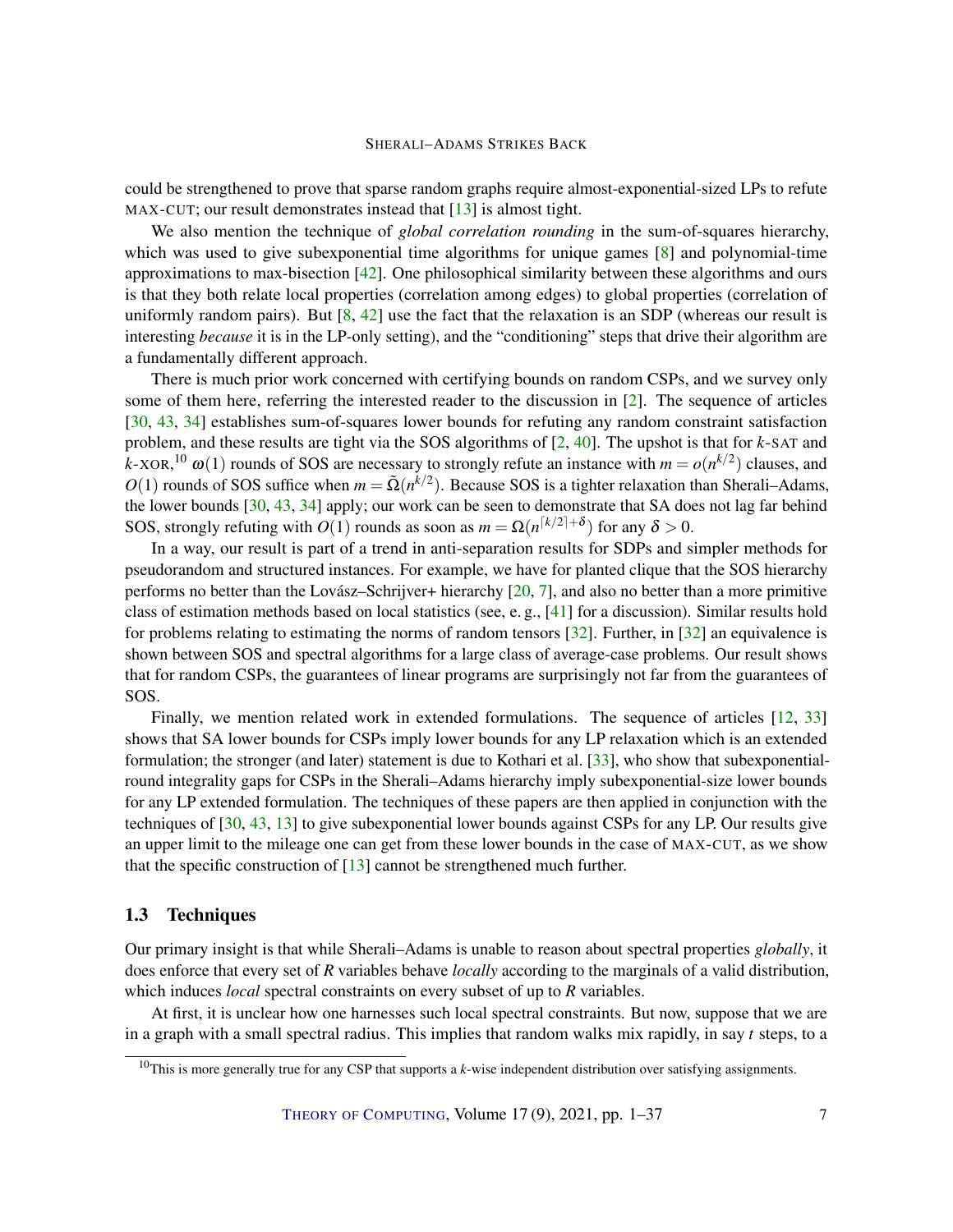could be strengthened to prove that sparse random graphs require almost-exponential-sized LPs to refute MAX-CUT; our result demonstrates instead that [13] is almost tight.

We also mention the technique of *global correlation rounding* in the sum-of-squares hierarchy, which was used to give subexponential time algorithms for unique games [8] and polynomial-time approximations to max-bisection [42]. One philosophical similarity between these algorithms and ours is that they both relate local properties (correlation among edges) to global properties (correlation of uniformly random pairs). But [8, 42] use the fact that the relaxation is an SDP (whereas our result is interesting *because* it is in the LP-only setting), and the "conditioning" steps that drive their algorithm are a fundamentally different approach.

There is much prior work concerned with certifying bounds on random CSPs, and we survey only some of them here, referring the interested reader to the discussion in [2]. The sequence of articles [30, 43, 34] establishes sum-of-squares lower bounds for refuting any random constraint satisfaction problem, and these results are tight via the SOS algorithms of [2, 40]. The upshot is that for $k$-SAT and $k$-XOR,[10] $\omega(1)$ rounds of SOS are necessary to strongly refute an instance with $m = o(n^{k/2})$ clauses, and $O(1)$ rounds of SOS suffice when $m = \tilde{\Omega}(n^{k/2})$. Because SOS is a tighter relaxation than Sherali–Adams, the lower bounds [30, 43, 34] apply; our work can be seen to demonstrate that SA does not lag far behind SOS, strongly refuting with $O(1)$ rounds as soon as $m = \Omega(n^{\lceil k/2 \rceil + \delta})$ for any $\delta > 0$.

In a way, our result is part of a trend in anti-separation results for SDPs and simpler methods for pseudorandom and structured instances. For example, we have for planted clique that the SOS hierarchy performs no better than the Lovász–Schrijver+ hierarchy [20, 7], and also no better than a more primitive class of estimation methods based on local statistics (see, e. g., [41] for a discussion). Similar results hold for problems relating to estimating the norms of random tensors [32]. Further, in [32] an equivalence is shown between SOS and spectral algorithms for a large class of average-case problems. Our result shows that for random CSPs, the guarantees of linear programs are surprisingly not far from the guarantees of SOS.

Finally, we mention related work in extended formulations. The sequence of articles [12, 33] shows that SA lower bounds for CSPs imply lower bounds for any LP relaxation which is an extended formulation; the stronger (and later) statement is due to Kothari et al. [33], who show that subexponential-round integrality gaps for CSPs in the Sherali–Adams hierarchy imply subexponential-size lower bounds for any LP extended formulation. The techniques of these papers are then applied in conjunction with the techniques of [30, 43, 13] to give subexponential lower bounds against CSPs for any LP. Our results give an upper limit to the mileage one can get from these lower bounds in the case of MAX-CUT, as we show that the specific construction of [13] cannot be strengthened much further.

### 1.3 Techniques

Our primary insight is that while Sherali–Adams is unable to reason about spectral properties *globally*, it does enforce that every set of $R$ variables behave *locally* according to the marginals of a valid distribution, which induces *local* spectral constraints on every subset of up to $R$ variables.

At first, it is unclear how one harnesses such local spectral constraints. But now, suppose that we are in a graph with a small spectral radius. This implies that random walks mix rapidly, in say $t$ steps, to a

[10] This is more generally true for any CSP that supports a $k$-wise independent distribution over satisfying assignments.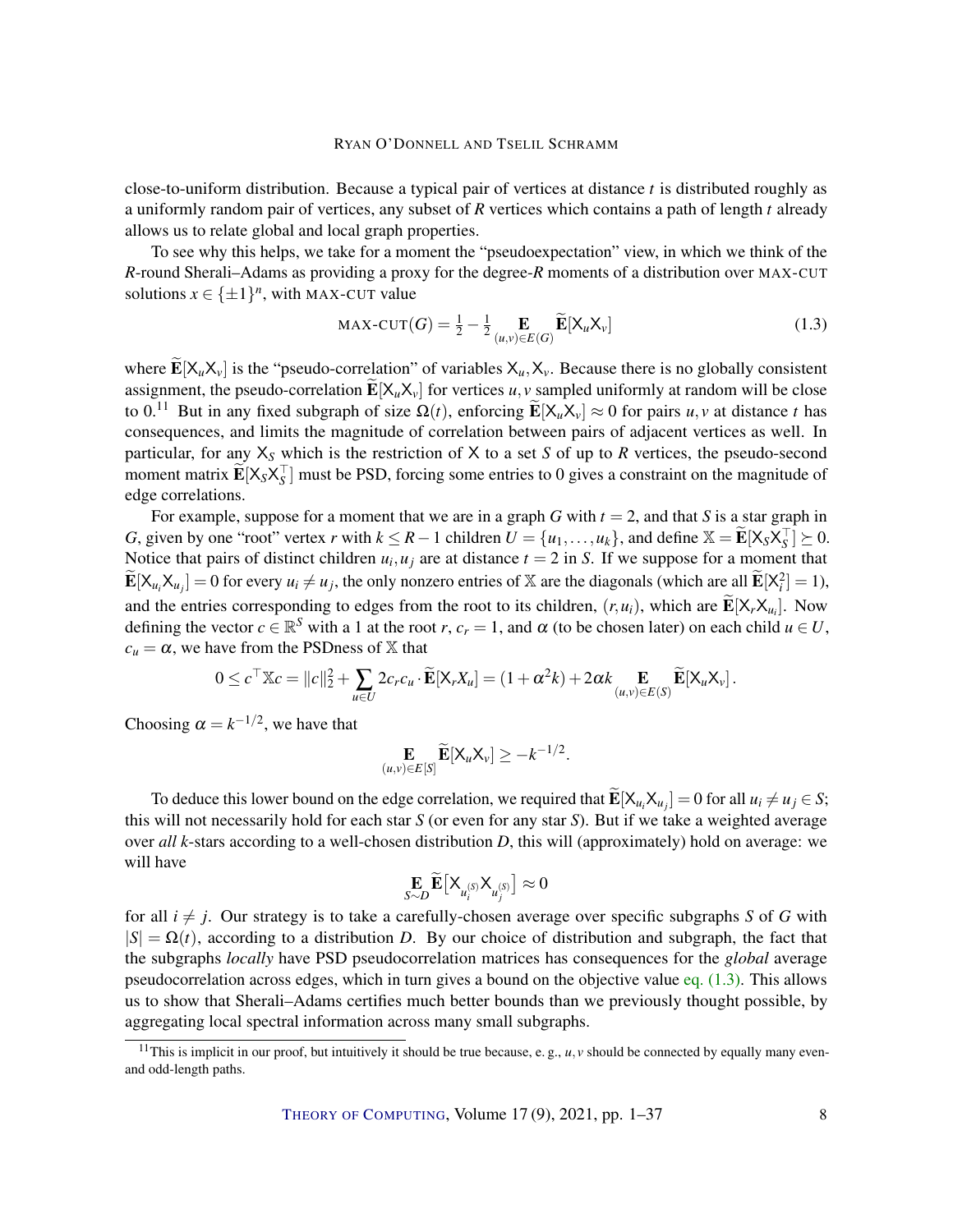close-to-uniform distribution. Because a typical pair of vertices at distance $t$ is distributed roughly as a uniformly random pair of vertices, any subset of $R$ vertices which contains a path of length $t$ already allows us to relate global and local graph properties.

To see why this helps, we take for a moment the "pseudoexpectation" view, in which we think of the $R$-round Sherali–Adams as providing a proxy for the degree-$R$ moments of a distribution over MAX-CUT solutions $x \in \{\pm 1\}^n$, with MAX-CUT value

$$\text{MAX-CUT}(G) = \tfrac{1}{2} - \tfrac{1}{2} \mathop{\mathbf{E}}_{(u,v)\in E(G)} \widetilde{\mathbf{E}}[\mathsf{X}_u \mathsf{X}_v] \tag{1.3}$$

where $\widetilde{\mathbf{E}}[\mathsf{X}_u \mathsf{X}_v]$ is the "pseudo-correlation" of variables $\mathsf{X}_u, \mathsf{X}_v$. Because there is no globally consistent assignment, the pseudo-correlation $\widetilde{\mathbf{E}}[\mathsf{X}_u \mathsf{X}_v]$ for vertices $u, v$ sampled uniformly at random will be close to 0.[11] But in any fixed subgraph of size $\Omega(t)$, enforcing $\widetilde{\mathbf{E}}[\mathsf{X}_u \mathsf{X}_v] \approx 0$ for pairs $u, v$ at distance $t$ has consequences, and limits the magnitude of correlation between pairs of adjacent vertices as well. In particular, for any $\mathsf{X}_S$ which is the restriction of $\mathsf{X}$ to a set $S$ of up to $R$ vertices, the pseudo-second moment matrix $\widetilde{\mathbf{E}}[\mathsf{X}_S \mathsf{X}_S^\top]$ must be PSD, forcing some entries to 0 gives a constraint on the magnitude of edge correlations.

For example, suppose for a moment that we are in a graph $G$ with $t = 2$, and that $S$ is a star graph in $G$, given by one "root" vertex $r$ with $k \le R-1$ children $U = \{u_1, \dots, u_k\}$, and define $\mathbb{X} = \widetilde{\mathbf{E}}[\mathsf{X}_S \mathsf{X}_S^\top] \succeq 0$. Notice that pairs of distinct children $u_i, u_j$ are at distance $t = 2$ in $S$. If we suppose for a moment that $\widetilde{\mathbf{E}}[\mathsf{X}_{u_i} \mathsf{X}_{u_j}] = 0$ for every $u_i \neq u_j$, the only nonzero entries of $\mathbb{X}$ are the diagonals (which are all $\widetilde{\mathbf{E}}[\mathsf{X}_i^2] = 1$), and the entries corresponding to edges from the root to its children, $(r, u_i)$, which are $\widetilde{\mathbf{E}}[\mathsf{X}_r \mathsf{X}_{u_i}]$. Now defining the vector $c \in \mathbb{R}^S$ with a 1 at the root $r$, $c_r = 1$, and $\alpha$ (to be chosen later) on each child $u \in U$, $c_u = \alpha$, we have from the PSDness of $\mathbb{X}$ that

$$0 \le c^\top \mathbb{X} c = \|c\|_2^2 + \sum_{u \in U} 2 c_r c_u \cdot \widetilde{\mathbf{E}}[\mathsf{X}_r X_u] = (1 + \alpha^2 k) + 2\alpha k \mathop{\mathbf{E}}_{(u,v)\in E(S)} \widetilde{\mathbf{E}}[\mathsf{X}_u \mathsf{X}_v].$$

Choosing $\alpha = k^{-1/2}$, we have that

$$\mathop{\mathbf{E}}_{(u,v)\in E[S]} \widetilde{\mathbf{E}}[\mathsf{X}_u \mathsf{X}_v] \ge -k^{-1/2}.$$

To deduce this lower bound on the edge correlation, we required that $\widetilde{\mathbf{E}}[\mathsf{X}_{u_i} \mathsf{X}_{u_j}] = 0$ for all $u_i \neq u_j \in S$; this will not necessarily hold for each star $S$ (or even for any star $S$). But if we take a weighted average over *all* $k$-stars according to a well-chosen distribution $D$, this will (approximately) hold on average: we will have

$$\mathop{\mathbf{E}}_{S \sim D} \widetilde{\mathbf{E}}\big[\mathsf{X}_{u_i^{(S)}} \mathsf{X}_{u_j^{(S)}}\big] \approx 0$$

for all $i \neq j$. Our strategy is to take a carefully-chosen average over specific subgraphs $S$ of $G$ with $|S| = \Omega(t)$, according to a distribution $D$. By our choice of distribution and subgraph, the fact that the subgraphs *locally* have PSD pseudocorrelation matrices has consequences for the *global* average pseudocorrelation across edges, which in turn gives a bound on the objective value eq. (1.3). This allows us to show that Sherali–Adams certifies much better bounds than we previously thought possible, by aggregating local spectral information across many small subgraphs.

[11] This is implicit in our proof, but intuitively it should be true because, e. g., $u, v$ should be connected by equally many even- and odd-length paths.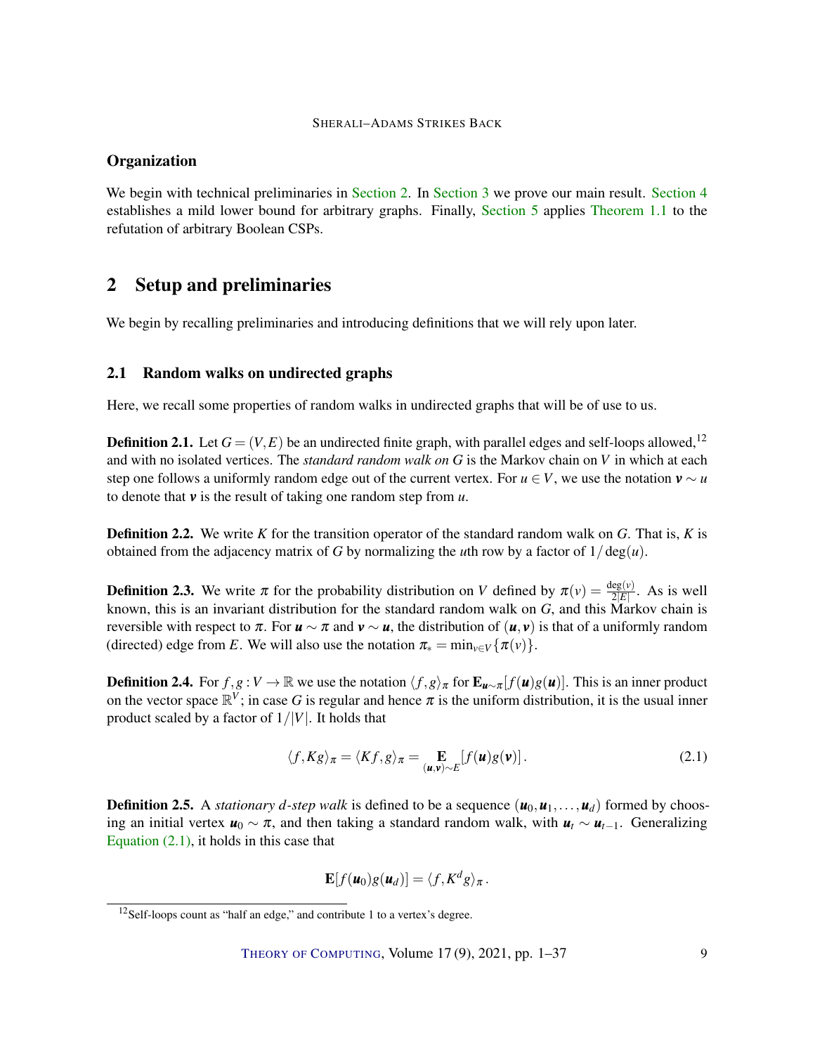## Organization

We begin with technical preliminaries in Section 2. In Section 3 we prove our main result. Section 4 establishes a mild lower bound for arbitrary graphs. Finally, Section 5 applies Theorem 1.1 to the refutation of arbitrary Boolean CSPs.

# 2 Setup and preliminaries

We begin by recalling preliminaries and introducing definitions that we will rely upon later.

## 2.1 Random walks on undirected graphs

Here, we recall some properties of random walks in undirected graphs that will be of use to us.

**Definition 2.1.** Let $G = (V, E)$ be an undirected finite graph, with parallel edges and self-loops allowed,[12] and with no isolated vertices. The *standard random walk on* $G$ is the Markov chain on $V$ in which at each step one follows a uniformly random edge out of the current vertex. For $u \in V$, we use the notation $\boldsymbol{v} \sim u$ to denote that $\boldsymbol{v}$ is the result of taking one random step from $u$.

**Definition 2.2.** We write $K$ for the transition operator of the standard random walk on $G$. That is, $K$ is obtained from the adjacency matrix of $G$ by normalizing the $u$th row by a factor of $1/\deg(u)$.

**Definition 2.3.** We write $\pi$ for the probability distribution on $V$ defined by $\pi(v) = \frac{\deg(v)}{2|E|}$. As is well known, this is an invariant distribution for the standard random walk on $G$, and this Markov chain is reversible with respect to $\pi$. For $\boldsymbol{u} \sim \pi$ and $\boldsymbol{v} \sim \boldsymbol{u}$, the distribution of $(\boldsymbol{u}, \boldsymbol{v})$ is that of a uniformly random (directed) edge from $E$. We will also use the notation $\pi_* = \min_{v \in V}\{\pi(v)\}$.

**Definition 2.4.** For $f, g : V \to \mathbb{R}$ we use the notation $\langle f, g \rangle_\pi$ for $\mathbf{E}_{\boldsymbol{u} \sim \pi}[f(\boldsymbol{u})g(\boldsymbol{u})]$. This is an inner product on the vector space $\mathbb{R}^V$; in case $G$ is regular and hence $\pi$ is the uniform distribution, it is the usual inner product scaled by a factor of $1/|V|$. It holds that

$$\langle f, Kg \rangle_\pi = \langle Kf, g \rangle_\pi = \mathop{\mathbf{E}}_{(\boldsymbol{u},\boldsymbol{v}) \sim E}[f(\boldsymbol{u})g(\boldsymbol{v})]\,. \tag{2.1}$$

**Definition 2.5.** A *stationary $d$-step walk* is defined to be a sequence $(\boldsymbol{u}_0, \boldsymbol{u}_1, \ldots, \boldsymbol{u}_d)$ formed by choosing an initial vertex $\boldsymbol{u}_0 \sim \pi$, and then taking a standard random walk, with $\boldsymbol{u}_t \sim \boldsymbol{u}_{t-1}$. Generalizing Equation (2.1), it holds in this case that

$$\mathbf{E}[f(\boldsymbol{u}_0)g(\boldsymbol{u}_d)] = \langle f, K^d g \rangle_\pi\,.$$

[12] Self-loops count as "half an edge," and contribute 1 to a vertex's degree.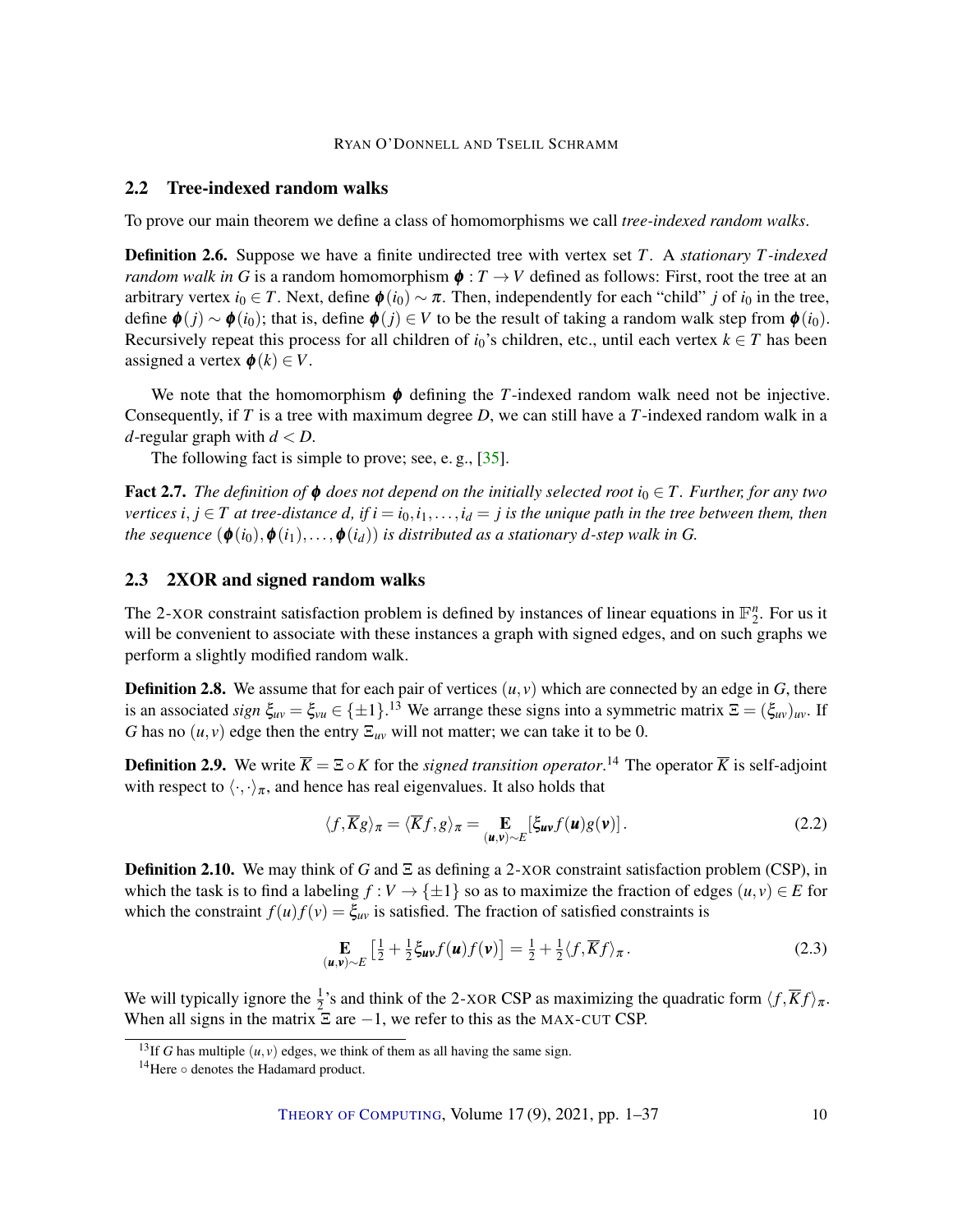## 2.2 Tree-indexed random walks

To prove our main theorem we define a class of homomorphisms we call *tree-indexed random walks*.

**Definition 2.6.** Suppose we have a finite undirected tree with vertex set $T$. A *stationary $T$-indexed random walk in $G$* is a random homomorphism $\boldsymbol{\phi} : T \to V$ defined as follows: First, root the tree at an arbitrary vertex $i_0 \in T$. Next, define $\boldsymbol{\phi}(i_0) \sim \pi$. Then, independently for each "child" $j$ of $i_0$ in the tree, define $\boldsymbol{\phi}(j) \sim \boldsymbol{\phi}(i_0)$; that is, define $\boldsymbol{\phi}(j) \in V$ to be the result of taking a random walk step from $\boldsymbol{\phi}(i_0)$. Recursively repeat this process for all children of $i_0$'s children, etc., until each vertex $k \in T$ has been assigned a vertex $\boldsymbol{\phi}(k) \in V$.

We note that the homomorphism $\boldsymbol{\phi}$ defining the $T$-indexed random walk need not be injective. Consequently, if $T$ is a tree with maximum degree $D$, we can still have a $T$-indexed random walk in a $d$-regular graph with $d < D$.

The following fact is simple to prove; see, e. g., [35].

**Fact 2.7.** *The definition of $\boldsymbol{\phi}$ does not depend on the initially selected root $i_0 \in T$. Further, for any two vertices $i, j \in T$ at tree-distance $d$, if $i = i_0, i_1, \dots, i_d = j$ is the unique path in the tree between them, then the sequence $(\boldsymbol{\phi}(i_0), \boldsymbol{\phi}(i_1), \dots, \boldsymbol{\phi}(i_d))$ is distributed as a stationary $d$-step walk in $G$.*

## 2.3 2XOR and signed random walks

The 2-XOR constraint satisfaction problem is defined by instances of linear equations in $\mathbb{F}_2^n$. For us it will be convenient to associate with these instances a graph with signed edges, and on such graphs we perform a slightly modified random walk.

**Definition 2.8.** We assume that for each pair of vertices $(u, v)$ which are connected by an edge in $G$, there is an associated *sign* $\xi_{uv} = \xi_{vu} \in \{\pm 1\}$.[13] We arrange these signs into a symmetric matrix $\Xi = (\xi_{uv})_{uv}$. If $G$ has no $(u, v)$ edge then the entry $\Xi_{uv}$ will not matter; we can take it to be 0.

**Definition 2.9.** We write $\overline{K} = \Xi \circ K$ for the *signed transition operator*.[14] The operator $\overline{K}$ is self-adjoint with respect to $\langle \cdot, \cdot \rangle_\pi$, and hence has real eigenvalues. It also holds that

$$\langle f, \overline{K} g \rangle_\pi = \langle \overline{K} f, g \rangle_\pi = \mathop{\mathbf{E}}_{(\boldsymbol{u}, \boldsymbol{v}) \sim E} [\xi_{\boldsymbol{uv}} f(\boldsymbol{u}) g(\boldsymbol{v})]. \tag{2.2}$$

**Definition 2.10.** We may think of $G$ and $\Xi$ as defining a 2-XOR constraint satisfaction problem (CSP), in which the task is to find a labeling $f : V \to \{\pm 1\}$ so as to maximize the fraction of edges $(u, v) \in E$ for which the constraint $f(u) f(v) = \xi_{uv}$ is satisfied. The fraction of satisfied constraints is

$$\mathop{\mathbf{E}}_{(\boldsymbol{u}, \boldsymbol{v}) \sim E} \left[ \tfrac{1}{2} + \tfrac{1}{2} \xi_{\boldsymbol{uv}} f(\boldsymbol{u}) f(\boldsymbol{v}) \right] = \tfrac{1}{2} + \tfrac{1}{2} \langle f, \overline{K} f \rangle_\pi. \tag{2.3}$$

We will typically ignore the $\frac{1}{2}$'s and think of the 2-XOR CSP as maximizing the quadratic form $\langle f, \overline{K} f \rangle_\pi$. When all signs in the matrix $\Xi$ are $-1$, we refer to this as the MAX-CUT CSP.

---

[13] If $G$ has multiple $(u, v)$ edges, we think of them as all having the same sign.

[14] Here $\circ$ denotes the Hadamard product.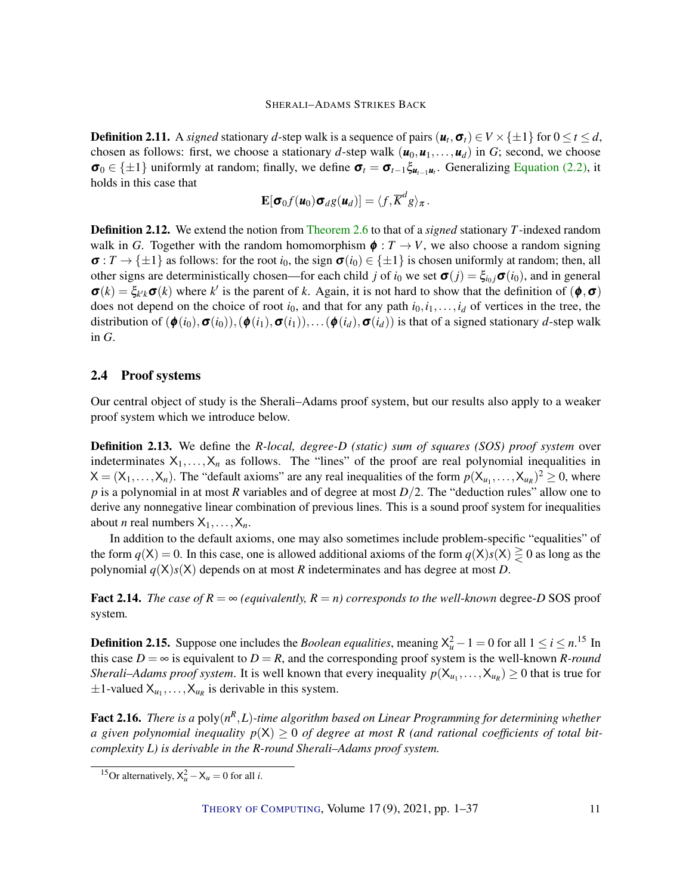**Definition 2.11.** A *signed* stationary $d$-step walk is a sequence of pairs $(\boldsymbol{u}_t, \boldsymbol{\sigma}_t) \in V \times \{\pm 1\}$ for $0 \le t \le d$, chosen as follows: first, we choose a stationary $d$-step walk $(\boldsymbol{u}_0, \boldsymbol{u}_1, \dots, \boldsymbol{u}_d)$ in $G$; second, we choose $\boldsymbol{\sigma}_0 \in \{\pm 1\}$ uniformly at random; finally, we define $\boldsymbol{\sigma}_t = \boldsymbol{\sigma}_{t-1} \xi_{\boldsymbol{u}_{t-1}\boldsymbol{u}_t}$. Generalizing Equation (2.2), it holds in this case that

$$\mathbf{E}[\boldsymbol{\sigma}_0 f(\boldsymbol{u}_0) \boldsymbol{\sigma}_d g(\boldsymbol{u}_d)] = \langle f, \overline{K}^d g \rangle_\pi .$$

**Definition 2.12.** We extend the notion from Theorem 2.6 to that of a *signed* stationary $T$-indexed random walk in $G$. Together with the random homomorphism $\boldsymbol{\phi} : T \to V$, we also choose a random signing $\boldsymbol{\sigma} : T \to \{\pm 1\}$ as follows: for the root $i_0$, the sign $\boldsymbol{\sigma}(i_0) \in \{\pm 1\}$ is chosen uniformly at random; then, all other signs are deterministically chosen—for each child $j$ of $i_0$ we set $\boldsymbol{\sigma}(j) = \xi_{i_0 j} \boldsymbol{\sigma}(i_0)$, and in general $\boldsymbol{\sigma}(k) = \xi_{k'k} \boldsymbol{\sigma}(k)$ where $k'$ is the parent of $k$. Again, it is not hard to show that the definition of $(\boldsymbol{\phi}, \boldsymbol{\sigma})$ does not depend on the choice of root $i_0$, and that for any path $i_0, i_1, \dots, i_d$ of vertices in the tree, the distribution of $(\boldsymbol{\phi}(i_0), \boldsymbol{\sigma}(i_0)), (\boldsymbol{\phi}(i_1), \boldsymbol{\sigma}(i_1)), \dots (\boldsymbol{\phi}(i_d), \boldsymbol{\sigma}(i_d))$ is that of a signed stationary $d$-step walk in $G$.

## 2.4 Proof systems

Our central object of study is the Sherali–Adams proof system, but our results also apply to a weaker proof system which we introduce below.

**Definition 2.13.** We define the *$R$-local, degree-$D$ (static) sum of squares (SOS) proof system* over indeterminates $\mathsf{X}_1, \dots, \mathsf{X}_n$ as follows. The "lines" of the proof are real polynomial inequalities in $\mathsf{X} = (\mathsf{X}_1, \dots, \mathsf{X}_n)$. The "default axioms" are any real inequalities of the form $p(\mathsf{X}_{u_1}, \dots, \mathsf{X}_{u_R})^2 \ge 0$, where $p$ is a polynomial in at most $R$ variables and of degree at most $D/2$. The "deduction rules" allow one to derive any nonnegative linear combination of previous lines. This is a sound proof system for inequalities about $n$ real numbers $\mathsf{X}_1, \dots, \mathsf{X}_n$.

In addition to the default axioms, one may also sometimes include problem-specific "equalities" of the form $q(\mathsf{X}) = 0$. In this case, one is allowed additional axioms of the form $q(\mathsf{X}) s(\mathsf{X}) \gtreqless 0$ as long as the polynomial $q(\mathsf{X}) s(\mathsf{X})$ depends on at most $R$ indeterminates and has degree at most $D$.

**Fact 2.14.** *The case of $R = \infty$ (equivalently, $R = n$) corresponds to the well-known* degree-$D$ SOS proof system*.*

**Definition 2.15.** Suppose one includes the *Boolean equalities*, meaning $\mathsf{X}_u^2 - 1 = 0$ for all $1 \le i \le n$.[15] In this case $D = \infty$ is equivalent to $D = R$, and the corresponding proof system is the well-known *$R$-round Sherali–Adams proof system*. It is well known that every inequality $p(\mathsf{X}_{u_1}, \dots, \mathsf{X}_{u_R}) \ge 0$ that is true for $\pm 1$-valued $\mathsf{X}_{u_1}, \dots, \mathsf{X}_{u_R}$ is derivable in this system.

**Fact 2.16.** *There is a* $\mathrm{poly}(n^R, L)$*-time algorithm based on Linear Programming for determining whether a given polynomial inequality $p(\mathsf{X}) \ge 0$ of degree at most $R$ (and rational coefficients of total bit-complexity $L$) is derivable in the $R$-round Sherali–Adams proof system.*

[15] Or alternatively, $\mathsf{X}_u^2 - \mathsf{X}_u = 0$ for all $i$.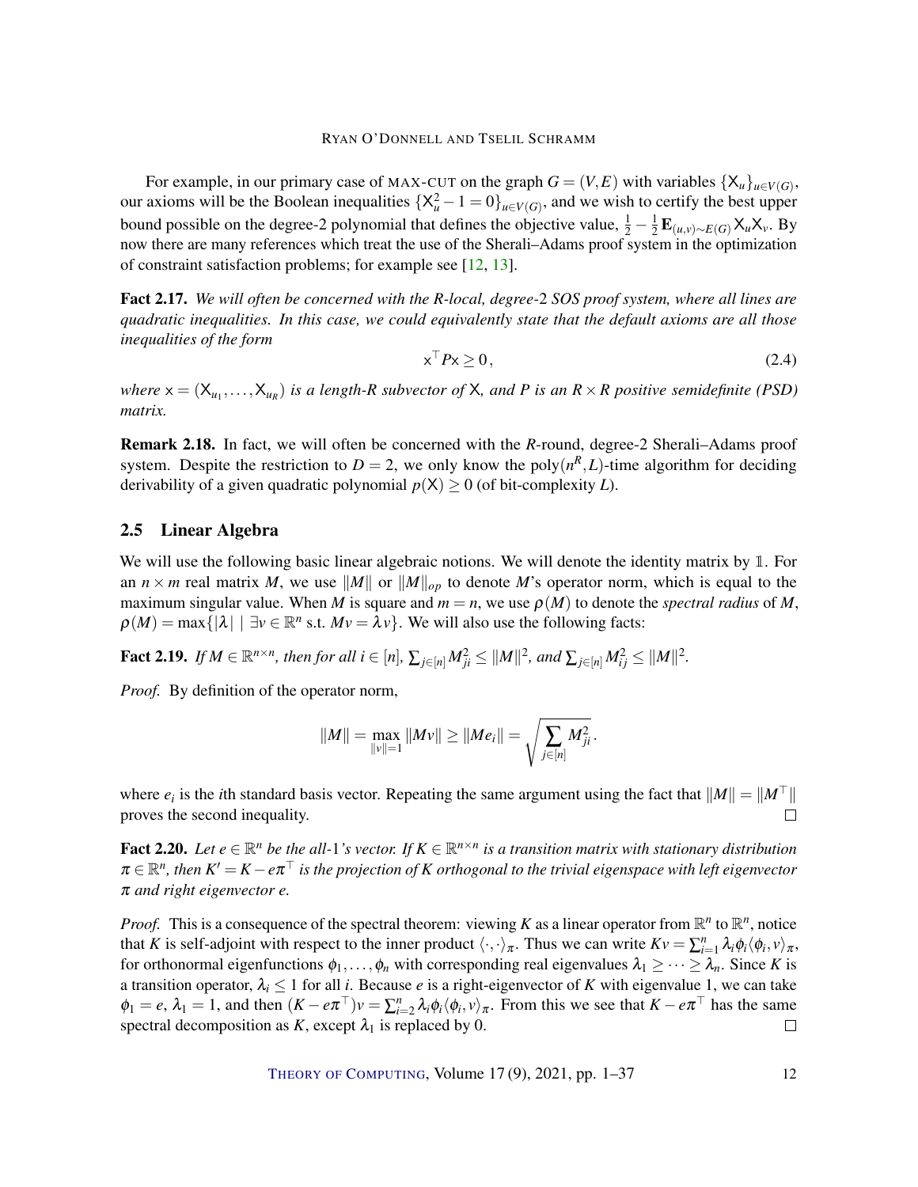For example, in our primary case of MAX-CUT on the graph $G = (V, E)$ with variables $\{\mathsf{X}_u\}_{u \in V(G)}$, our axioms will be the Boolean inequalities $\{\mathsf{X}_u^2 - 1 = 0\}_{u \in V(G)}$, and we wish to certify the best upper bound possible on the degree-2 polynomial that defines the objective value, $\frac{1}{2} - \frac{1}{2}\mathbf{E}_{(u,v)\sim E(G)} \mathsf{X}_u \mathsf{X}_v$. By now there are many references which treat the use of the Sherali–Adams proof system in the optimization of constraint satisfaction problems; for example see [12, 13].

**Fact 2.17.** *We will often be concerned with the R-local, degree-2 SOS proof system, where all lines are quadratic inequalities. In this case, we could equivalently state that the default axioms are all those inequalities of the form*

$$\mathsf{x}^\top P \mathsf{x} \geq 0\,, \tag{2.4}$$

*where $\mathsf{x} = (\mathsf{X}_{u_1}, \dots, \mathsf{X}_{u_R})$ is a length-$R$ subvector of $\mathsf{X}$, and $P$ is an $R \times R$ positive semidefinite (PSD) matrix.*

**Remark 2.18.** In fact, we will often be concerned with the *R*-round, degree-2 Sherali–Adams proof system. Despite the restriction to $D = 2$, we only know the $\mathrm{poly}(n^R, L)$-time algorithm for deciding derivability of a given quadratic polynomial $p(\mathsf{X}) \geq 0$ (of bit-complexity $L$).

## 2.5 Linear Algebra

We will use the following basic linear algebraic notions. We will denote the identity matrix by $\mathbb{1}$. For an $n \times m$ real matrix $M$, we use $\|M\|$ or $\|M\|_{op}$ to denote $M$'s operator norm, which is equal to the maximum singular value. When $M$ is square and $m = n$, we use $\rho(M)$ to denote the *spectral radius* of $M$, $\rho(M) = \max\{|\lambda| \mid \exists v \in \mathbb{R}^n \text{ s.t. } Mv = \lambda v\}$. We will also use the following facts:

**Fact 2.19.** *If $M \in \mathbb{R}^{n \times n}$, then for all $i \in [n]$, $\sum_{j \in [n]} M_{ji}^2 \leq \|M\|^2$, and $\sum_{j \in [n]} M_{ij}^2 \leq \|M\|^2$.*

*Proof.* By definition of the operator norm,

$$\|M\| = \max_{\|v\|=1} \|Mv\| \geq \|Me_i\| = \sqrt{\sum_{j \in [n]} M_{ji}^2}.$$

where $e_i$ is the $i$th standard basis vector. Repeating the same argument using the fact that $\|M\| = \|M^\top\|$ proves the second inequality. □

**Fact 2.20.** *Let $e \in \mathbb{R}^n$ be the all-1's vector. If $K \in \mathbb{R}^{n \times n}$ is a transition matrix with stationary distribution $\pi \in \mathbb{R}^n$, then $K' = K - e\pi^\top$ is the projection of $K$ orthogonal to the trivial eigenspace with left eigenvector $\pi$ and right eigenvector $e$.*

*Proof.* This is a consequence of the spectral theorem: viewing $K$ as a linear operator from $\mathbb{R}^n$ to $\mathbb{R}^n$, notice that $K$ is self-adjoint with respect to the inner product $\langle \cdot, \cdot \rangle_\pi$. Thus we can write $Kv = \sum_{i=1}^n \lambda_i \phi_i \langle \phi_i, v \rangle_\pi$, for orthonormal eigenfunctions $\phi_1, \dots, \phi_n$ with corresponding real eigenvalues $\lambda_1 \geq \dots \geq \lambda_n$. Since $K$ is a transition operator, $\lambda_i \leq 1$ for all $i$. Because $e$ is a right-eigenvector of $K$ with eigenvalue 1, we can take $\phi_1 = e$, $\lambda_1 = 1$, and then $(K - e\pi^\top)v = \sum_{i=2}^n \lambda_i \phi_i \langle \phi_i, v \rangle_\pi$. From this we see that $K - e\pi^\top$ has the same spectral decomposition as $K$, except $\lambda_1$ is replaced by 0. □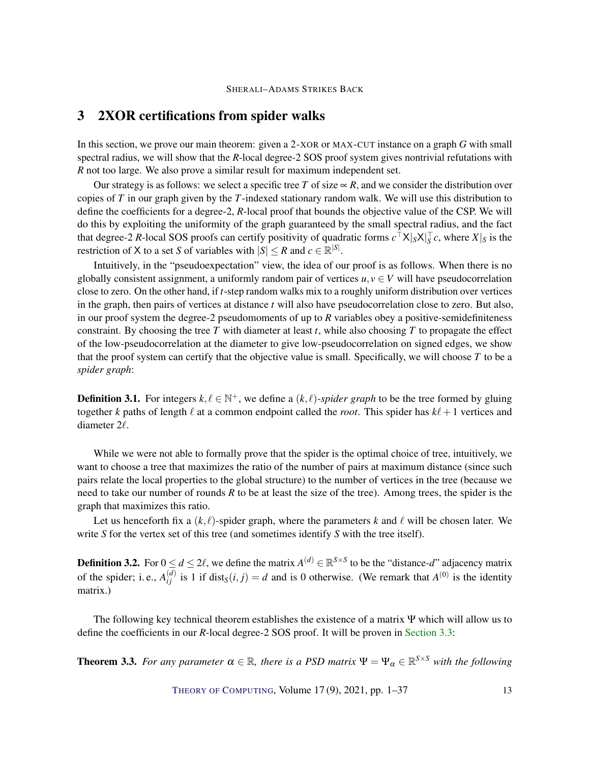## 3 2XOR certifications from spider walks

In this section, we prove our main theorem: given a 2-XOR or MAX-CUT instance on a graph $G$ with small spectral radius, we will show that the $R$-local degree-2 SOS proof system gives nontrivial refutations with $R$ not too large. We also prove a similar result for maximum independent set.

Our strategy is as follows: we select a specific tree $T$ of size $\propto R$, and we consider the distribution over copies of $T$ in our graph given by the $T$-indexed stationary random walk. We will use this distribution to define the coefficients for a degree-2, $R$-local proof that bounds the objective value of the CSP. We will do this by exploiting the uniformity of the graph guaranteed by the small spectral radius, and the fact that degree-2 $R$-local SOS proofs can certify positivity of quadratic forms $c^\top \mathsf{X}|_S \mathsf{X}|_S^\top c$, where $X|_S$ is the restriction of $\mathsf{X}$ to a set $S$ of variables with $|S| \leq R$ and $c \in \mathbb{R}^{|S|}$.

Intuitively, in the "pseudoexpectation" view, the idea of our proof is as follows. When there is no globally consistent assignment, a uniformly random pair of vertices $u, v \in V$ will have pseudocorrelation close to zero. On the other hand, if $t$-step random walks mix to a roughly uniform distribution over vertices in the graph, then pairs of vertices at distance $t$ will also have pseudocorrelation close to zero. But also, in our proof system the degree-2 pseudomoments of up to $R$ variables obey a positive-semidefiniteness constraint. By choosing the tree $T$ with diameter at least $t$, while also choosing $T$ to propagate the effect of the low-pseudocorrelation at the diameter to give low-pseudocorrelation on signed edges, we show that the proof system can certify that the objective value is small. Specifically, we will choose $T$ to be a *spider graph*:

**Definition 3.1.** For integers $k, \ell \in \mathbb{N}^+$, we define a $(k,\ell)$-*spider graph* to be the tree formed by gluing together $k$ paths of length $\ell$ at a common endpoint called the *root*. This spider has $k\ell+1$ vertices and diameter $2\ell$.

While we were not able to formally prove that the spider is the optimal choice of tree, intuitively, we want to choose a tree that maximizes the ratio of the number of pairs at maximum distance (since such pairs relate the local properties to the global structure) to the number of vertices in the tree (because we need to take our number of rounds $R$ to be at least the size of the tree). Among trees, the spider is the graph that maximizes this ratio.

Let us henceforth fix a $(k,\ell)$-spider graph, where the parameters $k$ and $\ell$ will be chosen later. We write $S$ for the vertex set of this tree (and sometimes identify $S$ with the tree itself).

**Definition 3.2.** For $0 \leq d \leq 2\ell$, we define the matrix $A^{(d)} \in \mathbb{R}^{S \times S}$ to be the "distance-$d$" adjacency matrix of the spider; i. e., $A^{(d)}_{ij}$ is 1 if $\mathrm{dist}_S(i,j) = d$ and is 0 otherwise. (We remark that $A^{(0)}$ is the identity matrix.)

The following key technical theorem establishes the existence of a matrix $\Psi$ which will allow us to define the coefficients in our $R$-local degree-2 SOS proof. It will be proven in Section 3.3:

**Theorem 3.3.** *For any parameter $\alpha \in \mathbb{R}$, there is a PSD matrix $\Psi = \Psi_\alpha \in \mathbb{R}^{S \times S}$ with the following*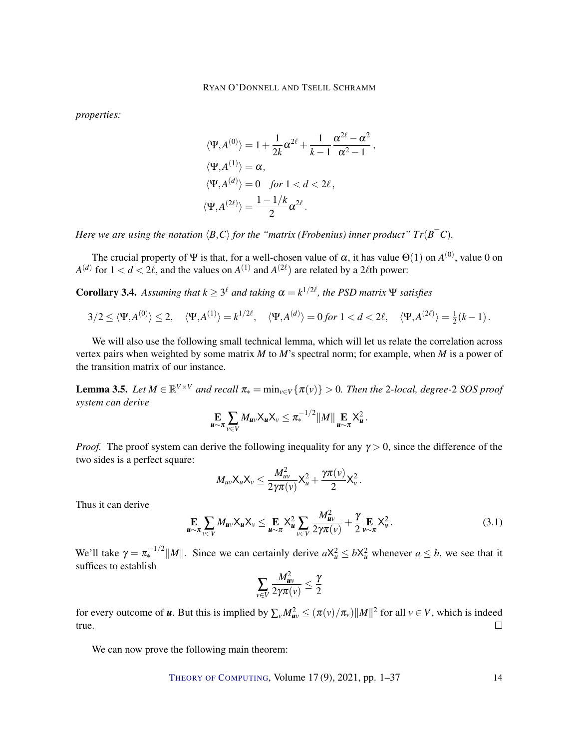*properties:*

$$
\begin{aligned}
\langle \Psi, A^{(0)} \rangle &= 1 + \frac{1}{2k}\alpha^{2\ell} + \frac{1}{k-1}\frac{\alpha^{2\ell} - \alpha^2}{\alpha^2 - 1}, \\
\langle \Psi, A^{(1)} \rangle &= \alpha, \\
\langle \Psi, A^{(d)} \rangle &= 0 \quad \textit{for } 1 < d < 2\ell, \\
\langle \Psi, A^{(2\ell)} \rangle &= \frac{1 - 1/k}{2}\alpha^{2\ell}.
\end{aligned}
$$

*Here we are using the notation $\langle B, C \rangle$ for the "matrix (Frobenius) inner product" $Tr(B^\top C)$.*

The crucial property of $\Psi$ is that, for a well-chosen value of $\alpha$, it has value $\Theta(1)$ on $A^{(0)}$, value 0 on $A^{(d)}$ for $1 < d < 2\ell$, and the values on $A^{(1)}$ and $A^{(2\ell)}$ are related by a $2\ell$th power:

**Corollary 3.4.** *Assuming that $k \geq 3^\ell$ and taking $\alpha = k^{1/2\ell}$, the PSD matrix $\Psi$ satisfies*

$$
3/2 \leq \langle \Psi, A^{(0)} \rangle \leq 2, \quad \langle \Psi, A^{(1)} \rangle = k^{1/2\ell}, \quad \langle \Psi, A^{(d)} \rangle = 0 \textit{ for } 1 < d < 2\ell, \quad \langle \Psi, A^{(2\ell)} \rangle = \tfrac{1}{2}(k-1).
$$

We will also use the following small technical lemma, which will let us relate the correlation across vertex pairs when weighted by some matrix $M$ to $M$'s spectral norm; for example, when $M$ is a power of the transition matrix of our instance.

**Lemma 3.5.** *Let $M \in \mathbb{R}^{V \times V}$ and recall $\pi_* = \min_{v \in V}\{\pi(v)\} > 0$. Then the 2-local, degree-2 SOS proof system can derive*

$$
\mathop{\mathbf{E}}_{\boldsymbol{u} \sim \pi} \sum_{v \in V} M_{\boldsymbol{u}v} \mathsf{X}_{\boldsymbol{u}} \mathsf{X}_v \leq \pi_*^{-1/2} \|M\| \mathop{\mathbf{E}}_{\boldsymbol{u} \sim \pi} \mathsf{X}_{\boldsymbol{u}}^2.
$$

*Proof.* The proof system can derive the following inequality for any $\gamma > 0$, since the difference of the two sides is a perfect square:

$$
M_{uv} \mathsf{X}_u \mathsf{X}_v \leq \frac{M_{uv}^2}{2\gamma\pi(v)} \mathsf{X}_u^2 + \frac{\gamma\pi(v)}{2} \mathsf{X}_v^2.
$$

Thus it can derive

$$
\mathop{\mathbf{E}}_{\boldsymbol{u} \sim \pi} \sum_{v \in V} M_{\boldsymbol{u}v} \mathsf{X}_{\boldsymbol{u}} \mathsf{X}_v \leq \mathop{\mathbf{E}}_{\boldsymbol{u} \sim \pi} \mathsf{X}_{\boldsymbol{u}}^2 \sum_{v \in V} \frac{M_{\boldsymbol{u}v}^2}{2\gamma\pi(v)} + \frac{\gamma}{2} \mathop{\mathbf{E}}_{\boldsymbol{v} \sim \pi} \mathsf{X}_{\boldsymbol{v}}^2. \tag{3.1}
$$

We'll take $\gamma = \pi_*^{-1/2}\|M\|$. Since we can certainly derive $a\mathsf{X}_u^2 \leq b\mathsf{X}_u^2$ whenever $a \leq b$, we see that it suffices to establish

$$
\sum_{v \in V} \frac{M_{\boldsymbol{u}v}^2}{2\gamma\pi(v)} \leq \frac{\gamma}{2}
$$

for every outcome of $\boldsymbol{u}$. But this is implied by $\sum_v M_{\boldsymbol{u}v}^2 \leq (\pi(v)/\pi_*)\|M\|^2$ for all $v \in V$, which is indeed true. $\square$

We can now prove the following main theorem: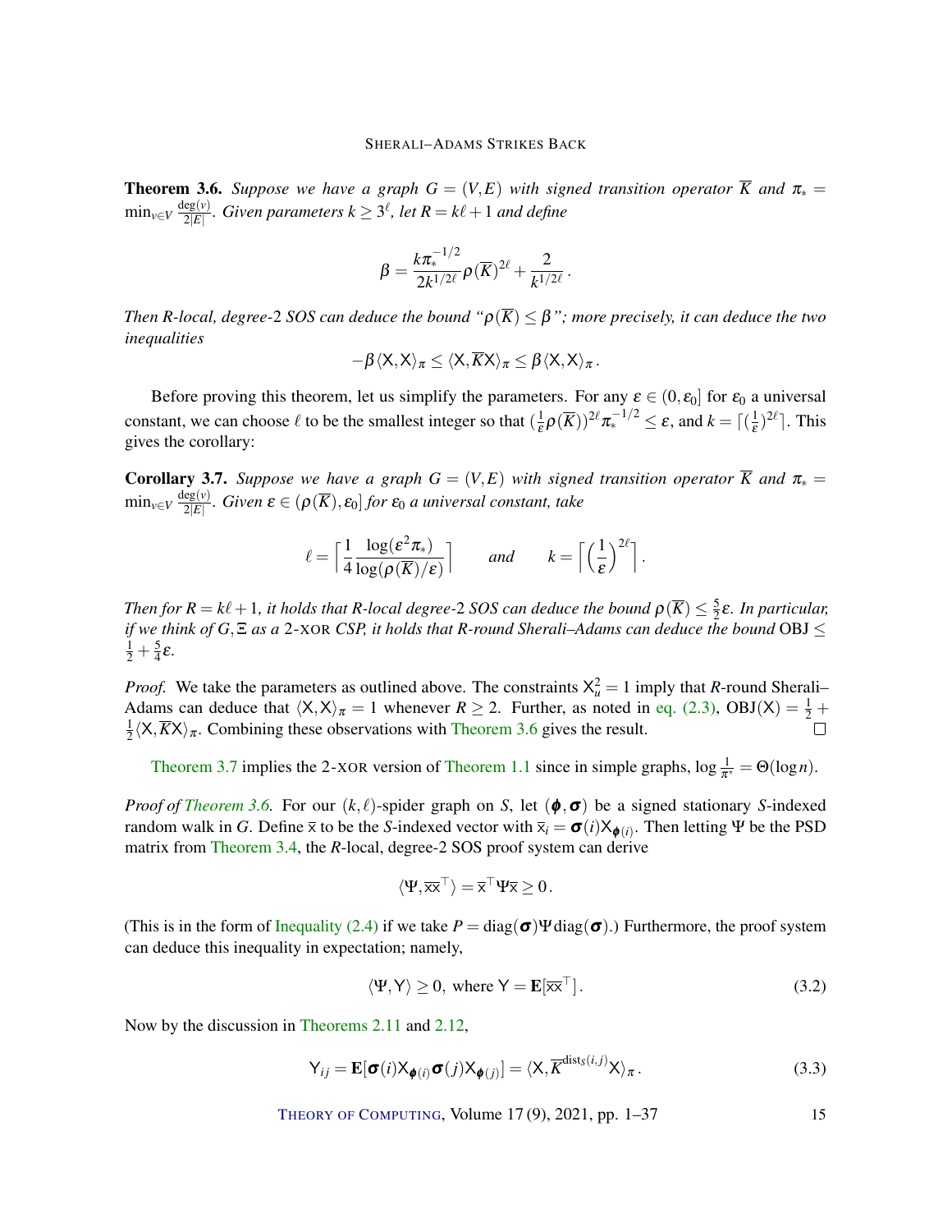**Theorem 3.6.** *Suppose we have a graph $G = (V,E)$ with signed transition operator $\overline{K}$ and $\pi_* = \min_{v \in V} \frac{\deg(v)}{2|E|}$. Given parameters $k \geq 3^\ell$, let $R = k\ell + 1$ and define*

$$\beta = \frac{k\pi_*^{-1/2}}{2k^{1/2\ell}} \rho(\overline{K})^{2\ell} + \frac{2}{k^{1/2\ell}}.$$

*Then $R$-local, degree-2 SOS can deduce the bound "$\rho(\overline{K}) \leq \beta$"; more precisely, it can deduce the two inequalities*

$$-\beta \langle \mathsf{X}, \mathsf{X} \rangle_\pi \leq \langle \mathsf{X}, \overline{K}\mathsf{X} \rangle_\pi \leq \beta \langle \mathsf{X}, \mathsf{X} \rangle_\pi.$$

Before proving this theorem, let us simplify the parameters. For any $\varepsilon \in (0, \varepsilon_0]$ for $\varepsilon_0$ a universal constant, we can choose $\ell$ to be the smallest integer so that $(\frac{1}{\varepsilon}\rho(\overline{K}))^{2\ell}\pi_*^{-1/2} \leq \varepsilon$, and $k = \lceil (\frac{1}{\varepsilon})^{2\ell} \rceil$. This gives the corollary:

**Corollary 3.7.** *Suppose we have a graph $G = (V,E)$ with signed transition operator $\overline{K}$ and $\pi_* = \min_{v \in V} \frac{\deg(v)}{2|E|}$. Given $\varepsilon \in (\rho(\overline{K}), \varepsilon_0]$ for $\varepsilon_0$ a universal constant, take*

$$\ell = \left\lceil \frac{1}{4} \frac{\log(\varepsilon^2 \pi_*)}{\log(\rho(\overline{K})/\varepsilon)} \right\rceil \qquad \text{and} \qquad k = \left\lceil \left(\frac{1}{\varepsilon}\right)^{2\ell} \right\rceil.$$

*Then for $R = k\ell + 1$, it holds that $R$-local degree-2 SOS can deduce the bound $\rho(\overline{K}) \leq \frac{5}{2}\varepsilon$. In particular, if we think of $G, \Xi$ as a 2-XOR CSP, it holds that $R$-round Sherali–Adams can deduce the bound $\mathrm{OBJ} \leq \frac{1}{2} + \frac{5}{4}\varepsilon$.*

*Proof.* We take the parameters as outlined above. The constraints $\mathsf{X}_u^2 = 1$ imply that $R$-round Sherali–Adams can deduce that $\langle \mathsf{X}, \mathsf{X} \rangle_\pi = 1$ whenever $R \geq 2$. Further, as noted in eq. (2.3), $\mathrm{OBJ}(\mathsf{X}) = \frac{1}{2} + \frac{1}{2}\langle \mathsf{X}, \overline{K}\mathsf{X} \rangle_\pi$. Combining these observations with Theorem 3.6 gives the result. $\square$

Theorem 3.7 implies the 2-XOR version of Theorem 1.1 since in simple graphs, $\log \frac{1}{\pi^*} = \Theta(\log n)$.

*Proof of Theorem 3.6.* For our $(k,\ell)$-spider graph on $S$, let $(\boldsymbol{\phi}, \boldsymbol{\sigma})$ be a signed stationary $S$-indexed random walk in $G$. Define $\overline{\mathsf{x}}$ to be the $S$-indexed vector with $\overline{\mathsf{x}}_i = \boldsymbol{\sigma}(i)\mathsf{X}_{\boldsymbol{\phi}(i)}$. Then letting $\Psi$ be the PSD matrix from Theorem 3.4, the $R$-local, degree-2 SOS proof system can derive

$$\langle \Psi, \overline{\mathsf{x}}\overline{\mathsf{x}}^\top \rangle = \overline{\mathsf{x}}^\top \Psi \overline{\mathsf{x}} \geq 0.$$

(This is in the form of Inequality (2.4) if we take $P = \mathrm{diag}(\boldsymbol{\sigma})\Psi\,\mathrm{diag}(\boldsymbol{\sigma})$.) Furthermore, the proof system can deduce this inequality in expectation; namely,

$$\langle \Psi, \mathsf{Y} \rangle \geq 0, \text{ where } \mathsf{Y} = \mathbf{E}[\overline{\mathsf{x}}\overline{\mathsf{x}}^\top]. \tag{3.2}$$

Now by the discussion in Theorems 2.11 and 2.12,

$$\mathsf{Y}_{ij} = \mathbf{E}[\boldsymbol{\sigma}(i)\mathsf{X}_{\boldsymbol{\phi}(i)}\boldsymbol{\sigma}(j)\mathsf{X}_{\boldsymbol{\phi}(j)}] = \langle \mathsf{X}, \overline{K}^{\mathrm{dist}_S(i,j)}\mathsf{X} \rangle_\pi. \tag{3.3}$$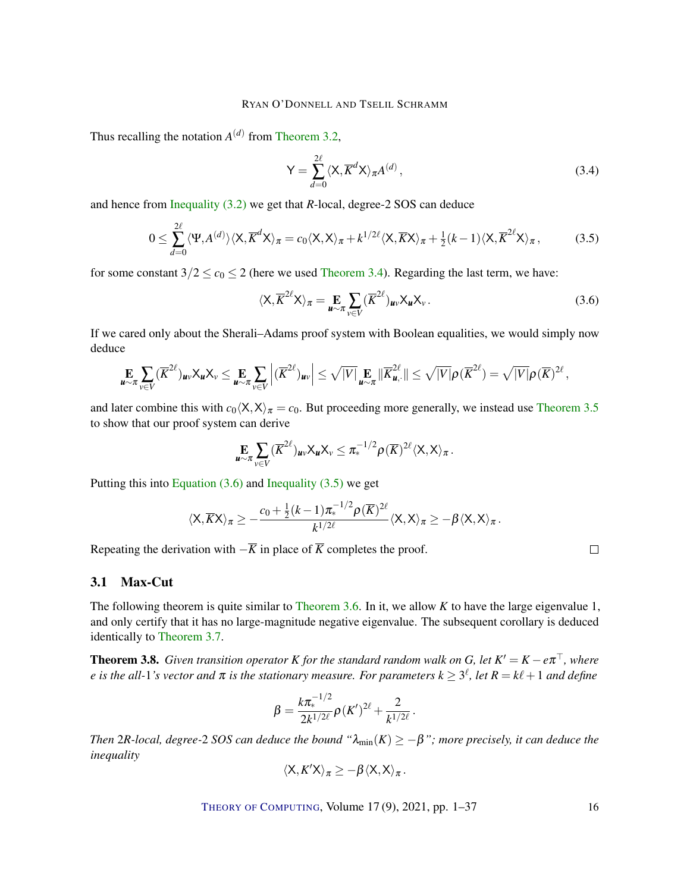Thus recalling the notation $A^{(d)}$ from Theorem 3.2,

$$\mathsf{Y} = \sum_{d=0}^{2\ell} \langle \mathsf{X}, \overline{K}^d \mathsf{X} \rangle_\pi A^{(d)}, \tag{3.4}$$

and hence from Inequality (3.2) we get that $R$-local, degree-2 SOS can deduce

$$0 \le \sum_{d=0}^{2\ell} \langle \Psi, A^{(d)} \rangle \langle \mathsf{X}, \overline{K}^d \mathsf{X} \rangle_\pi = c_0 \langle \mathsf{X}, \mathsf{X} \rangle_\pi + k^{1/2\ell} \langle \mathsf{X}, \overline{K} \mathsf{X} \rangle_\pi + \tfrac{1}{2}(k-1) \langle \mathsf{X}, \overline{K}^{2\ell} \mathsf{X} \rangle_\pi, \tag{3.5}$$

for some constant $3/2 \le c_0 \le 2$ (here we used Theorem 3.4). Regarding the last term, we have:

$$\langle \mathsf{X}, \overline{K}^{2\ell} \mathsf{X} \rangle_\pi = \mathop{\mathbf{E}}_{\boldsymbol{u} \sim \pi} \sum_{v \in V} (\overline{K}^{2\ell})_{\boldsymbol{u}v} \mathsf{X}_{\boldsymbol{u}} \mathsf{X}_v. \tag{3.6}$$

If we cared only about the Sherali–Adams proof system with Boolean equalities, we would simply now deduce

$$\mathop{\mathbf{E}}_{\boldsymbol{u} \sim \pi} \sum_{v \in V} (\overline{K}^{2\ell})_{\boldsymbol{u}v} \mathsf{X}_{\boldsymbol{u}} \mathsf{X}_v \le \mathop{\mathbf{E}}_{\boldsymbol{u} \sim \pi} \sum_{v \in V} \left| (\overline{K}^{2\ell})_{\boldsymbol{u}v} \right| \le \sqrt{|V|} \mathop{\mathbf{E}}_{\boldsymbol{u} \sim \pi} \|\overline{K}^{2\ell}_{\boldsymbol{u},\cdot}\| \le \sqrt{|V|} \rho(\overline{K}^{2\ell}) = \sqrt{|V|} \rho(\overline{K})^{2\ell},$$

and later combine this with $c_0 \langle \mathsf{X}, \mathsf{X} \rangle_\pi = c_0$. But proceeding more generally, we instead use Theorem 3.5 to show that our proof system can derive

$$\mathop{\mathbf{E}}_{\boldsymbol{u} \sim \pi} \sum_{v \in V} (\overline{K}^{2\ell})_{\boldsymbol{u}v} \mathsf{X}_{\boldsymbol{u}} \mathsf{X}_v \le \pi_*^{-1/2} \rho(\overline{K})^{2\ell} \langle \mathsf{X}, \mathsf{X} \rangle_\pi.$$

Putting this into Equation (3.6) and Inequality (3.5) we get

$$\langle \mathsf{X}, \overline{K} \mathsf{X} \rangle_\pi \ge -\frac{c_0 + \frac{1}{2}(k-1)\pi_*^{-1/2} \rho(\overline{K})^{2\ell}}{k^{1/2\ell}} \langle \mathsf{X}, \mathsf{X} \rangle_\pi \ge -\beta \langle \mathsf{X}, \mathsf{X} \rangle_\pi.$$

Repeating the derivation with $-\overline{K}$ in place of $\overline{K}$ completes the proof. $\square$

## 3.1 Max-Cut

The following theorem is quite similar to Theorem 3.6. In it, we allow $K$ to have the large eigenvalue 1, and only certify that it has no large-magnitude negative eigenvalue. The subsequent corollary is deduced identically to Theorem 3.7.

**Theorem 3.8.** *Given transition operator $K$ for the standard random walk on $G$, let $K' = K - e\pi^\top$, where $e$ is the all-1's vector and $\pi$ is the stationary measure. For parameters $k \ge 3^\ell$, let $R = k\ell + 1$ and define*

$$\beta = \frac{k\pi_*^{-1/2}}{2k^{1/2\ell}} \rho(K')^{2\ell} + \frac{2}{k^{1/2\ell}}.$$

*Then $2R$-local, degree-2 SOS can deduce the bound "$\lambda_{\min}(K) \ge -\beta$"; more precisely, it can deduce the inequality*

$$\langle \mathsf{X}, K' \mathsf{X} \rangle_\pi \ge -\beta \langle \mathsf{X}, \mathsf{X} \rangle_\pi.$$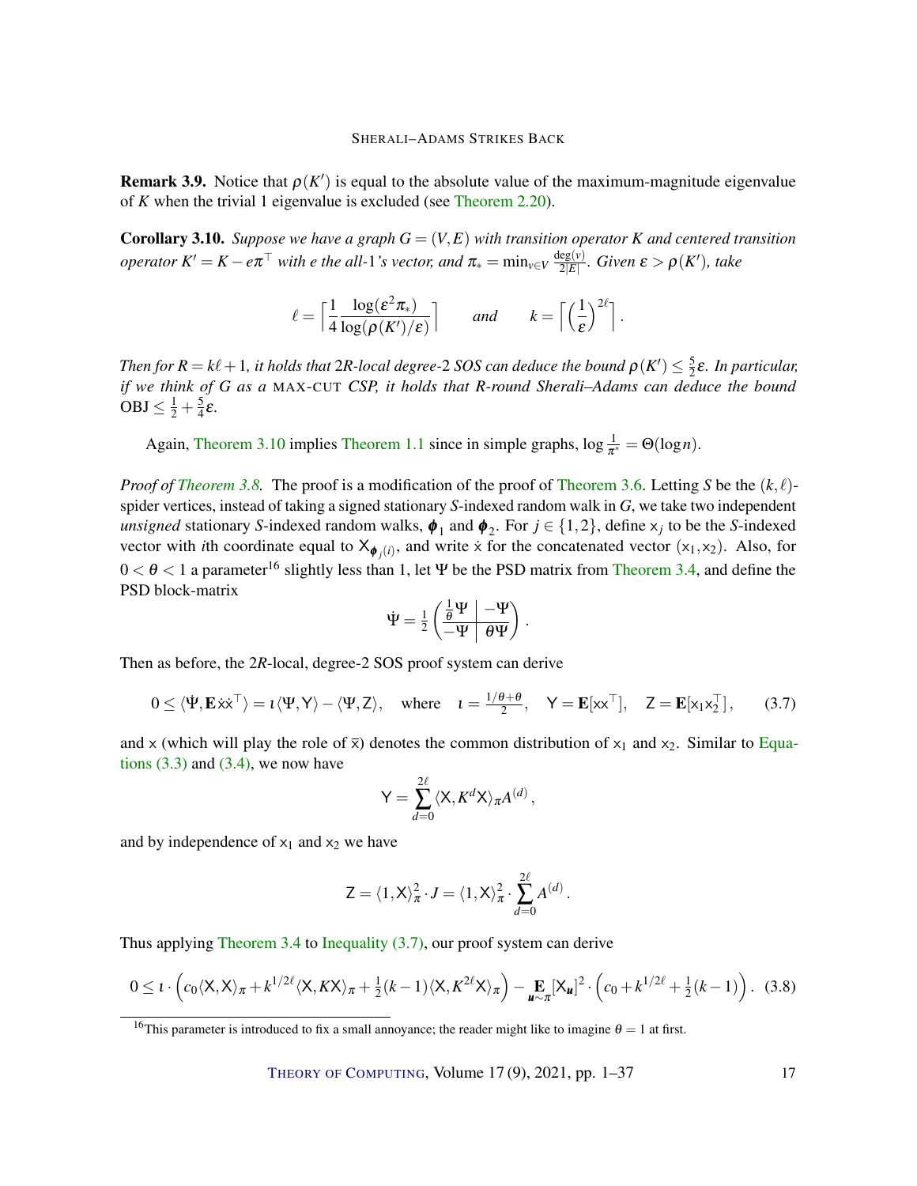**Remark 3.9.** Notice that $\rho(K')$ is equal to the absolute value of the maximum-magnitude eigenvalue of $K$ when the trivial 1 eigenvalue is excluded (see Theorem 2.20).

**Corollary 3.10.** *Suppose we have a graph $G = (V, E)$ with transition operator $K$ and centered transition operator $K' = K - e\pi^\top$ with $e$ the all-1's vector, and $\pi_* = \min_{v \in V} \frac{\deg(v)}{2|E|}$. Given $\varepsilon > \rho(K')$, take*

$$\ell = \left\lceil \frac{1}{4} \frac{\log(\varepsilon^2 \pi_*)}{\log(\rho(K')/\varepsilon)} \right\rceil \qquad \text{and} \qquad k = \left\lceil \left(\frac{1}{\varepsilon}\right)^{2\ell} \right\rceil .$$

*Then for $R = k\ell + 1$, it holds that $2R$-local degree-2 SOS can deduce the bound $\rho(K') \leq \frac{5}{2}\varepsilon$. In particular, if we think of $G$ as a* MAX-CUT *CSP, it holds that $R$-round Sherali–Adams can deduce the bound* $\mathrm{OBJ} \leq \frac{1}{2} + \frac{5}{4}\varepsilon$.

Again, Theorem 3.10 implies Theorem 1.1 since in simple graphs, $\log \frac{1}{\pi^*} = \Theta(\log n)$.

*Proof of Theorem 3.8.* The proof is a modification of the proof of Theorem 3.6. Letting $S$ be the $(k, \ell)$-spider vertices, instead of taking a signed stationary $S$-indexed random walk in $G$, we take two independent *unsigned* stationary $S$-indexed random walks, $\boldsymbol{\phi}_1$ and $\boldsymbol{\phi}_2$. For $j \in \{1, 2\}$, define $\mathsf{x}_j$ to be the $S$-indexed vector with $i$th coordinate equal to $\mathsf{X}_{\boldsymbol{\phi}_j(i)}$, and write $\dot{\mathsf{x}}$ for the concatenated vector $(\mathsf{x}_1, \mathsf{x}_2)$. Also, for $0 < \theta < 1$ a parameter[16] slightly less than 1, let $\Psi$ be the PSD matrix from Theorem 3.4, and define the PSD block-matrix

$$\dot{\Psi} = \frac{1}{2} \left( \begin{array}{c|c} \frac{1}{\theta}\Psi & -\Psi \\ \hline -\Psi & \theta\Psi \end{array} \right).$$

Then as before, the $2R$-local, degree-2 SOS proof system can derive

$$0 \leq \langle \dot{\Psi}, \mathbf{E}\, \dot{\mathsf{x}}\dot{\mathsf{x}}^\top \rangle = \iota \langle \Psi, \mathsf{Y} \rangle - \langle \Psi, \mathsf{Z} \rangle, \quad \text{where} \quad \iota = \tfrac{1/\theta + \theta}{2}, \quad \mathsf{Y} = \mathbf{E}[\mathsf{x}\mathsf{x}^\top], \quad \mathsf{Z} = \mathbf{E}[\mathsf{x}_1 \mathsf{x}_2^\top], \tag{3.7}$$

and $\mathsf{x}$ (which will play the role of $\bar{\mathsf{x}}$) denotes the common distribution of $\mathsf{x}_1$ and $\mathsf{x}_2$. Similar to Equations (3.3) and (3.4), we now have

$$\mathsf{Y} = \sum_{d=0}^{2\ell} \langle \mathsf{X}, K^d \mathsf{X} \rangle_\pi A^{(d)},$$

and by independence of $\mathsf{x}_1$ and $\mathsf{x}_2$ we have

$$\mathsf{Z} = \langle 1, \mathsf{X} \rangle_\pi^2 \cdot J = \langle 1, \mathsf{X} \rangle_\pi^2 \cdot \sum_{d=0}^{2\ell} A^{(d)}.$$

Thus applying Theorem 3.4 to Inequality (3.7), our proof system can derive

$$0 \leq \iota \cdot \left( c_0 \langle \mathsf{X}, \mathsf{X} \rangle_\pi + k^{1/2\ell} \langle \mathsf{X}, K\mathsf{X} \rangle_\pi + \tfrac{1}{2}(k-1) \langle \mathsf{X}, K^{2\ell} \mathsf{X} \rangle_\pi \right) - \mathop{\mathbf{E}}_{\boldsymbol{u} \sim \pi}[\mathsf{X}_{\boldsymbol{u}}]^2 \cdot \left( c_0 + k^{1/2\ell} + \tfrac{1}{2}(k-1) \right). \tag{3.8}$$

[16] This parameter is introduced to fix a small annoyance; the reader might like to imagine $\theta = 1$ at first.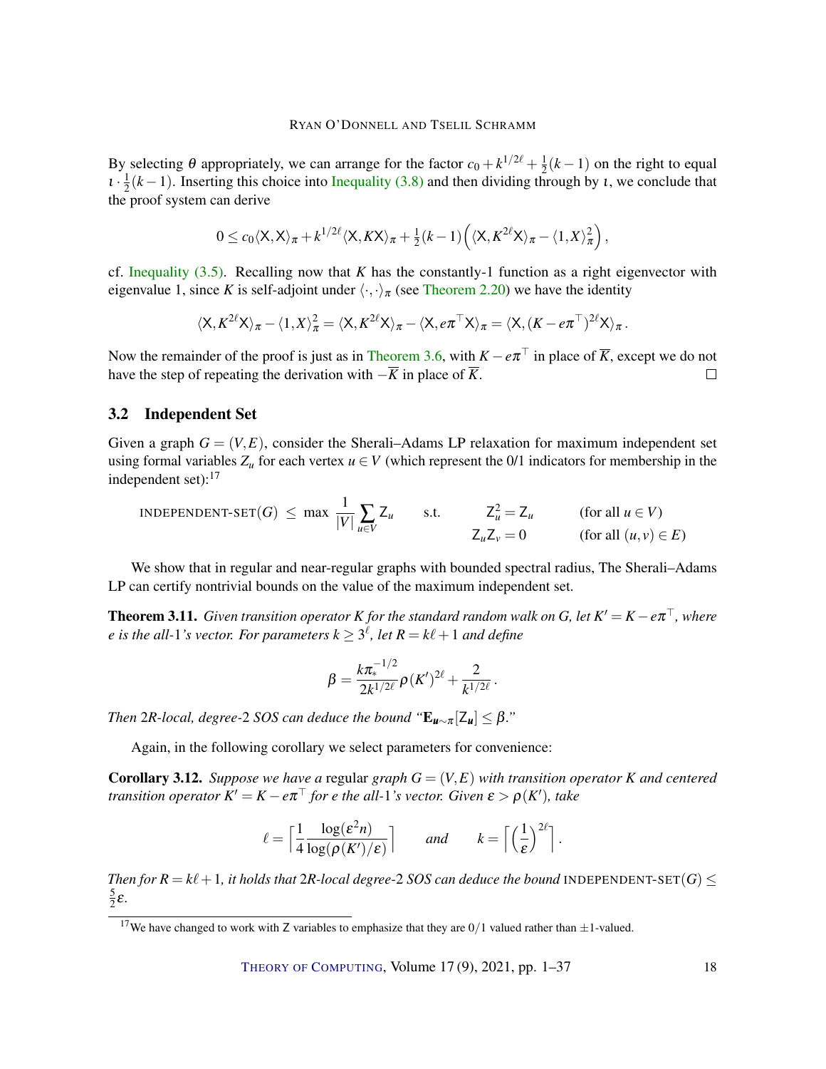By selecting $\theta$ appropriately, we can arrange for the factor $c_0 + k^{1/2\ell} + \frac{1}{2}(k-1)$ on the right to equal $\iota \cdot \frac{1}{2}(k-1)$. Inserting this choice into Inequality (3.8) and then dividing through by $\iota$, we conclude that the proof system can derive

$$0 \le c_0 \langle \mathsf{X}, \mathsf{X} \rangle_\pi + k^{1/2\ell} \langle \mathsf{X}, K\mathsf{X} \rangle_\pi + \tfrac{1}{2}(k-1)\left( \langle \mathsf{X}, K^{2\ell}\mathsf{X} \rangle_\pi - \langle 1, X \rangle_\pi^2 \right),$$

cf. Inequality (3.5). Recalling now that $K$ has the constantly-1 function as a right eigenvector with eigenvalue 1, since $K$ is self-adjoint under $\langle \cdot, \cdot \rangle_\pi$ (see Theorem 2.20) we have the identity

$$\langle \mathsf{X}, K^{2\ell}\mathsf{X} \rangle_\pi - \langle 1, X \rangle_\pi^2 = \langle \mathsf{X}, K^{2\ell}\mathsf{X} \rangle_\pi - \langle \mathsf{X}, e\pi^\top \mathsf{X} \rangle_\pi = \langle \mathsf{X}, (K - e\pi^\top)^{2\ell}\mathsf{X} \rangle_\pi .$$

Now the remainder of the proof is just as in Theorem 3.6, with $K - e\pi^\top$ in place of $\overline{K}$, except we do not have the step of repeating the derivation with $-\overline{K}$ in place of $\overline{K}$. $\square$

## 3.2 Independent Set

Given a graph $G = (V, E)$, consider the Sherali–Adams LP relaxation for maximum independent set using formal variables $Z_u$ for each vertex $u \in V$ (which represent the 0/1 indicators for membership in the independent set):[17]

$$\text{INDEPENDENT-SET}(G) \le \max \frac{1}{|V|} \sum_{u \in V} \mathsf{Z}_u \qquad \text{s.t.} \qquad \begin{aligned} \mathsf{Z}_u^2 &= \mathsf{Z}_u && \text{(for all } u \in V) \\ \mathsf{Z}_u \mathsf{Z}_v &= 0 && \text{(for all } (u,v) \in E) \end{aligned}$$

We show that in regular and near-regular graphs with bounded spectral radius, The Sherali–Adams LP can certify nontrivial bounds on the value of the maximum independent set.

**Theorem 3.11.** *Given transition operator $K$ for the standard random walk on $G$, let $K' = K - e\pi^\top$, where $e$ is the all-1's vector. For parameters $k \ge 3^\ell$, let $R = k\ell + 1$ and define*

$$\beta = \frac{k\pi_*^{-1/2}}{2k^{1/2\ell}} \rho(K')^{2\ell} + \frac{2}{k^{1/2\ell}} .$$

*Then $2R$-local, degree-2 SOS can deduce the bound "$\mathbf{E}_{\boldsymbol{u} \sim \pi}[\mathsf{Z}_{\boldsymbol{u}}] \le \beta$."*

Again, in the following corollary we select parameters for convenience:

**Corollary 3.12.** *Suppose we have a* regular *graph $G = (V, E)$ with transition operator $K$ and centered transition operator $K' = K - e\pi^\top$ for $e$ the all-1's vector. Given $\varepsilon > \rho(K')$, take*

$$\ell = \left\lceil \frac{1}{4} \frac{\log(\varepsilon^2 n)}{\log(\rho(K')/\varepsilon)} \right\rceil \qquad \textit{and} \qquad k = \left\lceil \left(\frac{1}{\varepsilon}\right)^{2\ell} \right\rceil .$$

*Then for $R = k\ell + 1$, it holds that $2R$-local degree-2 SOS can deduce the bound* INDEPENDENT-SET$(G) \le \frac{5}{2}\varepsilon$.

[17] We have changed to work with $\mathsf{Z}$ variables to emphasize that they are $0/1$ valued rather than $\pm 1$-valued.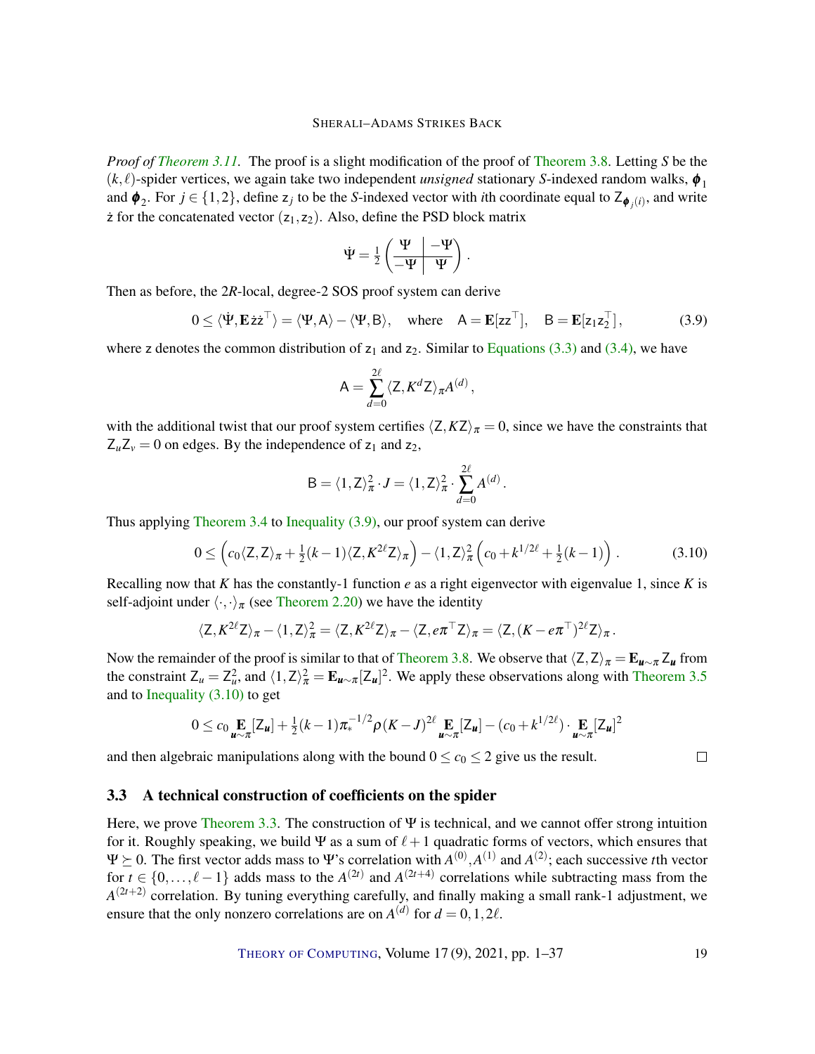*Proof of Theorem 3.11.* The proof is a slight modification of the proof of Theorem 3.8. Letting $S$ be the $(k,\ell)$-spider vertices, we again take two independent *unsigned* stationary $S$-indexed random walks, $\boldsymbol{\phi}_1$ and $\boldsymbol{\phi}_2$. For $j \in \{1,2\}$, define $\mathsf{z}_j$ to be the $S$-indexed vector with $i$th coordinate equal to $\mathsf{Z}_{\boldsymbol{\phi}_j(i)}$, and write $\dot{\mathsf{z}}$ for the concatenated vector $(\mathsf{z}_1,\mathsf{z}_2)$. Also, define the PSD block matrix

$$\dot{\Psi} = \tfrac{1}{2}\left(\begin{array}{c|c} \Psi & -\Psi \\ \hline -\Psi & \Psi \end{array}\right).$$

Then as before, the $2R$-local, degree-2 SOS proof system can derive

$$0 \leq \langle \dot{\Psi}, \mathbf{E}\,\dot{\mathsf{z}}\dot{\mathsf{z}}^\top \rangle = \langle \Psi, \mathsf{A}\rangle - \langle \Psi, \mathsf{B}\rangle, \quad \text{where} \quad \mathsf{A} = \mathbf{E}[\mathsf{z}\mathsf{z}^\top], \quad \mathsf{B} = \mathbf{E}[\mathsf{z}_1\mathsf{z}_2^\top], \tag{3.9}$$

where $\mathsf{z}$ denotes the common distribution of $\mathsf{z}_1$ and $\mathsf{z}_2$. Similar to Equations (3.3) and (3.4), we have

$$\mathsf{A} = \sum_{d=0}^{2\ell} \langle \mathsf{Z}, K^d \mathsf{Z}\rangle_\pi A^{(d)},$$

with the additional twist that our proof system certifies $\langle \mathsf{Z}, K\mathsf{Z}\rangle_\pi = 0$, since we have the constraints that $\mathsf{Z}_u\mathsf{Z}_v = 0$ on edges. By the independence of $\mathsf{z}_1$ and $\mathsf{z}_2$,

$$\mathsf{B} = \langle 1, \mathsf{Z}\rangle_\pi^2 \cdot J = \langle 1, \mathsf{Z}\rangle_\pi^2 \cdot \sum_{d=0}^{2\ell} A^{(d)}.$$

Thus applying Theorem 3.4 to Inequality (3.9), our proof system can derive

$$0 \leq \left(c_0\langle \mathsf{Z},\mathsf{Z}\rangle_\pi + \tfrac{1}{2}(k-1)\langle \mathsf{Z}, K^{2\ell}\mathsf{Z}\rangle_\pi\right) - \langle 1,\mathsf{Z}\rangle_\pi^2\left(c_0 + k^{1/2\ell} + \tfrac{1}{2}(k-1)\right). \tag{3.10}$$

Recalling now that $K$ has the constantly-1 function $e$ as a right eigenvector with eigenvalue 1, since $K$ is self-adjoint under $\langle\cdot,\cdot\rangle_\pi$ (see Theorem 2.20) we have the identity

$$\langle \mathsf{Z}, K^{2\ell}\mathsf{Z}\rangle_\pi - \langle 1,\mathsf{Z}\rangle_\pi^2 = \langle \mathsf{Z}, K^{2\ell}\mathsf{Z}\rangle_\pi - \langle \mathsf{Z}, e\pi^\top \mathsf{Z}\rangle_\pi = \langle \mathsf{Z}, (K - e\pi^\top)^{2\ell}\mathsf{Z}\rangle_\pi.$$

Now the remainder of the proof is similar to that of Theorem 3.8. We observe that $\langle \mathsf{Z},\mathsf{Z}\rangle_\pi = \mathbf{E}_{\boldsymbol{u}\sim\pi}\mathsf{Z}_{\boldsymbol{u}}$ from the constraint $\mathsf{Z}_u = \mathsf{Z}_u^2$, and $\langle 1,\mathsf{Z}\rangle_\pi^2 = \mathbf{E}_{\boldsymbol{u}\sim\pi}[\mathsf{Z}_{\boldsymbol{u}}]^2$. We apply these observations along with Theorem 3.5 and to Inequality (3.10) to get

$$0 \leq c_0 \mathop{\mathbf{E}}_{\boldsymbol{u}\sim\pi}[\mathsf{Z}_{\boldsymbol{u}}] + \tfrac{1}{2}(k-1)\pi_*^{-1/2}\rho(K-J)^{2\ell}\mathop{\mathbf{E}}_{\boldsymbol{u}\sim\pi}[\mathsf{Z}_{\boldsymbol{u}}] - (c_0 + k^{1/2\ell})\cdot \mathop{\mathbf{E}}_{\boldsymbol{u}\sim\pi}[\mathsf{Z}_{\boldsymbol{u}}]^2$$

and then algebraic manipulations along with the bound $0 \leq c_0 \leq 2$ give us the result. □

### 3.3 A technical construction of coefficients on the spider

Here, we prove Theorem 3.3. The construction of $\Psi$ is technical, and we cannot offer strong intuition for it. Roughly speaking, we build $\Psi$ as a sum of $\ell+1$ quadratic forms of vectors, which ensures that $\Psi \succeq 0$. The first vector adds mass to $\Psi$'s correlation with $A^{(0)}, A^{(1)}$ and $A^{(2)}$; each successive $t$th vector for $t \in \{0,\dots,\ell-1\}$ adds mass to the $A^{(2t)}$ and $A^{(2t+4)}$ correlations while subtracting mass from the $A^{(2t+2)}$ correlation. By tuning everything carefully, and finally making a small rank-1 adjustment, we ensure that the only nonzero correlations are on $A^{(d)}$ for $d = 0, 1, 2\ell$.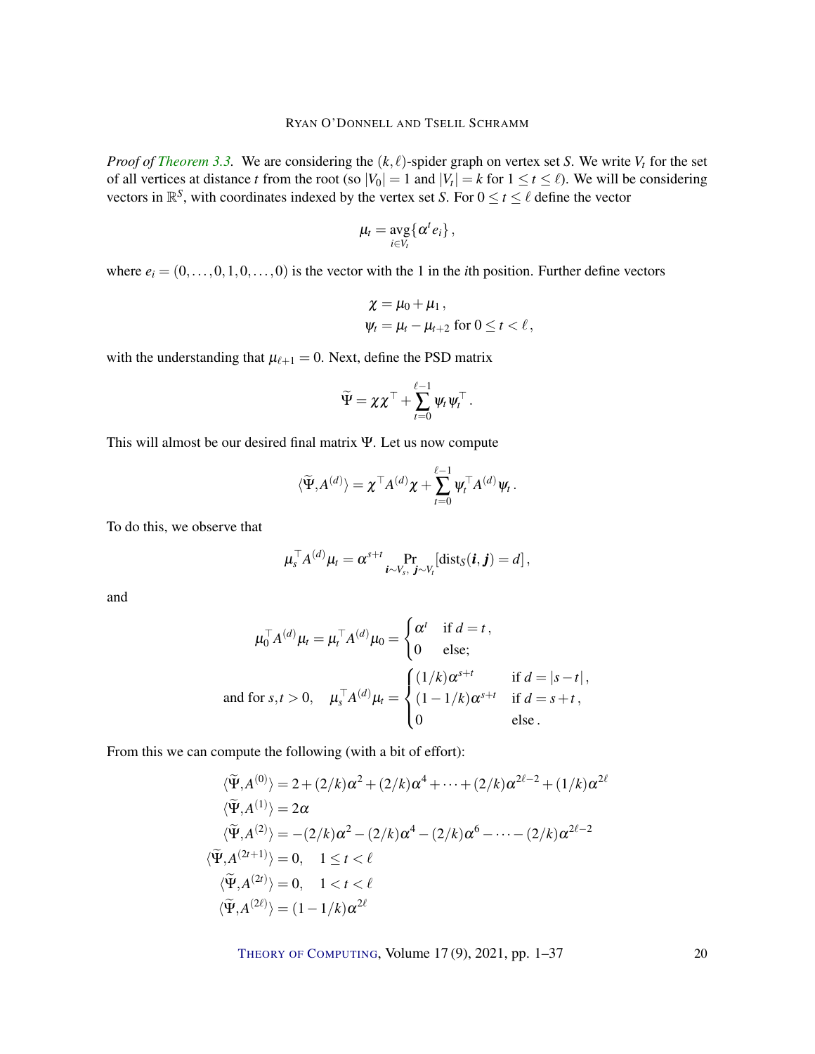*Proof of Theorem 3.3.* We are considering the $(k,\ell)$-spider graph on vertex set $S$. We write $V_t$ for the set of all vertices at distance $t$ from the root (so $|V_0| = 1$ and $|V_t| = k$ for $1 \le t \le \ell$). We will be considering vectors in $\mathbb{R}^S$, with coordinates indexed by the vertex set $S$. For $0 \le t \le \ell$ define the vector

$$\mu_t = \operatorname*{avg}_{i \in V_t}\{\alpha^t e_i\},$$

where $e_i = (0,\dots,0,1,0,\dots,0)$ is the vector with the 1 in the $i$th position. Further define vectors

$$\chi = \mu_0 + \mu_1,$$
$$\psi_t = \mu_t - \mu_{t+2} \text{ for } 0 \le t < \ell,$$

with the understanding that $\mu_{\ell+1} = 0$. Next, define the PSD matrix

$$\widetilde{\Psi} = \chi\chi^\top + \sum_{t=0}^{\ell-1} \psi_t \psi_t^\top.$$

This will almost be our desired final matrix $\Psi$. Let us now compute

$$\langle \widetilde{\Psi}, A^{(d)} \rangle = \chi^\top A^{(d)} \chi + \sum_{t=0}^{\ell-1} \psi_t^\top A^{(d)} \psi_t.$$

To do this, we observe that

$$\mu_s^\top A^{(d)} \mu_t = \alpha^{s+t} \Pr_{\boldsymbol{i}\sim V_s,\, \boldsymbol{j}\sim V_t}[\operatorname{dist}_S(\boldsymbol{i},\boldsymbol{j}) = d],$$

and

$$\mu_0^\top A^{(d)} \mu_t = \mu_t^\top A^{(d)} \mu_0 = \begin{cases} \alpha^t & \text{if } d = t, \\ 0 & \text{else;} \end{cases}$$

$$\text{and for } s,t > 0, \quad \mu_s^\top A^{(d)} \mu_t = \begin{cases} (1/k)\alpha^{s+t} & \text{if } d = |s-t|, \\ (1-1/k)\alpha^{s+t} & \text{if } d = s+t, \\ 0 & \text{else}. \end{cases}$$

From this we can compute the following (with a bit of effort):

$$\langle \widetilde{\Psi}, A^{(0)} \rangle = 2 + (2/k)\alpha^2 + (2/k)\alpha^4 + \cdots + (2/k)\alpha^{2\ell-2} + (1/k)\alpha^{2\ell}$$
$$\langle \widetilde{\Psi}, A^{(1)} \rangle = 2\alpha$$
$$\langle \widetilde{\Psi}, A^{(2)} \rangle = -(2/k)\alpha^2 - (2/k)\alpha^4 - (2/k)\alpha^6 - \cdots - (2/k)\alpha^{2\ell-2}$$
$$\langle \widetilde{\Psi}, A^{(2t+1)} \rangle = 0, \quad 1 \le t < \ell$$
$$\langle \widetilde{\Psi}, A^{(2t)} \rangle = 0, \quad 1 < t < \ell$$
$$\langle \widetilde{\Psi}, A^{(2\ell)} \rangle = (1-1/k)\alpha^{2\ell}$$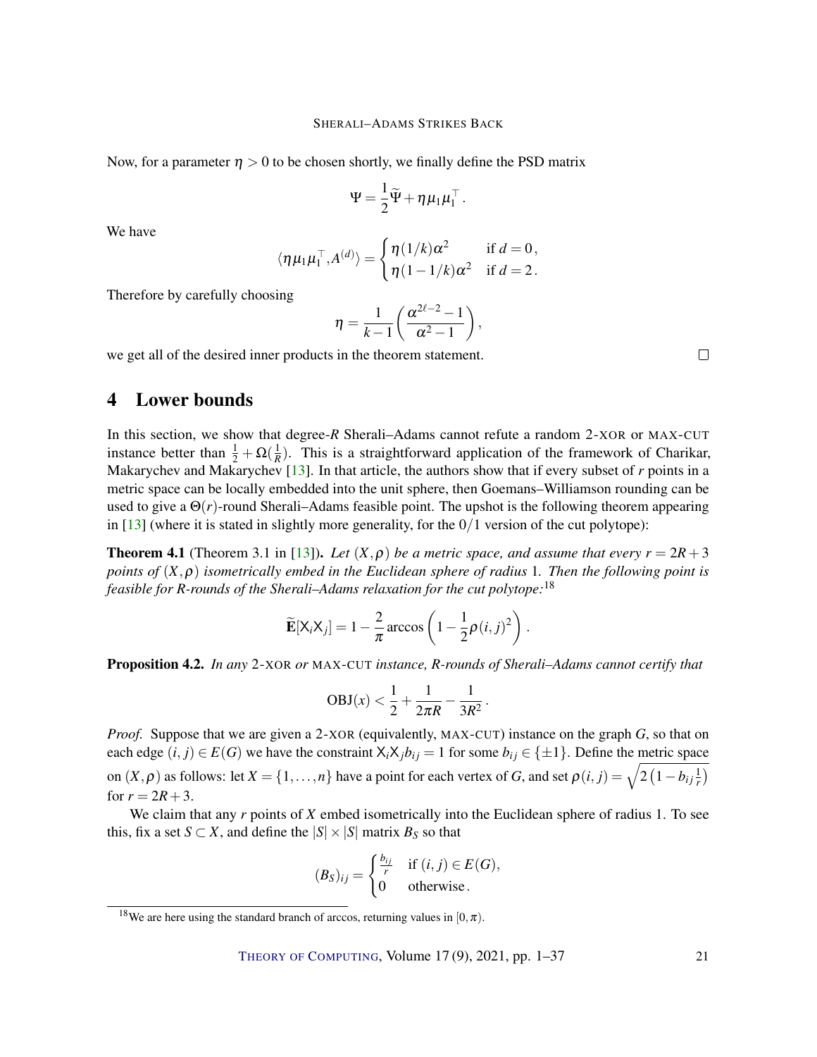Now, for a parameter $\eta > 0$ to be chosen shortly, we finally define the PSD matrix

$$\Psi = \frac{1}{2}\widetilde{\Psi} + \eta \mu_1 \mu_1^\top .$$

We have

$$\langle \eta \mu_1 \mu_1^\top, A^{(d)} \rangle = \begin{cases} \eta(1/k)\alpha^2 & \text{if } d = 0, \\ \eta(1-1/k)\alpha^2 & \text{if } d = 2. \end{cases}$$

Therefore by carefully choosing

$$\eta = \frac{1}{k-1}\left(\frac{\alpha^{2\ell-2}-1}{\alpha^2-1}\right),$$

we get all of the desired inner products in the theorem statement. □

# 4 Lower bounds

In this section, we show that degree-$R$ Sherali–Adams cannot refute a random 2-XOR or MAX-CUT instance better than $\frac{1}{2}+\Omega(\frac{1}{R})$. This is a straightforward application of the framework of Charikar, Makarychev and Makarychev [13]. In that article, the authors show that if every subset of $r$ points in a metric space can be locally embedded into the unit sphere, then Goemans–Williamson rounding can be used to give a $\Theta(r)$-round Sherali–Adams feasible point. The upshot is the following theorem appearing in [13] (where it is stated in slightly more generality, for the $0/1$ version of the cut polytope):

**Theorem 4.1** (Theorem 3.1 in [13]). *Let $(X,\rho)$ be a metric space, and assume that every $r = 2R+3$ points of $(X,\rho)$ isometrically embed in the Euclidean sphere of radius 1. Then the following point is feasible for $R$-rounds of the Sherali–Adams relaxation for the cut polytope:*[18]

$$\widetilde{\mathbf{E}}[\mathsf{X}_i\mathsf{X}_j] = 1 - \frac{2}{\pi}\arccos\left(1-\frac{1}{2}\rho(i,j)^2\right).$$

**Proposition 4.2.** *In any 2-XOR or MAX-CUT instance, $R$-rounds of Sherali–Adams cannot certify that*

$$\mathrm{OBJ}(x) < \frac{1}{2} + \frac{1}{2\pi R} - \frac{1}{3R^2}.$$

*Proof.* Suppose that we are given a 2-XOR (equivalently, MAX-CUT) instance on the graph $G$, so that on each edge $(i,j)\in E(G)$ we have the constraint $\mathsf{X}_i\mathsf{X}_j b_{ij} = 1$ for some $b_{ij}\in\{\pm 1\}$. Define the metric space on $(X,\rho)$ as follows: let $X=\{1,\ldots,n\}$ have a point for each vertex of $G$, and set $\rho(i,j) = \sqrt{2\left(1-b_{ij}\frac{1}{r}\right)}$ for $r = 2R+3$.

We claim that any $r$ points of $X$ embed isometrically into the Euclidean sphere of radius 1. To see this, fix a set $S\subset X$, and define the $|S|\times|S|$ matrix $B_S$ so that

$$(B_S)_{ij} = \begin{cases} \frac{b_{ij}}{r} & \text{if } (i,j)\in E(G), \\ 0 & \text{otherwise}. \end{cases}$$

[18] We are here using the standard branch of arccos, returning values in $[0,\pi)$.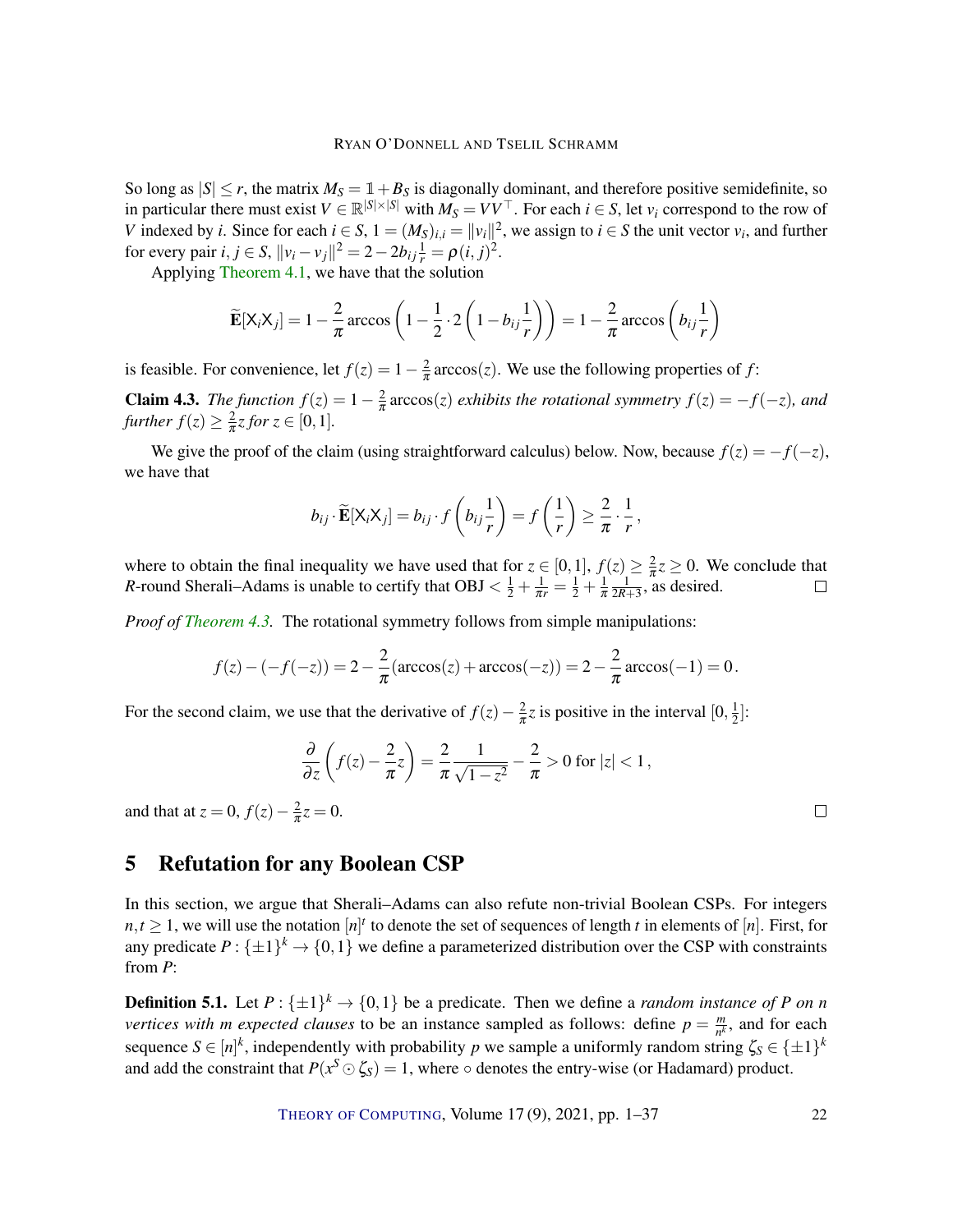So long as $|S| \le r$, the matrix $M_S = \mathbb{1} + B_S$ is diagonally dominant, and therefore positive semidefinite, so in particular there must exist $V \in \mathbb{R}^{|S|\times|S|}$ with $M_S = VV^\top$. For each $i \in S$, let $v_i$ correspond to the row of $V$ indexed by $i$. Since for each $i \in S$, $1 = (M_S)_{i,i} = \|v_i\|^2$, we assign to $i \in S$ the unit vector $v_i$, and further for every pair $i, j \in S$, $\|v_i - v_j\|^2 = 2 - 2b_{ij}\frac{1}{r} = \rho(i,j)^2$.

Applying Theorem 4.1, we have that the solution

$$\widetilde{\mathbf{E}}[\mathsf{X}_i\mathsf{X}_j] = 1 - \frac{2}{\pi}\arccos\left(1 - \frac{1}{2}\cdot 2\left(1 - b_{ij}\frac{1}{r}\right)\right) = 1 - \frac{2}{\pi}\arccos\left(b_{ij}\frac{1}{r}\right)$$

is feasible. For convenience, let $f(z) = 1 - \frac{2}{\pi}\arccos(z)$. We use the following properties of $f$:

**Claim 4.3.** *The function $f(z) = 1 - \frac{2}{\pi}\arccos(z)$ exhibits the rotational symmetry $f(z) = -f(-z)$, and further $f(z) \ge \frac{2}{\pi}z$ for $z \in [0,1]$.*

We give the proof of the claim (using straightforward calculus) below. Now, because $f(z) = -f(-z)$, we have that

$$b_{ij}\cdot \widetilde{\mathbf{E}}[\mathsf{X}_i\mathsf{X}_j] = b_{ij}\cdot f\left(b_{ij}\frac{1}{r}\right) = f\left(\frac{1}{r}\right) \ge \frac{2}{\pi}\cdot\frac{1}{r},$$

where to obtain the final inequality we have used that for $z \in [0,1]$, $f(z) \ge \frac{2}{\pi}z \ge 0$. We conclude that $R$-round Sherali–Adams is unable to certify that $\text{OBJ} < \frac{1}{2} + \frac{1}{\pi r} = \frac{1}{2} + \frac{1}{\pi}\frac{1}{2R+3}$, as desired. ☐

*Proof of Theorem 4.3.* The rotational symmetry follows from simple manipulations:

$$f(z) - (-f(-z)) = 2 - \frac{2}{\pi}(\arccos(z) + \arccos(-z)) = 2 - \frac{2}{\pi}\arccos(-1) = 0.$$

For the second claim, we use that the derivative of $f(z) - \frac{2}{\pi}z$ is positive in the interval $[0, \frac{1}{2}]$:

$$\frac{\partial}{\partial z}\left(f(z) - \frac{2}{\pi}z\right) = \frac{2}{\pi}\frac{1}{\sqrt{1-z^2}} - \frac{2}{\pi} > 0 \text{ for } |z| < 1,$$

and that at $z = 0$, $f(z) - \frac{2}{\pi}z = 0$. ☐

## 5 Refutation for any Boolean CSP

In this section, we argue that Sherali–Adams can also refute non-trivial Boolean CSPs. For integers $n, t \ge 1$, we will use the notation $[n]^t$ to denote the set of sequences of length $t$ in elements of $[n]$. First, for any predicate $P : \{\pm 1\}^k \to \{0,1\}$ we define a parameterized distribution over the CSP with constraints from $P$:

**Definition 5.1.** Let $P : \{\pm 1\}^k \to \{0,1\}$ be a predicate. Then we define a *random instance of $P$ on $n$ vertices with $m$ expected clauses* to be an instance sampled as follows: define $p = \frac{m}{n^k}$, and for each sequence $S \in [n]^k$, independently with probability $p$ we sample a uniformly random string $\zeta_S \in \{\pm 1\}^k$ and add the constraint that $P(x^S \odot \zeta_S) = 1$, where $\circ$ denotes the entry-wise (or Hadamard) product.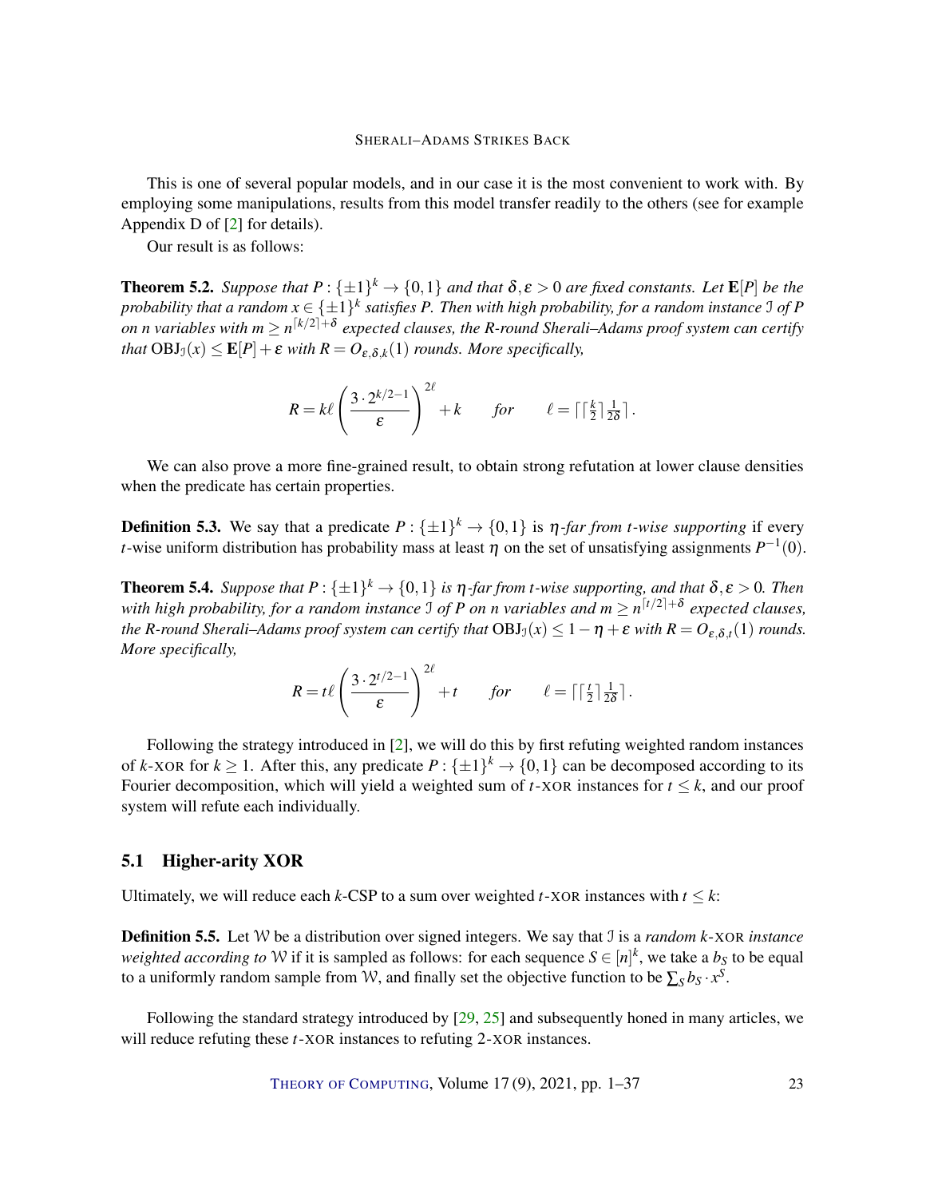This is one of several popular models, and in our case it is the most convenient to work with. By employing some manipulations, results from this model transfer readily to the others (see for example Appendix D of [2] for details).

Our result is as follows:

**Theorem 5.2.** *Suppose that $P : \{\pm 1\}^k \to \{0,1\}$ and that $\delta, \varepsilon > 0$ are fixed constants. Let $\mathbf{E}[P]$ be the probability that a random $x \in \{\pm 1\}^k$ satisfies $P$. Then with high probability, for a random instance $\mathcal{I}$ of $P$ on $n$ variables with $m \geq n^{\lceil k/2 \rceil + \delta}$ expected clauses, the $R$-round Sherali–Adams proof system can certify that $\mathrm{OBJ}_{\mathcal{I}}(x) \leq \mathbf{E}[P] + \varepsilon$ with $R = O_{\varepsilon,\delta,k}(1)$ rounds. More specifically,*

$$R = k\ell \left( \frac{3 \cdot 2^{k/2-1}}{\varepsilon} \right)^{2\ell} + k \qquad \textit{for} \qquad \ell = \lceil \lceil \tfrac{k}{2} \rceil \tfrac{1}{2\delta} \rceil .$$

We can also prove a more fine-grained result, to obtain strong refutation at lower clause densities when the predicate has certain properties.

**Definition 5.3.** We say that a predicate $P : \{\pm 1\}^k \to \{0,1\}$ is *$\eta$-far from $t$-wise supporting* if every $t$-wise uniform distribution has probability mass at least $\eta$ on the set of unsatisfying assignments $P^{-1}(0)$.

**Theorem 5.4.** *Suppose that $P : \{\pm 1\}^k \to \{0,1\}$ is $\eta$-far from $t$-wise supporting, and that $\delta, \varepsilon > 0$. Then with high probability, for a random instance $\mathcal{I}$ of $P$ on $n$ variables and $m \geq n^{\lceil t/2 \rceil + \delta}$ expected clauses, the $R$-round Sherali–Adams proof system can certify that $\mathrm{OBJ}_{\mathcal{I}}(x) \leq 1 - \eta + \varepsilon$ with $R = O_{\varepsilon,\delta,t}(1)$ rounds. More specifically,*

$$R = t\ell \left( \frac{3 \cdot 2^{t/2-1}}{\varepsilon} \right)^{2\ell} + t \qquad \textit{for} \qquad \ell = \lceil \lceil \tfrac{t}{2} \rceil \tfrac{1}{2\delta} \rceil .$$

Following the strategy introduced in [2], we will do this by first refuting weighted random instances of $k$-XOR for $k \geq 1$. After this, any predicate $P : \{\pm 1\}^k \to \{0,1\}$ can be decomposed according to its Fourier decomposition, which will yield a weighted sum of $t$-XOR instances for $t \leq k$, and our proof system will refute each individually.

## 5.1 Higher-arity XOR

Ultimately, we will reduce each $k$-CSP to a sum over weighted $t$-XOR instances with $t \leq k$:

**Definition 5.5.** Let $\mathcal{W}$ be a distribution over signed integers. We say that $\mathcal{I}$ is a *random $k$-XOR instance weighted according to* $\mathcal{W}$ if it is sampled as follows: for each sequence $S \in [n]^k$, we take a $b_S$ to be equal to a uniformly random sample from $\mathcal{W}$, and finally set the objective function to be $\sum_S b_S \cdot x^S$.

Following the standard strategy introduced by [29, 25] and subsequently honed in many articles, we will reduce refuting these $t$-XOR instances to refuting 2-XOR instances.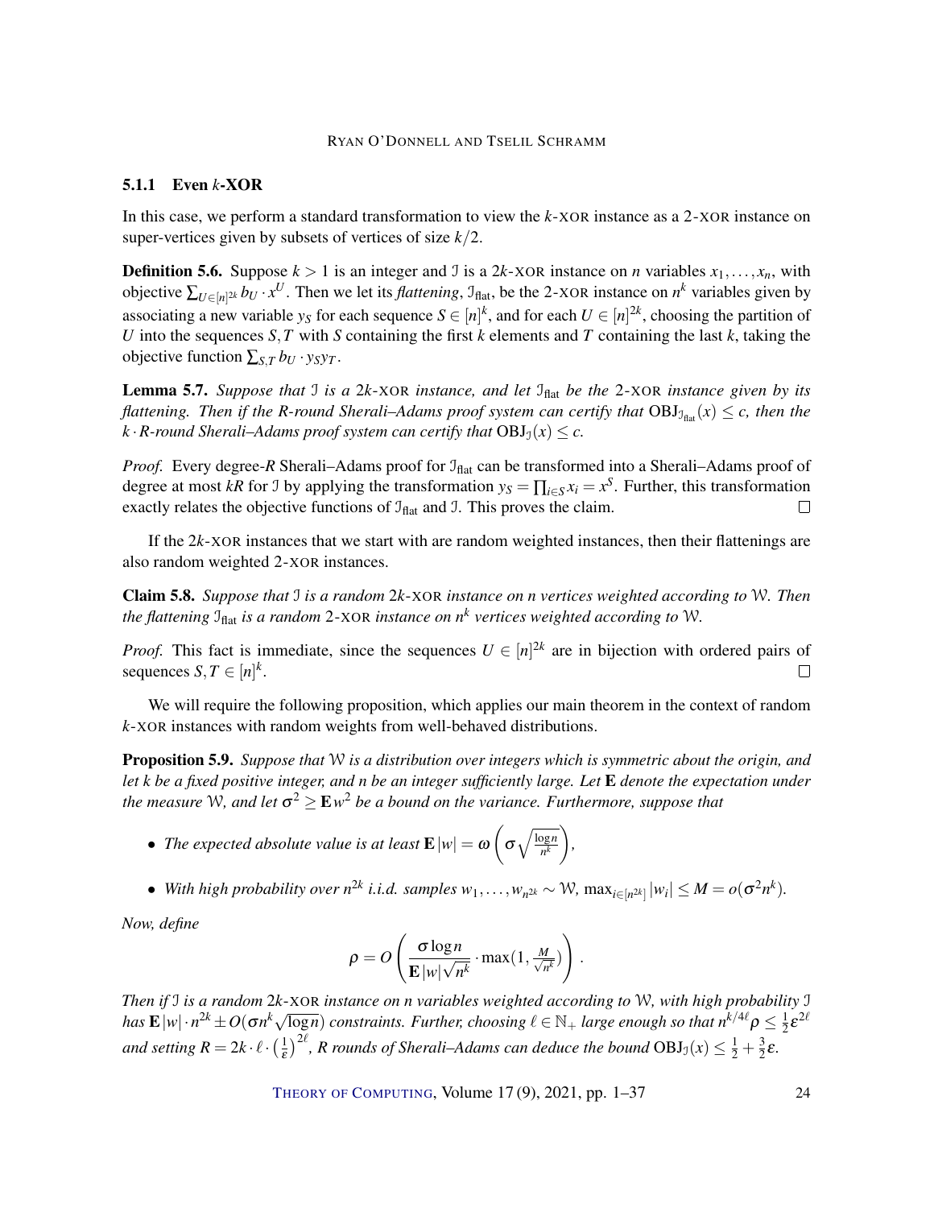### 5.1.1 Even $k$-XOR

In this case, we perform a standard transformation to view the $k$-XOR instance as a 2-XOR instance on super-vertices given by subsets of vertices of size $k/2$.

**Definition 5.6.** Suppose $k > 1$ is an integer and $\mathcal{I}$ is a $2k$-XOR instance on $n$ variables $x_1, \dots, x_n$, with objective $\sum_{U \in [n]^{2k}} b_U \cdot x^U$. Then we let its *flattening*, $\mathcal{I}_{\text{flat}}$, be the 2-XOR instance on $n^k$ variables given by associating a new variable $y_S$ for each sequence $S \in [n]^k$, and for each $U \in [n]^{2k}$, choosing the partition of $U$ into the sequences $S, T$ with $S$ containing the first $k$ elements and $T$ containing the last $k$, taking the objective function $\sum_{S,T} b_U \cdot y_S y_T$.

**Lemma 5.7.** *Suppose that $\mathcal{I}$ is a $2k$-XOR instance, and let $\mathcal{I}_{\text{flat}}$ be the 2-XOR instance given by its flattening. Then if the $R$-round Sherali–Adams proof system can certify that $\text{OBJ}_{\mathcal{I}_{\text{flat}}}(x) \le c$, then the $k \cdot R$-round Sherali–Adams proof system can certify that $\text{OBJ}_{\mathcal{I}}(x) \le c$.*

*Proof.* Every degree-$R$ Sherali–Adams proof for $\mathcal{I}_{\text{flat}}$ can be transformed into a Sherali–Adams proof of degree at most $kR$ for $\mathcal{I}$ by applying the transformation $y_S = \prod_{i \in S} x_i = x^S$. Further, this transformation exactly relates the objective functions of $\mathcal{I}_{\text{flat}}$ and $\mathcal{I}$. This proves the claim. □

If the $2k$-XOR instances that we start with are random weighted instances, then their flattenings are also random weighted 2-XOR instances.

**Claim 5.8.** *Suppose that $\mathcal{I}$ is a random $2k$-XOR instance on n vertices weighted according to $\mathcal{W}$. Then the flattening $\mathcal{I}_{\text{flat}}$ is a random 2-XOR instance on $n^k$ vertices weighted according to $\mathcal{W}$.*

*Proof.* This fact is immediate, since the sequences $U \in [n]^{2k}$ are in bijection with ordered pairs of sequences $S, T \in [n]^k$. □

We will require the following proposition, which applies our main theorem in the context of random $k$-XOR instances with random weights from well-behaved distributions.

**Proposition 5.9.** *Suppose that $\mathcal{W}$ is a distribution over integers which is symmetric about the origin, and let k be a fixed positive integer, and n be an integer sufficiently large. Let $\mathbf{E}$ denote the expectation under the measure $\mathcal{W}$, and let $\sigma^2 \ge \mathbf{E}\, w^2$ be a bound on the variance. Furthermore, suppose that*

- *The expected absolute value is at least $\mathbf{E}\,|w| = \omega\left(\sigma \sqrt{\frac{\log n}{n^k}}\right)$,*
- *With high probability over $n^{2k}$ i.i.d. samples $w_1, \dots, w_{n^{2k}} \sim \mathcal{W}$, $\max_{i \in [n^{2k}]} |w_i| \le M = o(\sigma^2 n^k)$.*

*Now, define*

$$\rho = O\left(\frac{\sigma \log n}{\mathbf{E}\,|w| \sqrt{n^k}} \cdot \max(1, \tfrac{M}{\sqrt{n^k}})\right).$$

*Then if $\mathcal{I}$ is a random $2k$-XOR instance on n variables weighted according to $\mathcal{W}$, with high probability $\mathcal{I}$ has $\mathbf{E}\,|w| \cdot n^{2k} \pm O(\sigma n^k \sqrt{\log n})$ constraints. Further, choosing $\ell \in \mathbb{N}_+$ large enough so that $n^{k/4\ell} \rho \le \frac{1}{2}\varepsilon^{2\ell}$ and setting $R = 2k \cdot \ell \cdot \left(\frac{1}{\varepsilon}\right)^{2\ell}$, R rounds of Sherali–Adams can deduce the bound $\text{OBJ}_{\mathcal{I}}(x) \le \frac{1}{2} + \frac{3}{2}\varepsilon$.*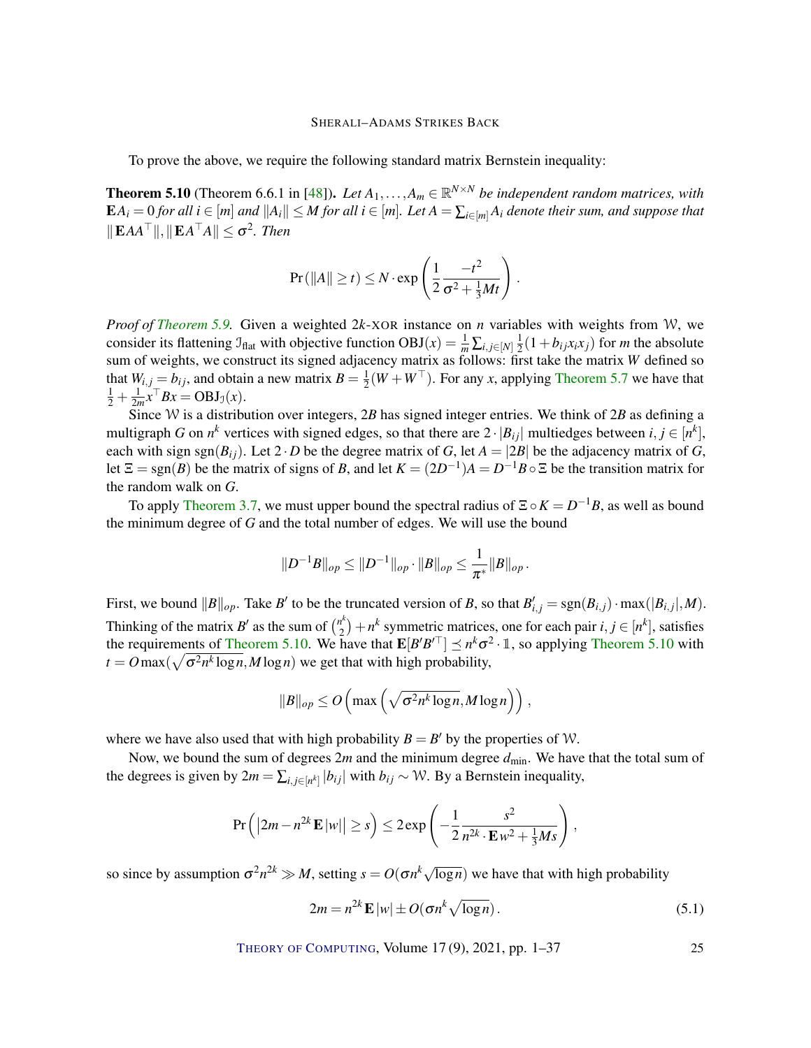To prove the above, we require the following standard matrix Bernstein inequality:

**Theorem 5.10** (Theorem 6.6.1 in [48]). *Let $A_1, \dots, A_m \in \mathbb{R}^{N\times N}$ be independent random matrices, with $\mathbf{E} A_i = 0$ for all $i \in [m]$ and $\|A_i\| \le M$ for all $i \in [m]$. Let $A = \sum_{i\in[m]} A_i$ denote their sum, and suppose that $\|\mathbf{E} AA^\top\|, \|\mathbf{E} A^\top A\| \le \sigma^2$. Then*

$$\Pr(\|A\| \ge t) \le N \cdot \exp\left(\frac{1}{2}\frac{-t^2}{\sigma^2 + \frac{1}{3}Mt}\right).$$

*Proof of Theorem 5.9.* Given a weighted $2k$-XOR instance on $n$ variables with weights from $\mathcal{W}$, we consider its flattening $\mathcal{I}_{\text{flat}}$ with objective function $\text{OBJ}(x) = \frac{1}{m}\sum_{i,j\in[N]}\frac{1}{2}(1 + b_{ij}x_i x_j)$ for $m$ the absolute sum of weights, we construct its signed adjacency matrix as follows: first take the matrix $W$ defined so that $W_{i,j} = b_{ij}$, and obtain a new matrix $B = \frac{1}{2}(W + W^\top)$. For any $x$, applying Theorem 5.7 we have that $\frac{1}{2} + \frac{1}{2m}x^\top B x = \text{OBJ}_{\mathcal{I}}(x)$.

Since $\mathcal{W}$ is a distribution over integers, $2B$ has signed integer entries. We think of $2B$ as defining a multigraph $G$ on $n^k$ vertices with signed edges, so that there are $2\cdot|B_{ij}|$ multiedges between $i, j \in [n^k]$, each with sign $\text{sgn}(B_{ij})$. Let $2\cdot D$ be the degree matrix of $G$, let $A = |2B|$ be the adjacency matrix of $G$, let $\Xi = \text{sgn}(B)$ be the matrix of signs of $B$, and let $K = (2D^{-1})A = D^{-1}B\circ\Xi$ be the transition matrix for the random walk on $G$.

To apply Theorem 3.7, we must upper bound the spectral radius of $\Xi \circ K = D^{-1}B$, as well as bound the minimum degree of $G$ and the total number of edges. We will use the bound

$$\|D^{-1}B\|_{op} \le \|D^{-1}\|_{op}\cdot\|B\|_{op} \le \frac{1}{\pi^*}\|B\|_{op}.$$

First, we bound $\|B\|_{op}$. Take $B'$ to be the truncated version of $B$, so that $B'_{i,j} = \text{sgn}(B_{i,j})\cdot\max(|B_{i,j}|, M)$. Thinking of the matrix $B'$ as the sum of $\binom{n^k}{2} + n^k$ symmetric matrices, one for each pair $i, j \in [n^k]$, satisfies the requirements of Theorem 5.10. We have that $\mathbf{E}[B'B'^\top] \preceq n^k\sigma^2\cdot\mathbb{1}$, so applying Theorem 5.10 with $t = O\max(\sqrt{\sigma^2 n^k\log n}, M\log n)$ we get that with high probability,

$$\|B\|_{op} \le O\left(\max\left(\sqrt{\sigma^2 n^k \log n}, M\log n\right)\right),$$

where we have also used that with high probability $B = B'$ by the properties of $\mathcal{W}$.

Now, we bound the sum of degrees $2m$ and the minimum degree $d_{\min}$. We have that the total sum of the degrees is given by $2m = \sum_{i,j\in[n^k]}|b_{ij}|$ with $b_{ij}\sim\mathcal{W}$. By a Bernstein inequality,

$$\Pr\left(\left|2m - n^{2k}\mathbf{E}|w|\right| \ge s\right) \le 2\exp\left(-\frac{1}{2}\frac{s^2}{n^{2k}\cdot\mathbf{E}w^2 + \frac{1}{3}Ms}\right),$$

so since by assumption $\sigma^2 n^{2k} \gg M$, setting $s = O(\sigma n^k\sqrt{\log n})$ we have that with high probability

$$2m = n^{2k}\mathbf{E}|w| \pm O(\sigma n^k\sqrt{\log n}). \tag{5.1}$$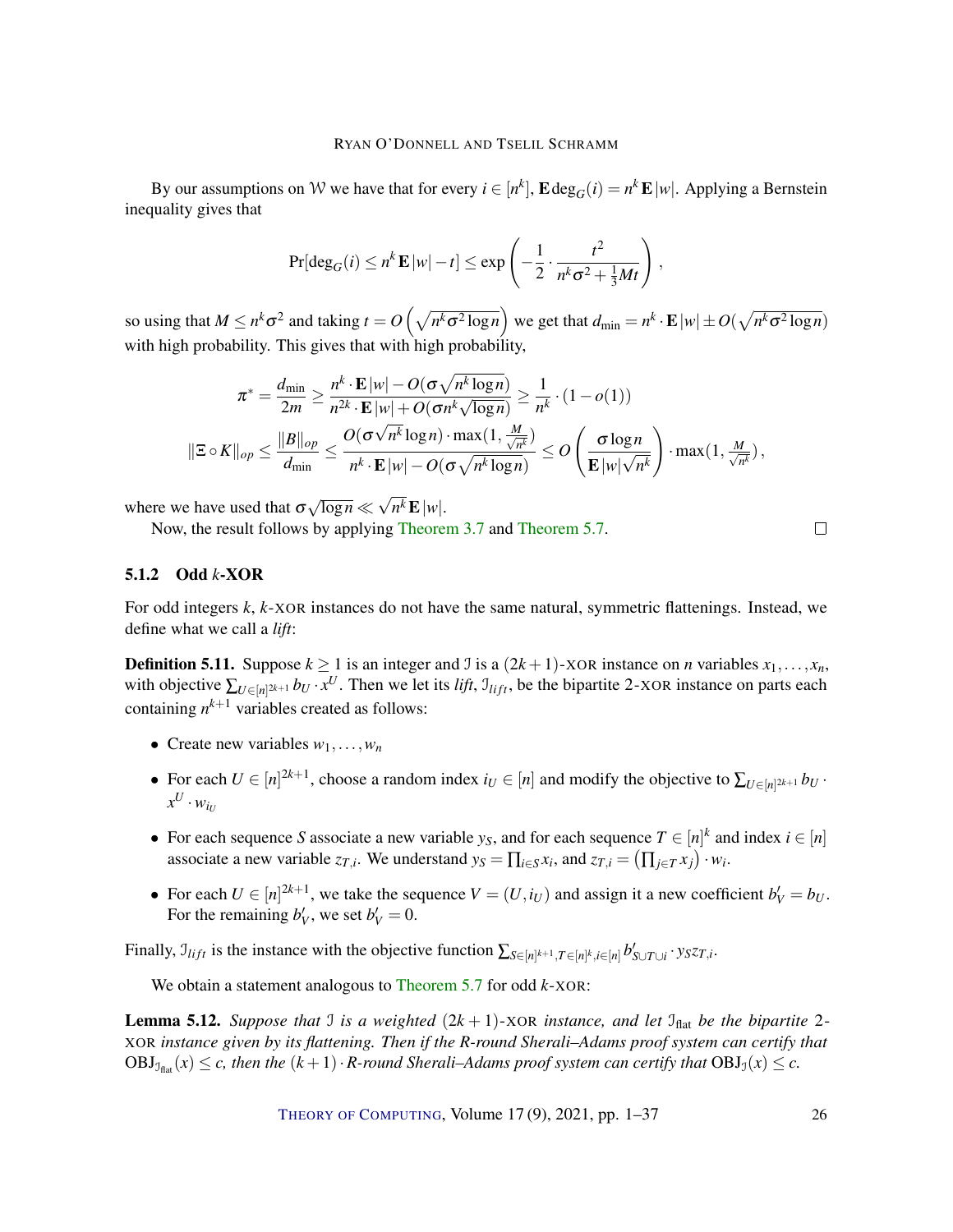By our assumptions on $\mathcal{W}$ we have that for every $i \in [n^k]$, $\mathbf{E}\deg_G(i) = n^k\,\mathbf{E}|w|$. Applying a Bernstein inequality gives that

$$\Pr[\deg_G(i) \le n^k\,\mathbf{E}|w| - t] \le \exp\left(-\frac{1}{2}\cdot\frac{t^2}{n^k\sigma^2 + \frac{1}{3}Mt}\right),$$

so using that $M \le n^k\sigma^2$ and taking $t = O\left(\sqrt{n^k\sigma^2\log n}\right)$ we get that $d_{\min} = n^k\cdot\mathbf{E}|w| \pm O(\sqrt{n^k\sigma^2\log n})$ with high probability. This gives that with high probability,

$$\pi^* = \frac{d_{\min}}{2m} \ge \frac{n^k\cdot\mathbf{E}|w| - O(\sigma\sqrt{n^k\log n})}{n^{2k}\cdot\mathbf{E}|w| + O(\sigma n^k\sqrt{\log n})} \ge \frac{1}{n^k}\cdot(1-o(1))$$

$$\|\Xi\circ K\|_{op} \le \frac{\|B\|_{op}}{d_{\min}} \le \frac{O(\sigma\sqrt{n^k}\log n)\cdot\max(1,\frac{M}{\sqrt{n^k}})}{n^k\cdot\mathbf{E}|w| - O(\sigma\sqrt{n^k\log n})} \le O\left(\frac{\sigma\log n}{\mathbf{E}|w|\sqrt{n^k}}\right)\cdot\max(1,\tfrac{M}{\sqrt{n^k}}),$$

where we have used that $\sigma\sqrt{\log n} \ll \sqrt{n^k}\,\mathbf{E}|w|$.

Now, the result follows by applying Theorem 3.7 and Theorem 5.7. $\square$

#### 5.1.2 Odd $k$-XOR

For odd integers $k$, $k$-XOR instances do not have the same natural, symmetric flattenings. Instead, we define what we call a *lift*:

**Definition 5.11.** Suppose $k \ge 1$ is an integer and $\mathcal{I}$ is a $(2k+1)$-XOR instance on $n$ variables $x_1,\dots,x_n$, with objective $\sum_{U\in[n]^{2k+1}} b_U\cdot x^U$. Then we let its *lift*, $\mathcal{I}_{lift}$, be the bipartite 2-XOR instance on parts each containing $n^{k+1}$ variables created as follows:

- Create new variables $w_1,\dots,w_n$
- For each $U\in[n]^{2k+1}$, choose a random index $i_U\in[n]$ and modify the objective to $\sum_{U\in[n]^{2k+1}} b_U\cdot x^U\cdot w_{i_U}$
- For each sequence $S$ associate a new variable $y_S$, and for each sequence $T\in[n]^k$ and index $i\in[n]$ associate a new variable $z_{T,i}$. We understand $y_S = \prod_{i\in S} x_i$, and $z_{T,i} = \left(\prod_{j\in T} x_j\right)\cdot w_i$.
- For each $U\in[n]^{2k+1}$, we take the sequence $V=(U,i_U)$ and assign it a new coefficient $b'_V = b_U$. For the remaining $b'_V$, we set $b'_V = 0$.

Finally, $\mathcal{I}_{lift}$ is the instance with the objective function $\sum_{S\in[n]^{k+1},T\in[n]^k,i\in[n]} b'_{S\cup T\cup i}\cdot y_S z_{T,i}$.

We obtain a statement analogous to Theorem 5.7 for odd $k$-XOR:

**Lemma 5.12.** *Suppose that $\mathcal{I}$ is a weighted $(2k+1)$-XOR instance, and let $\mathcal{I}_{\text{flat}}$ be the bipartite 2-XOR instance given by its flattening. Then if the $R$-round Sherali–Adams proof system can certify that $\text{OBJ}_{\mathcal{I}_{\text{flat}}}(x)\le c$, then the $(k+1)\cdot R$-round Sherali–Adams proof system can certify that $\text{OBJ}_{\mathcal{I}}(x)\le c$.*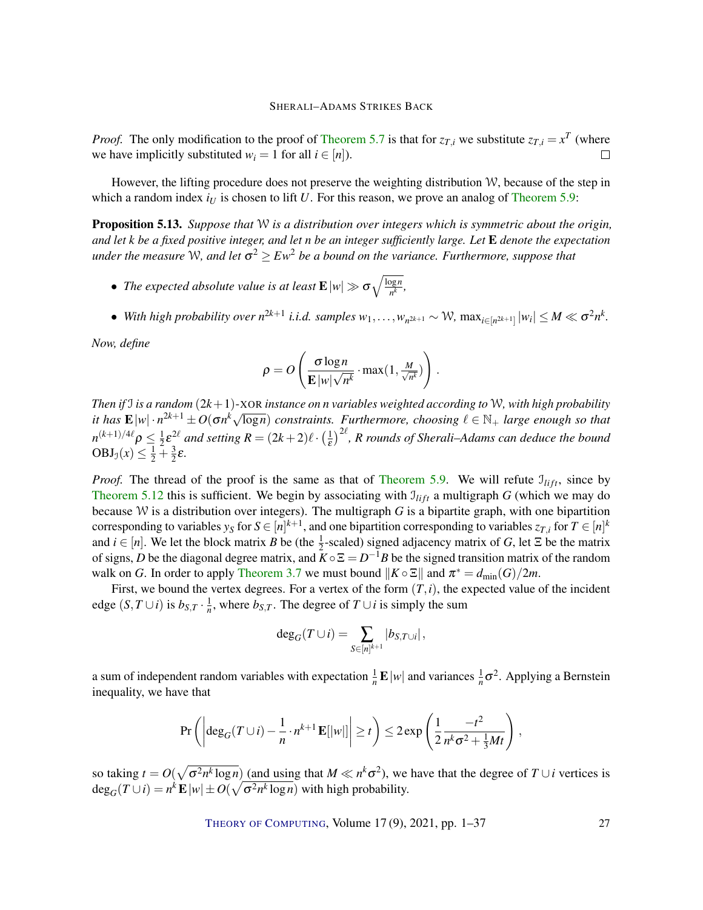*Proof.* The only modification to the proof of Theorem 5.7 is that for $z_{T,i}$ we substitute $z_{T,i} = x^T$ (where we have implicitly substituted $w_i = 1$ for all $i \in [n]$). □

However, the lifting procedure does not preserve the weighting distribution $\mathcal{W}$, because of the step in which a random index $i_U$ is chosen to lift $U$. For this reason, we prove an analog of Theorem 5.9:

**Proposition 5.13.** *Suppose that $\mathcal{W}$ is a distribution over integers which is symmetric about the origin, and let $k$ be a fixed positive integer, and let $n$ be an integer sufficiently large. Let $\mathbf{E}$ denote the expectation under the measure $\mathcal{W}$, and let $\sigma^2 \geq Ew^2$ be a bound on the variance. Furthermore, suppose that*

- *The expected absolute value is at least $\mathbf{E}|w| \gg \sigma\sqrt{\frac{\log n}{n^k}}$,*
- *With high probability over $n^{2k+1}$ i.i.d. samples $w_1, \dots, w_{n^{2k+1}} \sim \mathcal{W}$, $\max_{i \in [n^{2k+1}]} |w_i| \leq M \ll \sigma^2 n^k$.*

*Now, define*

$$\rho = O\left(\frac{\sigma \log n}{\mathbf{E}|w|\sqrt{n^k}} \cdot \max(1, \tfrac{M}{\sqrt{n^k}})\right).$$

*Then if $\mathcal{I}$ is a random $(2k+1)$-XOR instance on $n$ variables weighted according to $\mathcal{W}$, with high probability it has $\mathbf{E}|w| \cdot n^{2k+1} \pm O(\sigma n^k \sqrt{\log n})$ constraints. Furthermore, choosing $\ell \in \mathbb{N}_+$ large enough so that $n^{(k+1)/4\ell}\rho \leq \frac{1}{2}\varepsilon^{2\ell}$ and setting $R = (2k+2)\ell \cdot \left(\frac{1}{\varepsilon}\right)^{2\ell}$, $R$ rounds of Sherali–Adams can deduce the bound $\mathrm{OBJ}_{\mathcal{I}}(x) \leq \frac{1}{2} + \frac{3}{2}\varepsilon$.*

*Proof.* The thread of the proof is the same as that of Theorem 5.9. We will refute $\mathcal{I}_{lift}$, since by Theorem 5.12 this is sufficient. We begin by associating with $\mathcal{I}_{lift}$ a multigraph $G$ (which we may do because $\mathcal{W}$ is a distribution over integers). The multigraph $G$ is a bipartite graph, with one bipartition corresponding to variables $y_S$ for $S \in [n]^{k+1}$, and one bipartition corresponding to variables $z_{T,i}$ for $T \in [n]^k$ and $i \in [n]$. We let the block matrix $B$ be (the $\frac{1}{2}$-scaled) signed adjacency matrix of $G$, let $\Xi$ be the matrix of signs, $D$ be the diagonal degree matrix, and $K \circ \Xi = D^{-1}B$ be the signed transition matrix of the random walk on $G$. In order to apply Theorem 3.7 we must bound $\|K \circ \Xi\|$ and $\pi^* = d_{\min}(G)/2m$.

First, we bound the vertex degrees. For a vertex of the form $(T,i)$, the expected value of the incident edge $(S, T \cup i)$ is $b_{S,T} \cdot \frac{1}{n}$, where $b_{S,T}$. The degree of $T \cup i$ is simply the sum

$$\deg_G(T \cup i) = \sum_{S \in [n]^{k+1}} |b_{S,T \cup i}|,$$

a sum of independent random variables with expectation $\frac{1}{n}\mathbf{E}|w|$ and variances $\frac{1}{n}\sigma^2$. Applying a Bernstein inequality, we have that

$$\Pr\left(\left|\deg_G(T \cup i) - \frac{1}{n} \cdot n^{k+1}\mathbf{E}[|w|]\right| \geq t\right) \leq 2\exp\left(\frac{1}{2}\frac{-t^2}{n^k\sigma^2 + \frac{1}{3}Mt}\right),$$

so taking $t = O(\sqrt{\sigma^2 n^k \log n})$ (and using that $M \ll n^k\sigma^2$), we have that the degree of $T \cup i$ vertices is $\deg_G(T \cup i) = n^k\mathbf{E}|w| \pm O(\sqrt{\sigma^2 n^k \log n})$ with high probability.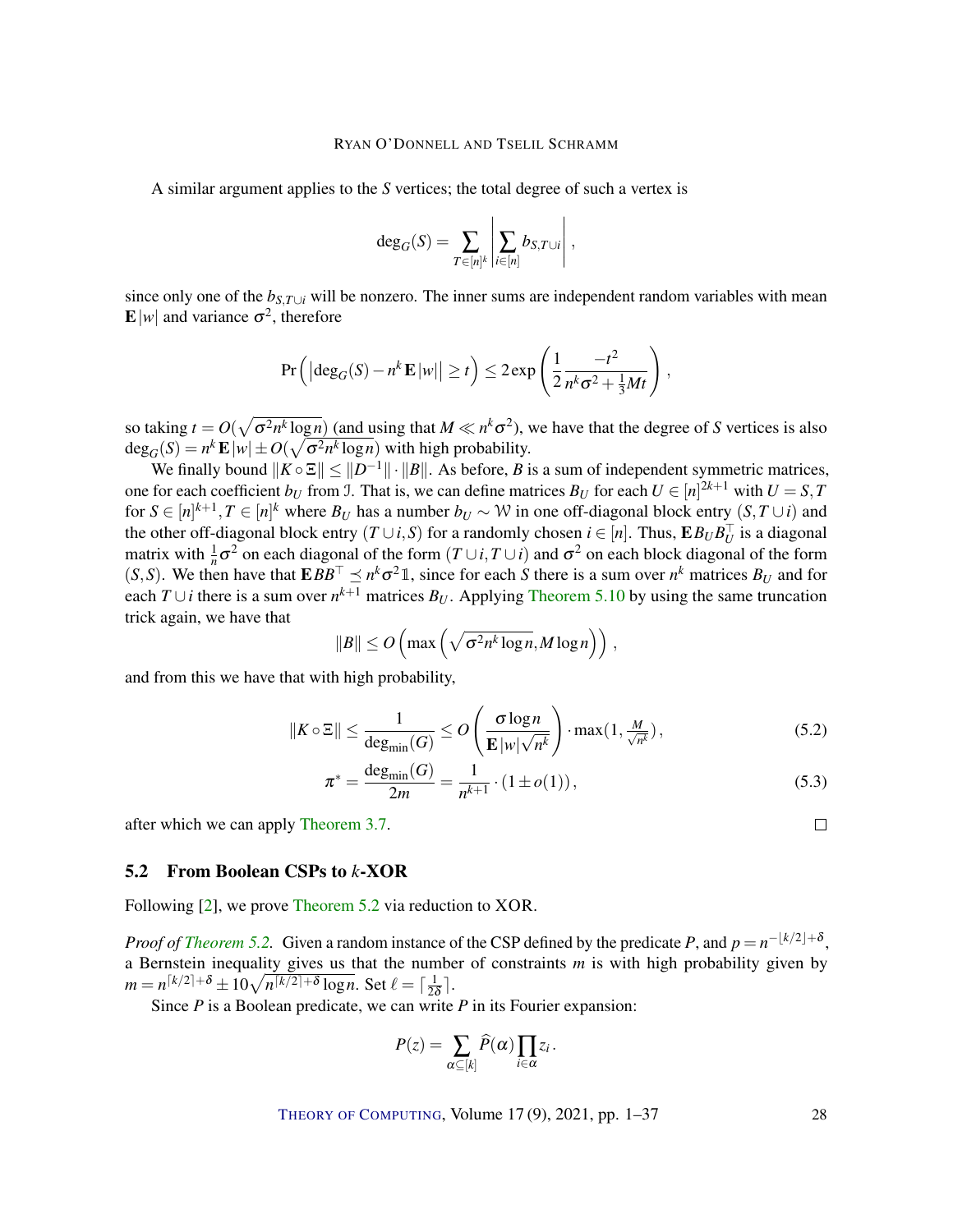A similar argument applies to the $S$ vertices; the total degree of such a vertex is

$$\deg_G(S) = \sum_{T \in [n]^k} \left| \sum_{i \in [n]} b_{S,T\cup i} \right| ,$$

since only one of the $b_{S,T\cup i}$ will be nonzero. The inner sums are independent random variables with mean $\mathbf{E}|w|$ and variance $\sigma^2$, therefore

$$\Pr\left( \left|\deg_G(S) - n^k \mathbf{E}|w|\right| \geq t \right) \leq 2\exp\left( \frac{1}{2} \frac{-t^2}{n^k\sigma^2 + \frac{1}{3}Mt} \right),$$

so taking $t = O(\sqrt{\sigma^2 n^k \log n})$ (and using that $M \ll n^k\sigma^2$), we have that the degree of $S$ vertices is also $\deg_G(S) = n^k \mathbf{E}|w| \pm O(\sqrt{\sigma^2 n^k \log n})$ with high probability.

We finally bound $\|K \circ \Xi\| \leq \|D^{-1}\| \cdot \|B\|$. As before, $B$ is a sum of independent symmetric matrices, one for each coefficient $b_U$ from $\mathcal{I}$. That is, we can define matrices $B_U$ for each $U \in [n]^{2k+1}$ with $U = S, T$ for $S \in [n]^{k+1}, T \in [n]^k$ where $B_U$ has a number $b_U \sim \mathcal{W}$ in one off-diagonal block entry $(S, T\cup i)$ and the other off-diagonal block entry $(T \cup i, S)$ for a randomly chosen $i \in [n]$. Thus, $\mathbf{E} B_U B_U^\top$ is a diagonal matrix with $\frac{1}{n}\sigma^2$ on each diagonal of the form $(T\cup i, T\cup i)$ and $\sigma^2$ on each block diagonal of the form $(S,S)$. We then have that $\mathbf{E}BB^\top \preceq n^k\sigma^2 \mathbb{1}$, since for each $S$ there is a sum over $n^k$ matrices $B_U$ and for each $T \cup i$ there is a sum over $n^{k+1}$ matrices $B_U$. Applying Theorem 5.10 by using the same truncation trick again, we have that

$$\|B\| \leq O\left( \max\left( \sqrt{\sigma^2 n^k \log n}, M \log n \right) \right),$$

and from this we have that with high probability,

$$\|K \circ \Xi\| \leq \frac{1}{\deg_{\min}(G)} \leq O\left( \frac{\sigma \log n}{\mathbf{E}|w|\sqrt{n^k}} \right) \cdot \max(1, \tfrac{M}{\sqrt{n^k}}), \tag{5.2}$$

$$\pi^* = \frac{\deg_{\min}(G)}{2m} = \frac{1}{n^{k+1}} \cdot (1 \pm o(1)), \tag{5.3}$$

after which we can apply Theorem 3.7. $\square$

## 5.2 From Boolean CSPs to $k$-XOR

Following [2], we prove Theorem 5.2 via reduction to XOR.

*Proof of Theorem 5.2.* Given a random instance of the CSP defined by the predicate $P$, and $p = n^{-\lfloor k/2 \rfloor + \delta}$, a Bernstein inequality gives us that the number of constraints $m$ is with high probability given by $m = n^{\lceil k/2 \rceil + \delta} \pm 10\sqrt{n^{\lceil k/2 \rceil + \delta} \log n}$. Set $\ell = \lceil \frac{1}{2\delta} \rceil$.

Since $P$ is a Boolean predicate, we can write $P$ in its Fourier expansion:

$$P(z) = \sum_{\alpha \subseteq [k]} \widehat{P}(\alpha) \prod_{i \in \alpha} z_i .$$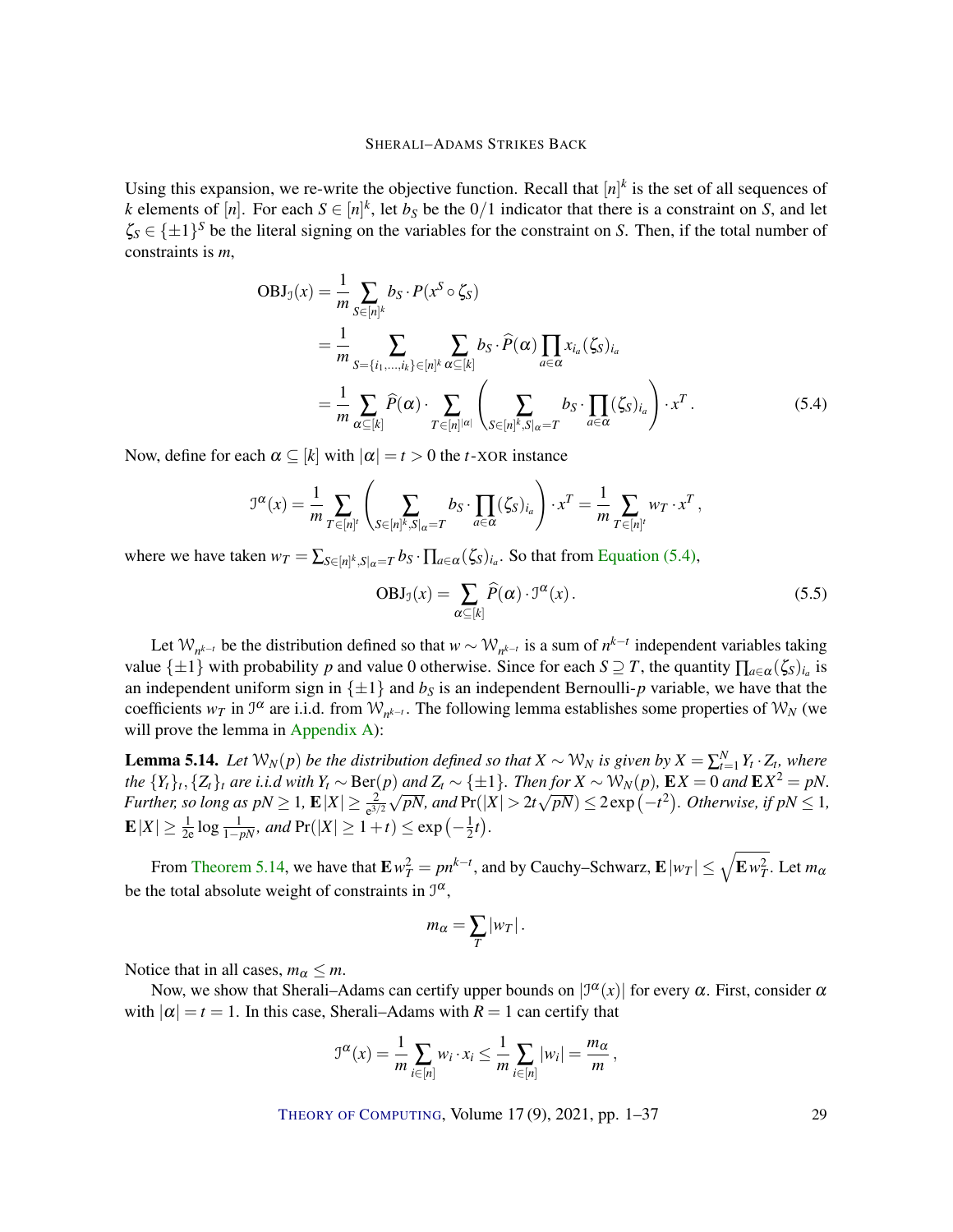Using this expansion, we re-write the objective function. Recall that $[n]^k$ is the set of all sequences of $k$ elements of $[n]$. For each $S \in [n]^k$, let $b_S$ be the $0/1$ indicator that there is a constraint on $S$, and let $\zeta_S \in \{\pm 1\}^S$ be the literal signing on the variables for the constraint on $S$. Then, if the total number of constraints is $m$,

$$
\begin{aligned}
\mathrm{OBJ}_{\mathcal{I}}(x) &= \frac{1}{m} \sum_{S \in [n]^k} b_S \cdot P(x^S \circ \zeta_S) \\
&= \frac{1}{m} \sum_{S=\{i_1,\dots,i_k\} \in [n]^k} \sum_{\alpha \subseteq [k]} b_S \cdot \widehat{P}(\alpha) \prod_{a \in \alpha} x_{i_a} (\zeta_S)_{i_a} \\
&= \frac{1}{m} \sum_{\alpha \subseteq [k]} \widehat{P}(\alpha) \cdot \sum_{T \in [n]^{|\alpha|}} \left( \sum_{S \in [n]^k, S|_\alpha = T} b_S \cdot \prod_{a \in \alpha} (\zeta_S)_{i_a} \right) \cdot x^T \,.
\end{aligned} \tag{5.4}
$$

Now, define for each $\alpha \subseteq [k]$ with $|\alpha| = t > 0$ the $t$-XOR instance

$$
\mathcal{I}^\alpha(x) = \frac{1}{m} \sum_{T \in [n]^t} \left( \sum_{S \in [n]^k, S|_\alpha = T} b_S \cdot \prod_{a \in \alpha} (\zeta_S)_{i_a} \right) \cdot x^T = \frac{1}{m} \sum_{T \in [n]^t} w_T \cdot x^T \,,
$$

where we have taken $w_T = \sum_{S \in [n]^k, S|_\alpha = T} b_S \cdot \prod_{a \in \alpha} (\zeta_S)_{i_a}$. So that from Equation (5.4),

$$
\mathrm{OBJ}_{\mathcal{I}}(x) = \sum_{\alpha \subseteq [k]} \widehat{P}(\alpha) \cdot \mathcal{I}^\alpha(x) \,. \tag{5.5}
$$

Let $\mathcal{W}_{n^{k-t}}$ be the distribution defined so that $w \sim \mathcal{W}_{n^{k-t}}$ is a sum of $n^{k-t}$ independent variables taking value $\{\pm 1\}$ with probability $p$ and value $0$ otherwise. Since for each $S \supseteq T$, the quantity $\prod_{a \in \alpha} (\zeta_S)_{i_a}$ is an independent uniform sign in $\{\pm 1\}$ and $b_S$ is an independent Bernoulli-$p$ variable, we have that the coefficients $w_T$ in $\mathcal{I}^\alpha$ are i.i.d. from $\mathcal{W}_{n^{k-t}}$. The following lemma establishes some properties of $\mathcal{W}_N$ (we will prove the lemma in Appendix A):

**Lemma 5.14.** *Let $\mathcal{W}_N(p)$ be the distribution defined so that $X \sim \mathcal{W}_N$ is given by $X = \sum_{t=1}^N Y_t \cdot Z_t$, where the $\{Y_t\}_t, \{Z_t\}_t$ are i.i.d with $Y_t \sim \mathrm{Ber}(p)$ and $Z_t \sim \{\pm 1\}$. Then for $X \sim \mathcal{W}_N(p)$, $\mathbf{E}\, X = 0$ and $\mathbf{E}\, X^2 = pN$. Further, so long as $pN \geq 1$, $\mathbf{E}\, |X| \geq \frac{2}{e^{3/2}} \sqrt{pN}$, and $\Pr(|X| > 2t\sqrt{pN}) \leq 2\exp(-t^2)$. Otherwise, if $pN \leq 1$, $\mathbf{E}\, |X| \geq \frac{1}{2e} \log \frac{1}{1-pN}$, and $\Pr(|X| \geq 1 + t) \leq \exp\left(-\frac{1}{2}t\right)$.*

From Theorem 5.14, we have that $\mathbf{E}\, w_T^2 = pn^{k-t}$, and by Cauchy–Schwarz, $\mathbf{E}\, |w_T| \leq \sqrt{\mathbf{E}\, w_T^2}$. Let $m_\alpha$ be the total absolute weight of constraints in $\mathcal{I}^\alpha$,

$$
m_\alpha = \sum_T |w_T| \,.
$$

Notice that in all cases, $m_\alpha \leq m$.

Now, we show that Sherali–Adams can certify upper bounds on $|\mathcal{I}^\alpha(x)|$ for every $\alpha$. First, consider $\alpha$ with $|\alpha| = t = 1$. In this case, Sherali–Adams with $R = 1$ can certify that

$$
\mathcal{I}^\alpha(x) = \frac{1}{m} \sum_{i \in [n]} w_i \cdot x_i \leq \frac{1}{m} \sum_{i \in [n]} |w_i| = \frac{m_\alpha}{m} \,,
$$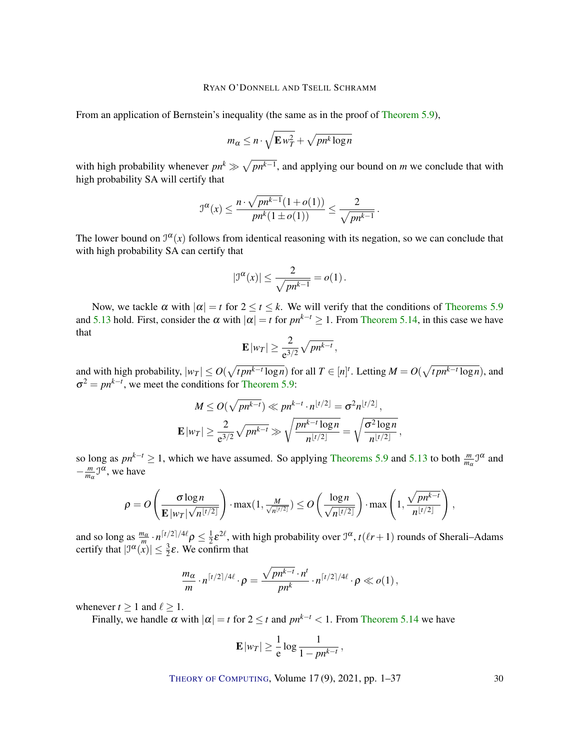From an application of Bernstein's inequality (the same as in the proof of Theorem 5.9),

$$m_\alpha \le n \cdot \sqrt{\mathbf{E}\, w_T^2} + \sqrt{pn^k \log n}$$

with high probability whenever $pn^k \gg \sqrt{pn^{k-1}}$, and applying our bound on $m$ we conclude that with high probability SA will certify that

$$\mathcal{I}^\alpha(x) \le \frac{n \cdot \sqrt{pn^{k-1}}(1+o(1))}{pn^k(1 \pm o(1))} \le \frac{2}{\sqrt{pn^{k-1}}}\,.$$

The lower bound on $\mathcal{I}^\alpha(x)$ follows from identical reasoning with its negation, so we can conclude that with high probability SA can certify that

$$|\mathcal{I}^\alpha(x)| \le \frac{2}{\sqrt{pn^{k-1}}} = o(1)\,.$$

Now, we tackle $\alpha$ with $|\alpha| = t$ for $2 \le t \le k$. We will verify that the conditions of Theorems 5.9 and 5.13 hold. First, consider the $\alpha$ with $|\alpha| = t$ for $pn^{k-t} \ge 1$. From Theorem 5.14, in this case we have that

$$\mathbf{E}\,|w_T| \ge \frac{2}{\mathrm{e}^{3/2}} \sqrt{pn^{k-t}}\,,$$

and with high probability, $|w_T| \le O(\sqrt{tpn^{k-t}\log n})$ for all $T \in [n]^t$. Letting $M = O(\sqrt{tpn^{k-t}\log n})$, and $\sigma^2 = pn^{k-t}$, we meet the conditions for Theorem 5.9:

$$M \le O(\sqrt{pn^{k-t}}) \ll pn^{k-t} \cdot n^{\lfloor t/2 \rfloor} = \sigma^2 n^{\lfloor t/2 \rfloor}\,,$$

$$\mathbf{E}\,|w_T| \ge \frac{2}{\mathrm{e}^{3/2}} \sqrt{pn^{k-t}} \gg \sqrt{\frac{pn^{k-t}\log n}{n^{\lfloor t/2 \rfloor}}} = \sqrt{\frac{\sigma^2 \log n}{n^{\lfloor t/2 \rfloor}}}\,,$$

so long as $pn^{k-t} \ge 1$, which we have assumed. So applying Theorems 5.9 and 5.13 to both $\frac{m}{m_\alpha}\mathcal{I}^\alpha$ and $-\frac{m}{m_\alpha}\mathcal{I}^\alpha$, we have

$$\rho = O\left(\frac{\sigma \log n}{\mathbf{E}\,|w_T|\sqrt{n^{\lfloor t/2 \rfloor}}}\right) \cdot \max\left(1, \tfrac{M}{\sqrt{n^{\lceil t/2 \rceil}}}\right) \le O\left(\frac{\log n}{\sqrt{n^{\lfloor t/2 \rfloor}}}\right) \cdot \max\left(1, \frac{\sqrt{pn^{k-t}}}{n^{\lceil t/2 \rceil}}\right)\,,$$

and so long as $\frac{m_\alpha}{m} \cdot n^{\lceil t/2 \rceil/4\ell}\rho \le \frac{1}{2}\varepsilon^{2\ell}$, with high probability over $\mathcal{I}^\alpha$, $t(\ell r+1)$ rounds of Sherali–Adams certify that $|\mathcal{I}^\alpha(x)| \le \frac{3}{2}\varepsilon$. We confirm that

$$\frac{m_\alpha}{m} \cdot n^{\lceil t/2 \rceil/4\ell} \cdot \rho = \frac{\sqrt{pn^{k-t}} \cdot n^t}{pn^k} \cdot n^{\lceil t/2 \rceil/4\ell} \cdot \rho \ll o(1)\,,$$

whenever $t \ge 1$ and $\ell \ge 1$.

Finally, we handle $\alpha$ with $|\alpha| = t$ for $2 \le t$ and $pn^{k-t} < 1$. From Theorem 5.14 we have

$$\mathbf{E}\,|w_T| \ge \frac{1}{\mathrm{e}} \log \frac{1}{1 - pn^{k-t}}\,,$$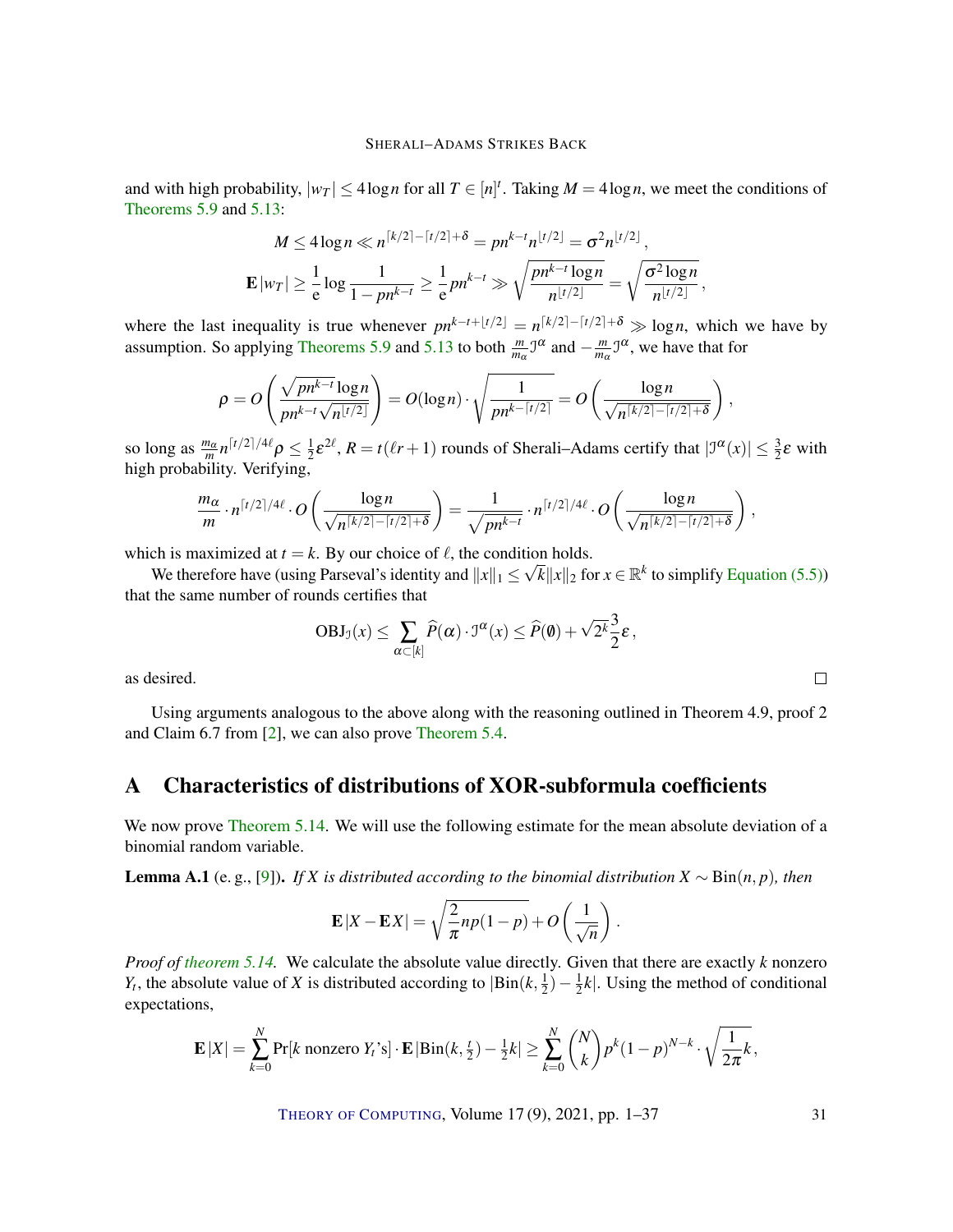and with high probability, $|w_T| \le 4\log n$ for all $T \in [n]^t$. Taking $M = 4\log n$, we meet the conditions of Theorems 5.9 and 5.13:

$$M \le 4\log n \ll n^{\lceil k/2\rceil - \lceil t/2\rceil + \delta} = pn^{k-t} n^{\lfloor t/2\rfloor} = \sigma^2 n^{\lfloor t/2\rfloor}\,,$$

$$\mathbf{E}\,|w_T| \ge \frac{1}{\mathrm{e}}\log\frac{1}{1-pn^{k-t}} \ge \frac{1}{\mathrm{e}}pn^{k-t} \gg \sqrt{\frac{pn^{k-t}\log n}{n^{\lfloor t/2\rfloor}}} = \sqrt{\frac{\sigma^2\log n}{n^{\lfloor t/2\rfloor}}}\,,$$

where the last inequality is true whenever $pn^{k-t+\lfloor t/2\rfloor} = n^{\lceil k/2\rceil - \lceil t/2\rceil + \delta} \gg \log n$, which we have by assumption. So applying Theorems 5.9 and 5.13 to both $\frac{m}{m_\alpha}\mathcal{I}^\alpha$ and $-\frac{m}{m_\alpha}\mathcal{I}^\alpha$, we have that for

$$\rho = O\left(\frac{\sqrt{pn^{k-t}}\log n}{pn^{k-t}\sqrt{n^{\lfloor t/2\rfloor}}}\right) = O(\log n)\cdot\sqrt{\frac{1}{pn^{k-\lfloor t/2\rfloor}}} = O\left(\frac{\log n}{\sqrt{n^{\lceil k/2\rceil - \lceil t/2\rceil + \delta}}}\right),$$

so long as $\frac{m_\alpha}{m} n^{\lceil t/2\rceil/4\ell}\rho \le \frac{1}{2}\varepsilon^{2\ell}$, $R = t(\ell r + 1)$ rounds of Sherali–Adams certify that $|\mathcal{I}^\alpha(x)| \le \frac{3}{2}\varepsilon$ with high probability. Verifying,

$$\frac{m_\alpha}{m}\cdot n^{\lceil t/2\rceil/4\ell}\cdot O\left(\frac{\log n}{\sqrt{n^{\lceil k/2\rceil - \lceil t/2\rceil + \delta}}}\right) = \frac{1}{\sqrt{pn^{k-t}}}\cdot n^{\lceil t/2\rceil/4\ell}\cdot O\left(\frac{\log n}{\sqrt{n^{\lceil k/2\rceil - \lceil t/2\rceil + \delta}}}\right),$$

which is maximized at $t = k$. By our choice of $\ell$, the condition holds.

We therefore have (using Parseval's identity and $\|x\|_1 \le \sqrt{k}\|x\|_2$ for $x \in \mathbb{R}^k$ to simplify Equation (5.5)) that the same number of rounds certifies that

$$\mathrm{OBJ}_{\mathcal{I}}(x) \le \sum_{\alpha\subset[k]} \widehat{P}(\alpha)\cdot\mathcal{I}^\alpha(x) \le \widehat{P}(\emptyset) + \sqrt{2^k}\frac{3}{2}\varepsilon\,,$$

as desired. □

Using arguments analogous to the above along with the reasoning outlined in Theorem 4.9, proof 2 and Claim 6.7 from [2], we can also prove Theorem 5.4.

# A Characteristics of distributions of XOR-subformula coefficients

We now prove Theorem 5.14. We will use the following estimate for the mean absolute deviation of a binomial random variable.

**Lemma A.1** (e. g., [9]). *If $X$ is distributed according to the binomial distribution $X \sim \mathrm{Bin}(n,p)$, then*

$$\mathbf{E}\,|X - \mathbf{E}X| = \sqrt{\frac{2}{\pi}np(1-p)} + O\left(\frac{1}{\sqrt{n}}\right).$$

*Proof of theorem 5.14.* We calculate the absolute value directly. Given that there are exactly $k$ nonzero $Y_t$, the absolute value of $X$ is distributed according to $|\mathrm{Bin}(k,\frac{1}{2}) - \frac{1}{2}k|$. Using the method of conditional expectations,

$$\mathbf{E}\,|X| = \sum_{k=0}^{N}\Pr[k \text{ nonzero } Y_t\text{'s}]\cdot\mathbf{E}\,|\mathrm{Bin}(k,\tfrac{t}{2}) - \tfrac{1}{2}k| \ge \sum_{k=0}^{N}\binom{N}{k}p^k(1-p)^{N-k}\cdot\sqrt{\frac{1}{2\pi}k}\,,$$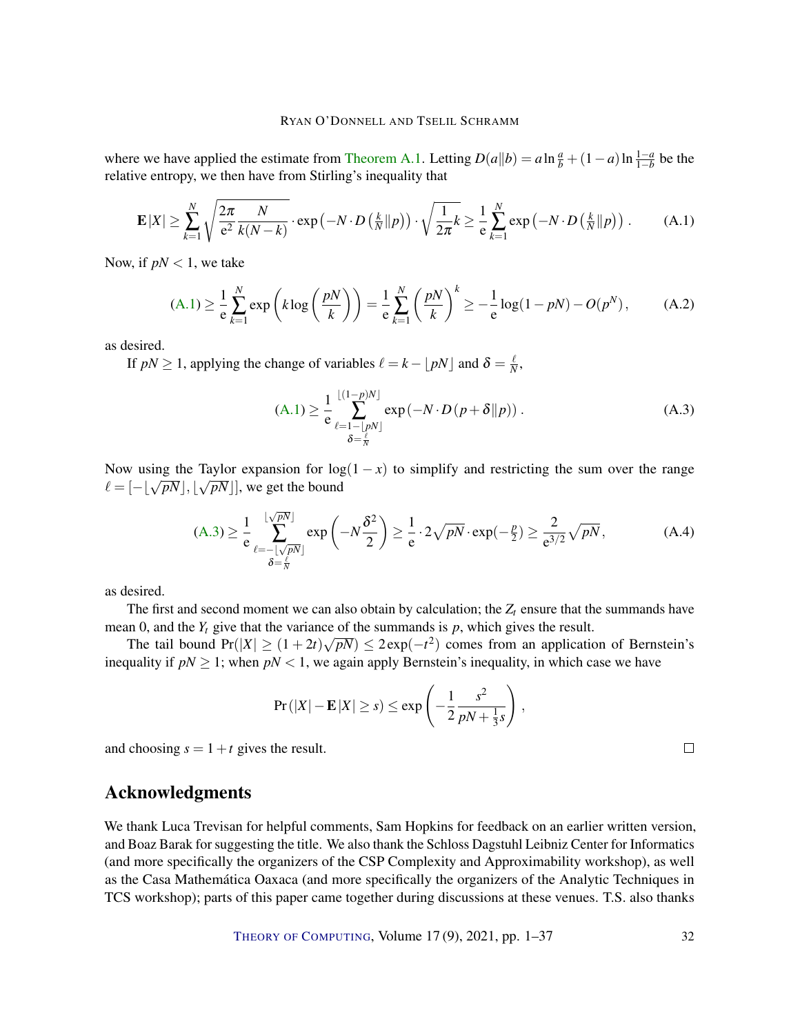where we have applied the estimate from Theorem A.1. Letting $D(a\|b) = a \ln \frac{a}{b} + (1-a)\ln\frac{1-a}{1-b}$ be the relative entropy, we then have from Stirling's inequality that

$$\mathbf{E}\,|X| \geq \sum_{k=1}^{N} \sqrt{\frac{2\pi}{\mathrm{e}^2}\frac{N}{k(N-k)}} \cdot \exp\left(-N \cdot D\left(\tfrac{k}{N}\|p\right)\right) \cdot \sqrt{\frac{1}{2\pi}k} \geq \frac{1}{\mathrm{e}} \sum_{k=1}^{N} \exp\left(-N \cdot D\left(\tfrac{k}{N}\|p\right)\right). \tag{A.1}$$

Now, if $pN < 1$, we take

$$\text{(A.1)} \geq \frac{1}{\mathrm{e}} \sum_{k=1}^{N} \exp\left(k \log\left(\frac{pN}{k}\right)\right) = \frac{1}{\mathrm{e}} \sum_{k=1}^{N} \left(\frac{pN}{k}\right)^k \geq -\frac{1}{\mathrm{e}} \log(1-pN) - O(p^N), \tag{A.2}$$

as desired.

If $pN \geq 1$, applying the change of variables $\ell = k - \lfloor pN \rfloor$ and $\delta = \frac{\ell}{N}$,

$$\text{(A.1)} \geq \frac{1}{\mathrm{e}} \sum_{\substack{\ell = 1 - \lfloor pN \rfloor \\ \delta = \frac{\ell}{N}}}^{\lfloor (1-p)N \rfloor} \exp\left(-N \cdot D(p + \delta \| p)\right). \tag{A.3}$$

Now using the Taylor expansion for $\log(1-x)$ to simplify and restricting the sum over the range $\ell = [-\lfloor\sqrt{pN}\rfloor, \lfloor\sqrt{pN}\rfloor]$, we get the bound

$$\text{(A.3)} \geq \frac{1}{\mathrm{e}} \sum_{\substack{\ell = -\lfloor\sqrt{pN}\rfloor \\ \delta = \frac{\ell}{N}}}^{\lfloor\sqrt{pN}\rfloor} \exp\left(-N\frac{\delta^2}{2}\right) \geq \frac{1}{\mathrm{e}} \cdot 2\sqrt{pN} \cdot \exp(-\tfrac{p}{2}) \geq \frac{2}{\mathrm{e}^{3/2}}\sqrt{pN}, \tag{A.4}$$

as desired.

The first and second moment we can also obtain by calculation; the $Z_t$ ensure that the summands have mean 0, and the $Y_t$ give that the variance of the summands is $p$, which gives the result.

The tail bound $\Pr(|X| \geq (1+2t)\sqrt{pN}) \leq 2\exp(-t^2)$ comes from an application of Bernstein's inequality if $pN \geq 1$; when $pN < 1$, we again apply Bernstein's inequality, in which case we have

$$\Pr\left(|X| - \mathbf{E}\,|X| \geq s\right) \leq \exp\left(-\frac{1}{2}\frac{s^2}{pN + \frac{1}{3}s}\right),$$

and choosing $s = 1 + t$ gives the result. □

## Acknowledgments

We thank Luca Trevisan for helpful comments, Sam Hopkins for feedback on an earlier written version, and Boaz Barak for suggesting the title. We also thank the Schloss Dagstuhl Leibniz Center for Informatics (and more specifically the organizers of the CSP Complexity and Approximability workshop), as well as the Casa Mathemática Oaxaca (and more specifically the organizers of the Analytic Techniques in TCS workshop); parts of this paper came together during discussions at these venues. T.S. also thanks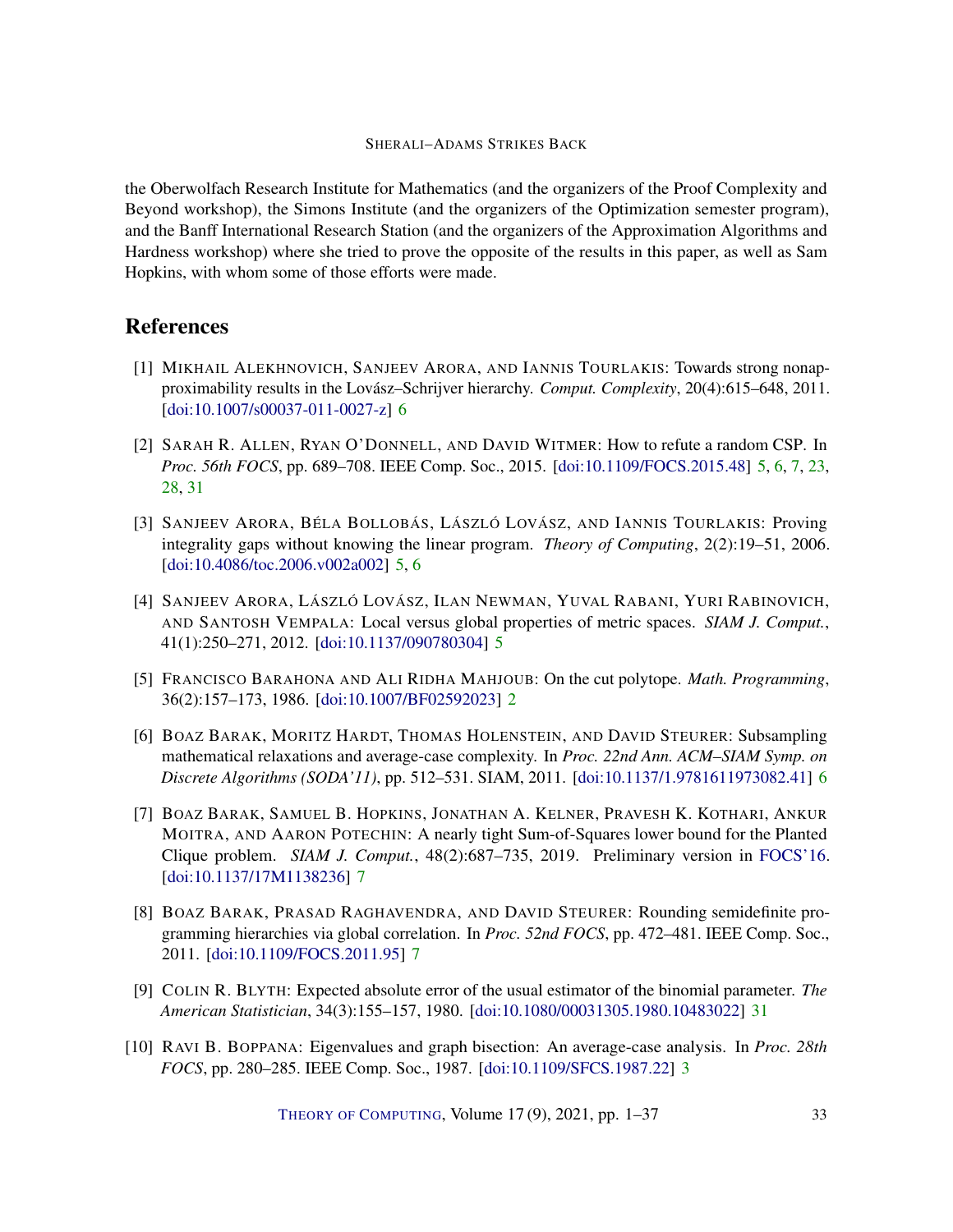the Oberwolfach Research Institute for Mathematics (and the organizers of the Proof Complexity and Beyond workshop), the Simons Institute (and the organizers of the Optimization semester program), and the Banff International Research Station (and the organizers of the Approximation Algorithms and Hardness workshop) where she tried to prove the opposite of the results in this paper, as well as Sam Hopkins, with whom some of those efforts were made.

## References

[1] MIKHAIL ALEKHNOVICH, SANJEEV ARORA, AND IANNIS TOURLAKIS: Towards strong nonapproximability results in the Lovász–Schrijver hierarchy. *Comput. Complexity*, 20(4):615–648, 2011. [doi:10.1007/s00037-011-0027-z] 6

[2] SARAH R. ALLEN, RYAN O'DONNELL, AND DAVID WITMER: How to refute a random CSP. In *Proc. 56th FOCS*, pp. 689–708. IEEE Comp. Soc., 2015. [doi:10.1109/FOCS.2015.48] 5, 6, 7, 23, 28, 31

[3] SANJEEV ARORA, BÉLA BOLLOBÁS, LÁSZLÓ LOVÁSZ, AND IANNIS TOURLAKIS: Proving integrality gaps without knowing the linear program. *Theory of Computing*, 2(2):19–51, 2006. [doi:10.4086/toc.2006.v002a002] 5, 6

[4] SANJEEV ARORA, LÁSZLÓ LOVÁSZ, ILAN NEWMAN, YUVAL RABANI, YURI RABINOVICH, AND SANTOSH VEMPALA: Local versus global properties of metric spaces. *SIAM J. Comput.*, 41(1):250–271, 2012. [doi:10.1137/090780304] 5

[5] FRANCISCO BARAHONA AND ALI RIDHA MAHJOUB: On the cut polytope. *Math. Programming*, 36(2):157–173, 1986. [doi:10.1007/BF02592023] 2

[6] BOAZ BARAK, MORITZ HARDT, THOMAS HOLENSTEIN, AND DAVID STEURER: Subsampling mathematical relaxations and average-case complexity. In *Proc. 22nd Ann. ACM–SIAM Symp. on Discrete Algorithms (SODA'11)*, pp. 512–531. SIAM, 2011. [doi:10.1137/1.9781611973082.41] 6

[7] BOAZ BARAK, SAMUEL B. HOPKINS, JONATHAN A. KELNER, PRAVESH K. KOTHARI, ANKUR MOITRA, AND AARON POTECHIN: A nearly tight Sum-of-Squares lower bound for the Planted Clique problem. *SIAM J. Comput.*, 48(2):687–735, 2019. Preliminary version in FOCS'16. [doi:10.1137/17M1138236] 7

[8] BOAZ BARAK, PRASAD RAGHAVENDRA, AND DAVID STEURER: Rounding semidefinite programming hierarchies via global correlation. In *Proc. 52nd FOCS*, pp. 472–481. IEEE Comp. Soc., 2011. [doi:10.1109/FOCS.2011.95] 7

[9] COLIN R. BLYTH: Expected absolute error of the usual estimator of the binomial parameter. *The American Statistician*, 34(3):155–157, 1980. [doi:10.1080/00031305.1980.10483022] 31

[10] RAVI B. BOPPANA: Eigenvalues and graph bisection: An average-case analysis. In *Proc. 28th FOCS*, pp. 280–285. IEEE Comp. Soc., 1987. [doi:10.1109/SFCS.1987.22] 3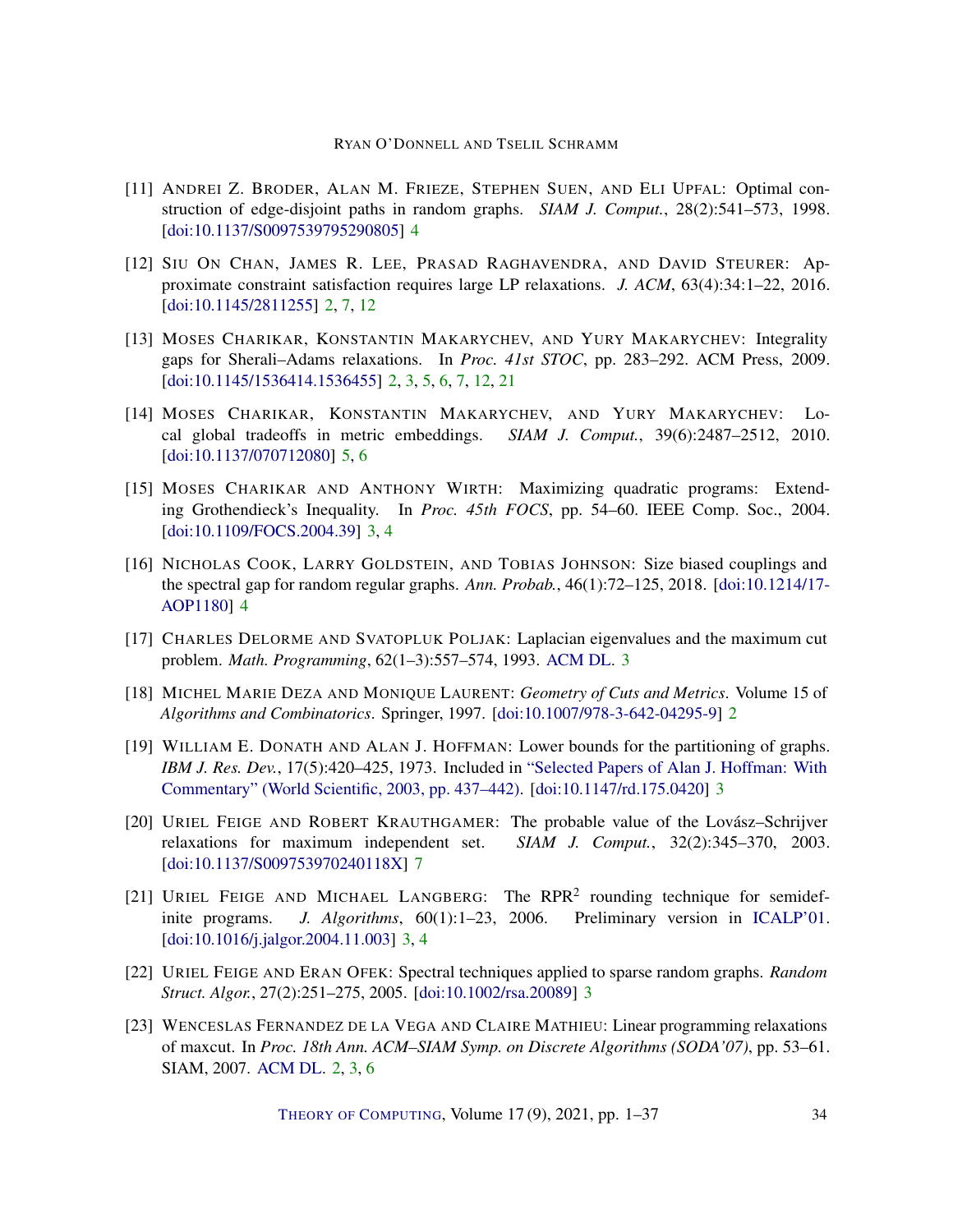[11] Andrei Z. Broder, Alan M. Frieze, Stephen Suen, and Eli Upfal: Optimal construction of edge-disjoint paths in random graphs. *SIAM J. Comput.*, 28(2):541–573, 1998. [doi:10.1137/S0097539795290805] 4

[12] Siu On Chan, James R. Lee, Prasad Raghavendra, and David Steurer: Approximate constraint satisfaction requires large LP relaxations. *J. ACM*, 63(4):34:1–22, 2016. [doi:10.1145/2811255] 2, 7, 12

[13] Moses Charikar, Konstantin Makarychev, and Yury Makarychev: Integrality gaps for Sherali–Adams relaxations. In *Proc. 41st STOC*, pp. 283–292. ACM Press, 2009. [doi:10.1145/1536414.1536455] 2, 3, 5, 6, 7, 12, 21

[14] Moses Charikar, Konstantin Makarychev, and Yury Makarychev: Local global tradeoffs in metric embeddings. *SIAM J. Comput.*, 39(6):2487–2512, 2010. [doi:10.1137/070712080] 5, 6

[15] Moses Charikar and Anthony Wirth: Maximizing quadratic programs: Extending Grothendieck's Inequality. In *Proc. 45th FOCS*, pp. 54–60. IEEE Comp. Soc., 2004. [doi:10.1109/FOCS.2004.39] 3, 4

[16] Nicholas Cook, Larry Goldstein, and Tobias Johnson: Size biased couplings and the spectral gap for random regular graphs. *Ann. Probab.*, 46(1):72–125, 2018. [doi:10.1214/17-AOP1180] 4

[17] Charles Delorme and Svatopluk Poljak: Laplacian eigenvalues and the maximum cut problem. *Math. Programming*, 62(1–3):557–574, 1993. ACM DL. 3

[18] Michel Marie Deza and Monique Laurent: *Geometry of Cuts and Metrics*. Volume 15 of *Algorithms and Combinatorics*. Springer, 1997. [doi:10.1007/978-3-642-04295-9] 2

[19] William E. Donath and Alan J. Hoffman: Lower bounds for the partitioning of graphs. *IBM J. Res. Dev.*, 17(5):420–425, 1973. Included in "Selected Papers of Alan J. Hoffman: With Commentary" (World Scientific, 2003, pp. 437–442). [doi:10.1147/rd.175.0420] 3

[20] Uriel Feige and Robert Krauthgamer: The probable value of the Lovász–Schrijver relaxations for maximum independent set. *SIAM J. Comput.*, 32(2):345–370, 2003. [doi:10.1137/S009753970240118X] 7

[21] Uriel Feige and Michael Langberg: The RPR$^2$ rounding technique for semidefinite programs. *J. Algorithms*, 60(1):1–23, 2006. Preliminary version in ICALP'01. [doi:10.1016/j.jalgor.2004.11.003] 3, 4

[22] Uriel Feige and Eran Ofek: Spectral techniques applied to sparse random graphs. *Random Struct. Algor.*, 27(2):251–275, 2005. [doi:10.1002/rsa.20089] 3

[23] Wenceslas Fernandez de la Vega and Claire Mathieu: Linear programming relaxations of maxcut. In *Proc. 18th Ann. ACM–SIAM Symp. on Discrete Algorithms (SODA'07)*, pp. 53–61. SIAM, 2007. ACM DL. 2, 3, 6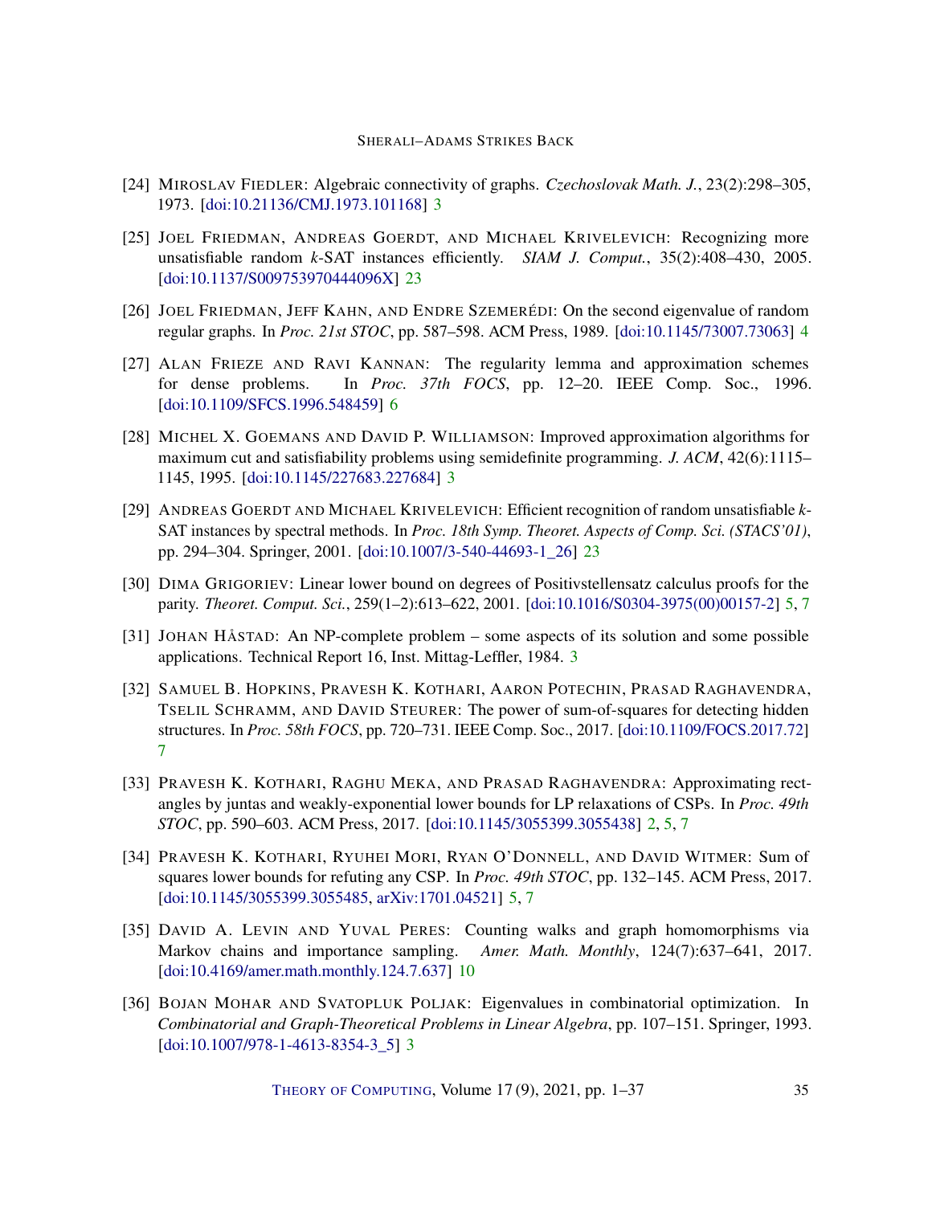[24] Miroslav Fiedler: Algebraic connectivity of graphs. *Czechoslovak Math. J.*, 23(2):298–305, 1973. [doi:10.21136/CMJ.1973.101168] 3

[25] Joel Friedman, Andreas Goerdt, and Michael Krivelevich: Recognizing more unsatisfiable random $k$-SAT instances efficiently. *SIAM J. Comput.*, 35(2):408–430, 2005. [doi:10.1137/S009753970444096X] 23

[26] Joel Friedman, Jeff Kahn, and Endre Szemerédi: On the second eigenvalue of random regular graphs. In *Proc. 21st STOC*, pp. 587–598. ACM Press, 1989. [doi:10.1145/73007.73063] 4

[27] Alan Frieze and Ravi Kannan: The regularity lemma and approximation schemes for dense problems. In *Proc. 37th FOCS*, pp. 12–20. IEEE Comp. Soc., 1996. [doi:10.1109/SFCS.1996.548459] 6

[28] Michel X. Goemans and David P. Williamson: Improved approximation algorithms for maximum cut and satisfiability problems using semidefinite programming. *J. ACM*, 42(6):1115–1145, 1995. [doi:10.1145/227683.227684] 3

[29] Andreas Goerdt and Michael Krivelevich: Efficient recognition of random unsatisfiable $k$-SAT instances by spectral methods. In *Proc. 18th Symp. Theoret. Aspects of Comp. Sci. (STACS'01)*, pp. 294–304. Springer, 2001. [doi:10.1007/3-540-44693-1_26] 23

[30] Dima Grigoriev: Linear lower bound on degrees of Positivstellensatz calculus proofs for the parity. *Theoret. Comput. Sci.*, 259(1–2):613–622, 2001. [doi:10.1016/S0304-3975(00)00157-2] 5, 7

[31] Johan Håstad: An NP-complete problem – some aspects of its solution and some possible applications. Technical Report 16, Inst. Mittag-Leffler, 1984. 3

[32] Samuel B. Hopkins, Pravesh K. Kothari, Aaron Potechin, Prasad Raghavendra, Tselil Schramm, and David Steurer: The power of sum-of-squares for detecting hidden structures. In *Proc. 58th FOCS*, pp. 720–731. IEEE Comp. Soc., 2017. [doi:10.1109/FOCS.2017.72] 7

[33] Pravesh K. Kothari, Raghu Meka, and Prasad Raghavendra: Approximating rectangles by juntas and weakly-exponential lower bounds for LP relaxations of CSPs. In *Proc. 49th STOC*, pp. 590–603. ACM Press, 2017. [doi:10.1145/3055399.3055438] 2, 5, 7

[34] Pravesh K. Kothari, Ryuhei Mori, Ryan O'Donnell, and David Witmer: Sum of squares lower bounds for refuting any CSP. In *Proc. 49th STOC*, pp. 132–145. ACM Press, 2017. [doi:10.1145/3055399.3055485, arXiv:1701.04521] 5, 7

[35] David A. Levin and Yuval Peres: Counting walks and graph homomorphisms via Markov chains and importance sampling. *Amer. Math. Monthly*, 124(7):637–641, 2017. [doi:10.4169/amer.math.monthly.124.7.637] 10

[36] Bojan Mohar and Svatopluk Poljak: Eigenvalues in combinatorial optimization. In *Combinatorial and Graph-Theoretical Problems in Linear Algebra*, pp. 107–151. Springer, 1993. [doi:10.1007/978-1-4613-8354-3_5] 3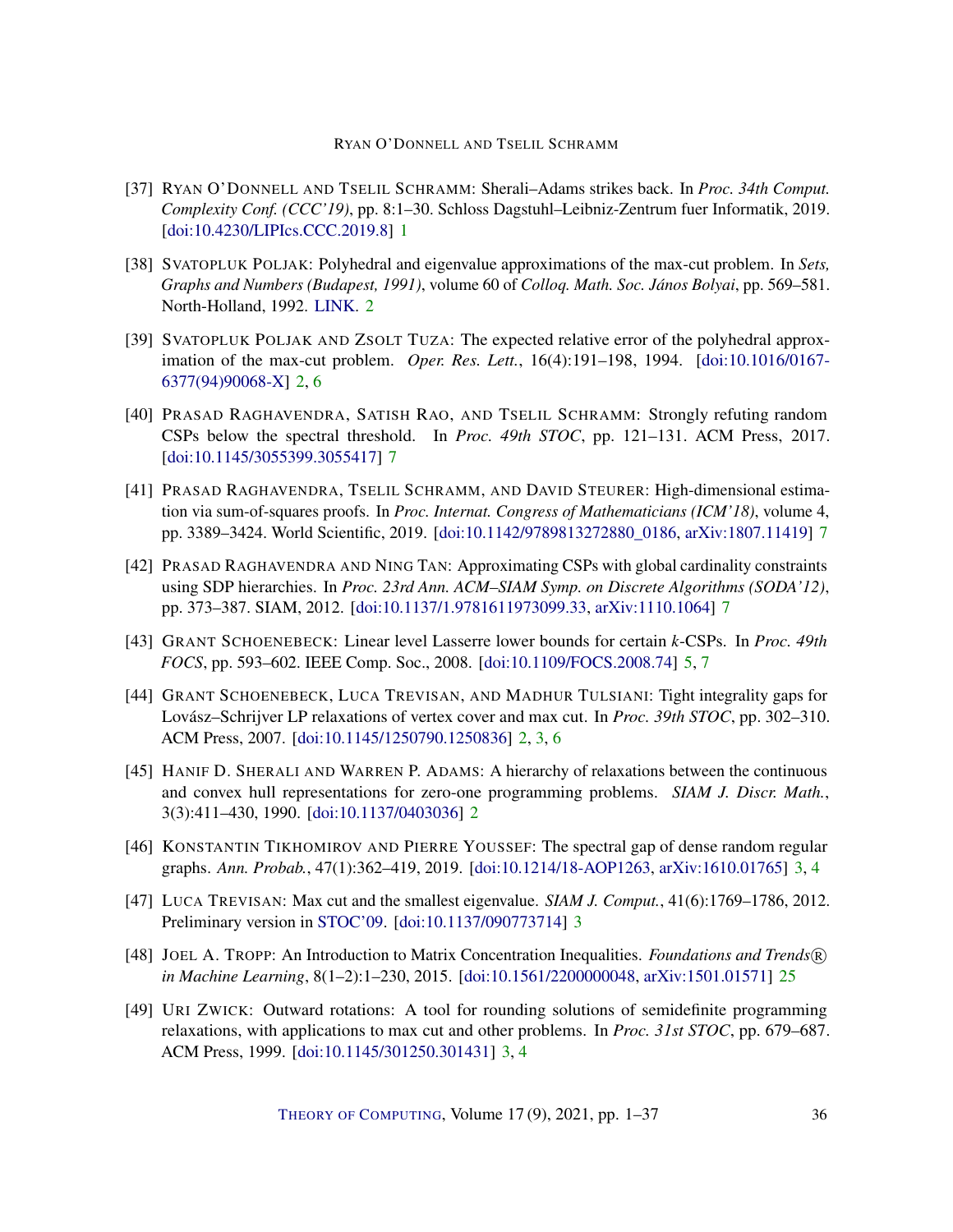[37] Ryan O'Donnell and Tselil Schramm: Sherali–Adams strikes back. In *Proc. 34th Comput. Complexity Conf. (CCC'19)*, pp. 8:1–30. Schloss Dagstuhl–Leibniz-Zentrum fuer Informatik, 2019. [doi:10.4230/LIPIcs.CCC.2019.8] 1

[38] Svatopluk Poljak: Polyhedral and eigenvalue approximations of the max-cut problem. In *Sets, Graphs and Numbers (Budapest, 1991)*, volume 60 of *Colloq. Math. Soc. János Bolyai*, pp. 569–581. North-Holland, 1992. LINK. 2

[39] Svatopluk Poljak and Zsolt Tuza: The expected relative error of the polyhedral approximation of the max-cut problem. *Oper. Res. Lett.*, 16(4):191–198, 1994. [doi:10.1016/0167-6377(94)90068-X] 2, 6

[40] Prasad Raghavendra, Satish Rao, and Tselil Schramm: Strongly refuting random CSPs below the spectral threshold. In *Proc. 49th STOC*, pp. 121–131. ACM Press, 2017. [doi:10.1145/3055399.3055417] 7

[41] Prasad Raghavendra, Tselil Schramm, and David Steurer: High-dimensional estimation via sum-of-squares proofs. In *Proc. Internat. Congress of Mathematicians (ICM'18)*, volume 4, pp. 3389–3424. World Scientific, 2019. [doi:10.1142/9789813272880_0186, arXiv:1807.11419] 7

[42] Prasad Raghavendra and Ning Tan: Approximating CSPs with global cardinality constraints using SDP hierarchies. In *Proc. 23rd Ann. ACM–SIAM Symp. on Discrete Algorithms (SODA'12)*, pp. 373–387. SIAM, 2012. [doi:10.1137/1.9781611973099.33, arXiv:1110.1064] 7

[43] Grant Schoenebeck: Linear level Lasserre lower bounds for certain $k$-CSPs. In *Proc. 49th FOCS*, pp. 593–602. IEEE Comp. Soc., 2008. [doi:10.1109/FOCS.2008.74] 5, 7

[44] Grant Schoenebeck, Luca Trevisan, and Madhur Tulsiani: Tight integrality gaps for Lovász–Schrijver LP relaxations of vertex cover and max cut. In *Proc. 39th STOC*, pp. 302–310. ACM Press, 2007. [doi:10.1145/1250790.1250836] 2, 3, 6

[45] Hanif D. Sherali and Warren P. Adams: A hierarchy of relaxations between the continuous and convex hull representations for zero-one programming problems. *SIAM J. Discr. Math.*, 3(3):411–430, 1990. [doi:10.1137/0403036] 2

[46] Konstantin Tikhomirov and Pierre Youssef: The spectral gap of dense random regular graphs. *Ann. Probab.*, 47(1):362–419, 2019. [doi:10.1214/18-AOP1263, arXiv:1610.01765] 3, 4

[47] Luca Trevisan: Max cut and the smallest eigenvalue. *SIAM J. Comput.*, 41(6):1769–1786, 2012. Preliminary version in STOC'09. [doi:10.1137/090773714] 3

[48] Joel A. Tropp: An Introduction to Matrix Concentration Inequalities. *Foundations and Trends® in Machine Learning*, 8(1–2):1–230, 2015. [doi:10.1561/2200000048, arXiv:1501.01571] 25

[49] Uri Zwick: Outward rotations: A tool for rounding solutions of semidefinite programming relaxations, with applications to max cut and other problems. In *Proc. 31st STOC*, pp. 679–687. ACM Press, 1999. [doi:10.1145/301250.301431] 3, 4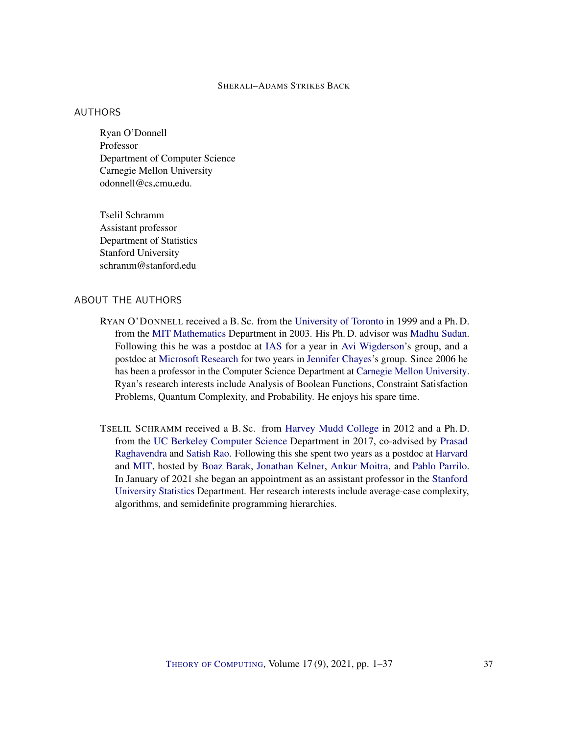## AUTHORS

Ryan O'Donnell
Professor
Department of Computer Science
Carnegie Mellon University
odonnell@cs.cmu.edu.

Tselil Schramm
Assistant professor
Department of Statistics
Stanford University
schramm@stanford.edu

## ABOUT THE AUTHORS

RYAN O'DONNELL received a B. Sc. from the University of Toronto in 1999 and a Ph. D. from the MIT Mathematics Department in 2003. His Ph. D. advisor was Madhu Sudan. Following this he was a postdoc at IAS for a year in Avi Wigderson's group, and a postdoc at Microsoft Research for two years in Jennifer Chayes's group. Since 2006 he has been a professor in the Computer Science Department at Carnegie Mellon University. Ryan's research interests include Analysis of Boolean Functions, Constraint Satisfaction Problems, Quantum Complexity, and Probability. He enjoys his spare time.

TSELIL SCHRAMM received a B. Sc. from Harvey Mudd College in 2012 and a Ph. D. from the UC Berkeley Computer Science Department in 2017, co-advised by Prasad Raghavendra and Satish Rao. Following this she spent two years as a postdoc at Harvard and MIT, hosted by Boaz Barak, Jonathan Kelner, Ankur Moitra, and Pablo Parrilo. In January of 2021 she began an appointment as an assistant professor in the Stanford University Statistics Department. Her research interests include average-case complexity, algorithms, and semidefinite programming hierarchies.